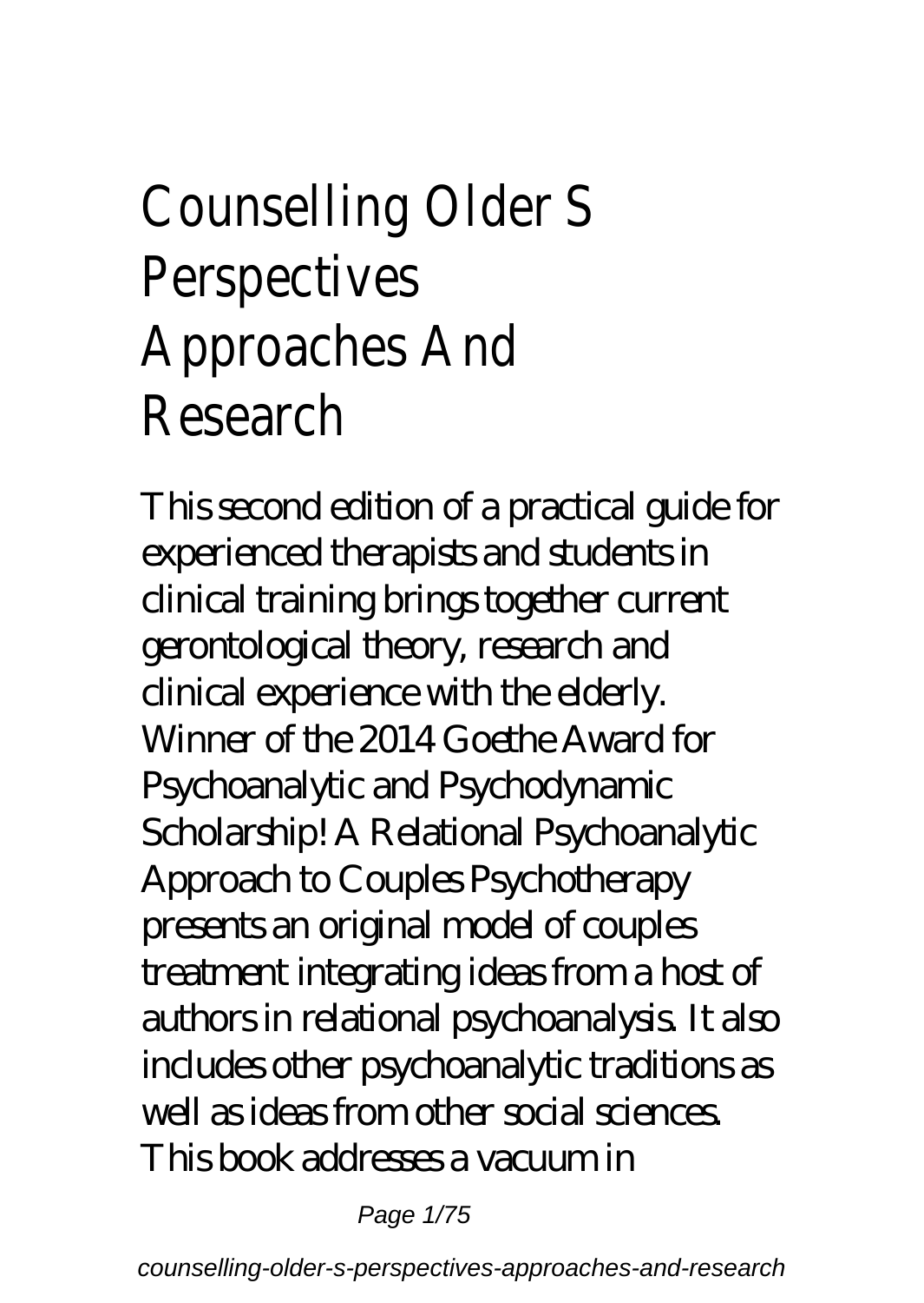# Counselling Older S Perspectives Approaches And Research

This second edition of a practical guide for experienced therapists and students in clinical training brings together current gerontological theory, research and clinical experience with the elderly. Winner of the 2014 Goethe Award for Psychoanalytic and Psychodynamic Scholarship! A Relational Psychoanalytic Approach to Couples Psychotherapy presents an original model of couples treatment integrating ideas from a host of authors in relational psychoanalysis. It also includes other psychoanalytic traditions as well as ideas from other social sciences. This book addresses a vacuum in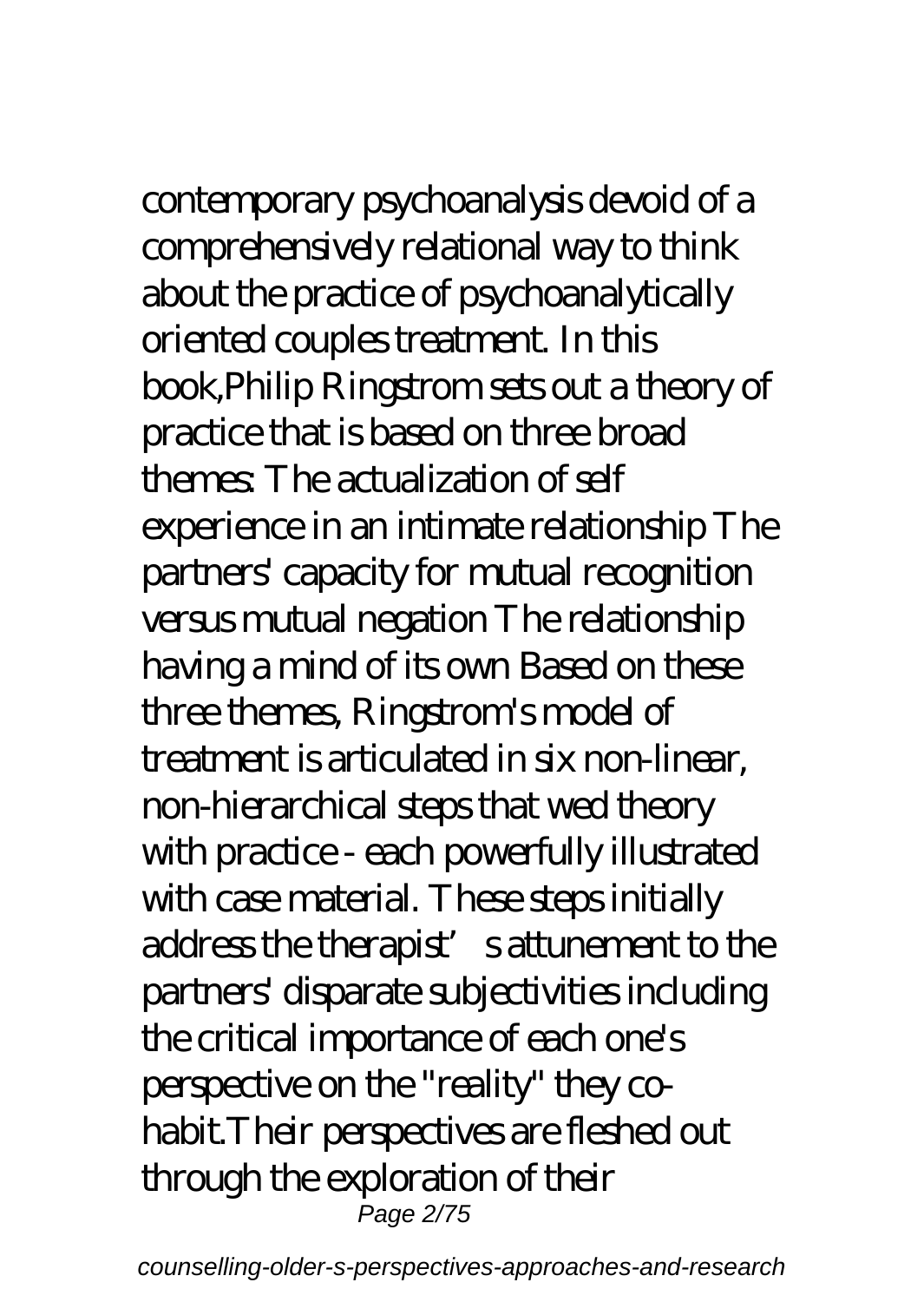contemporary psychoanalysis devoid of a comprehensively relational way to think about the practice of psychoanalytically oriented couples treatment. In this book,Philip Ringstrom sets out a theory of practice that is based on three broad themes: The actualization of self experience in an intimate relationship The partners' capacity for mutual recognition versus mutual negation The relationship having a mind of its own Based on these three themes, Ringstrom's model of treatment is articulated in six non-linear, non-hierarchical steps that wed theory with practice - each powerfully illustrated with case material. These steps initially address the therapist's attunement to the partners' disparate subjectivities including the critical importance of each one's perspective on the "reality" they co-habit.Their perspectives are fleshed out through the exploration of their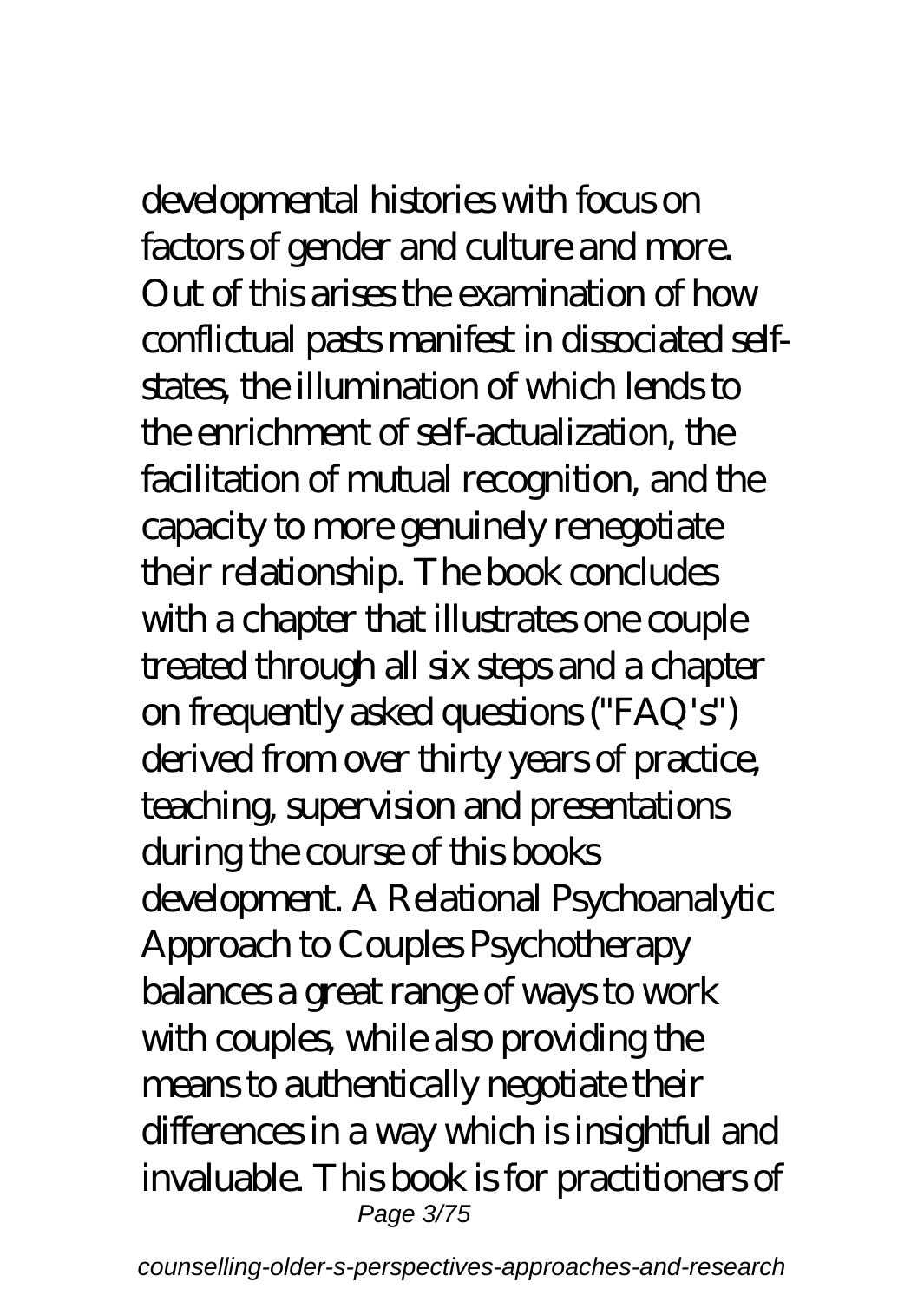developmental histories with focus on factors of gender and culture and more. Out of this arises the examination of how conflictual pasts manifest in dissociated self-states, the illumination of which lends to the enrichment of self-actualization, the facilitation of mutual recognition, and the capacity to more genuinely renegotiate their relationship. The book concludes with a chapter that illustrates one couple treated through all six steps and a chapter on frequently asked questions ("FAQ's") derived from over thirty years of practice, teaching, supervision and presentations during the course of this books development. A Relational Psychoanalytic Approach to Couples Psychotherapy balances a great range of ways to work with couples, while also providing the means to authentically negotiate their differences in a way which is insightful and invaluable. This book is for practitioners of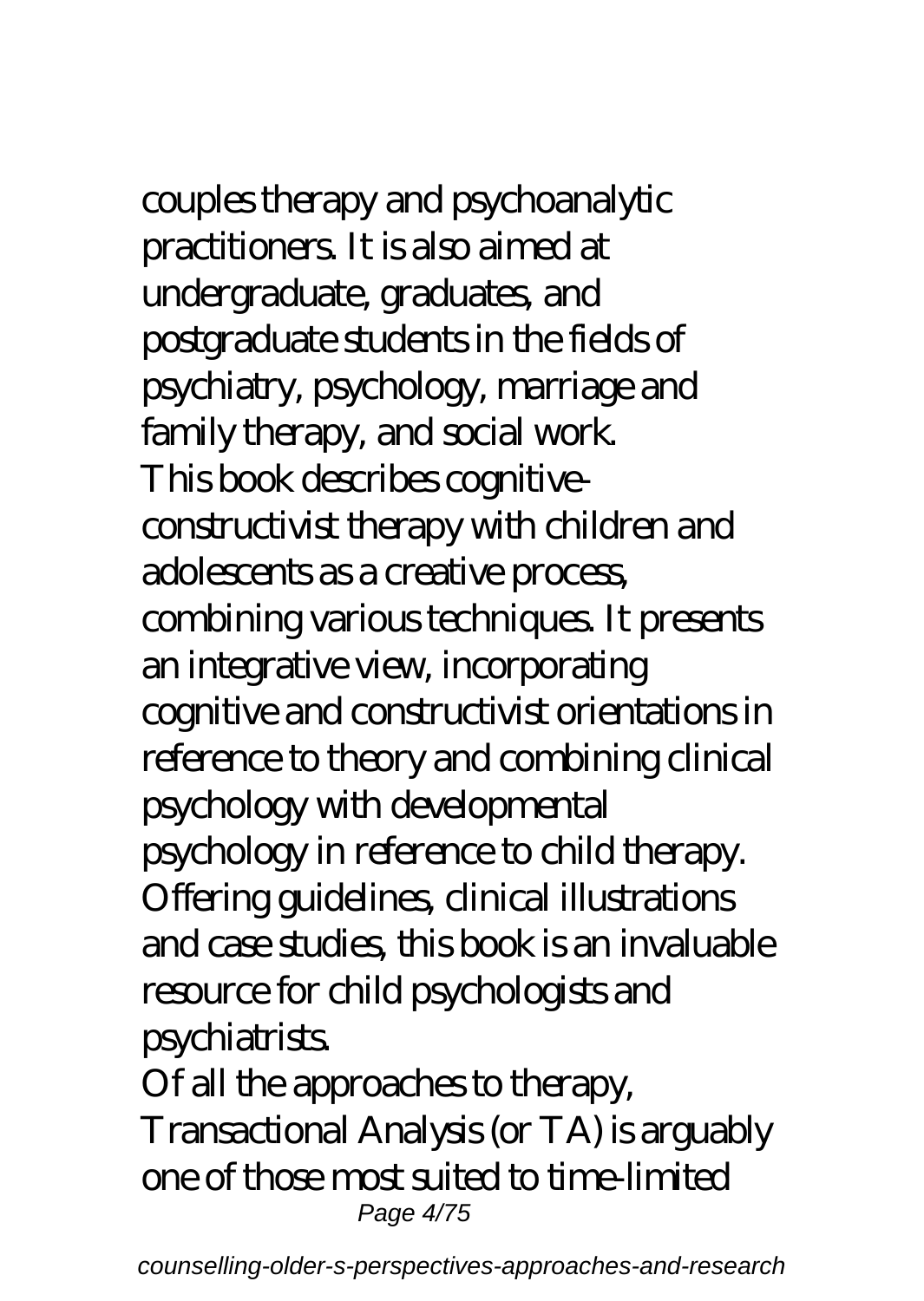couples therapy and psychoanalytic practitioners. It is also aimed at undergraduate, graduates, and postgraduate students in the fields of psychiatry, psychology, marriage and family therapy, and social work.

This book describes cognitive-constructivist therapy with children and adolescents as a creative process, combining various techniques. It presents an integrative view, incorporating cognitive and constructivist orientations in reference to theory and combining clinical psychology with developmental psychology in reference to child therapy. Offering guidelines, clinical illustrations and case studies, this book is an invaluable resource for child psychologists and psychiatrists.

Of all the approaches to therapy, Transactional Analysis (or TA) is arguably one of those most suited to time-limited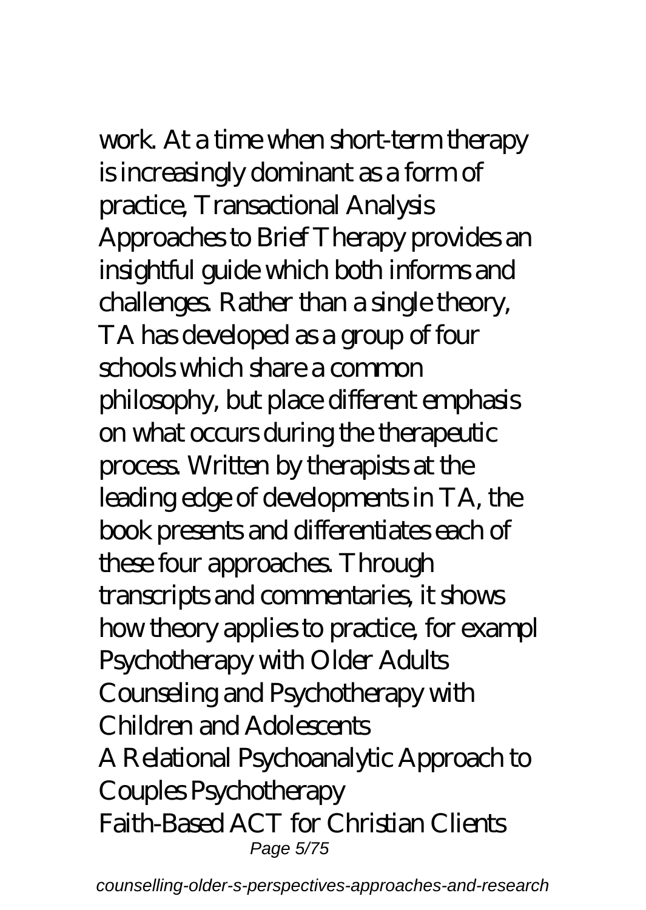work. At a time when short-term therapy is increasingly dominant as a form of practice, Transactional Analysis Approaches to Brief Therapy provides an insightful guide which both informs and challenges. Rather than a single theory, TA has developed as a group of four schools which share a common philosophy, but place different emphasis on what occurs during the therapeutic process. Written by therapists at the leading edge of developments in TA, the book presents and differentiates each of these four approaches. Through transcripts and commentaries, it shows how theory applies to practice, for exampl

Psychotherapy with Older Adults

Counseling and Psychotherapy with Children and Adolescents

A Relational Psychoanalytic Approach to Couples Psychotherapy

Faith-Based ACT for Christian Clients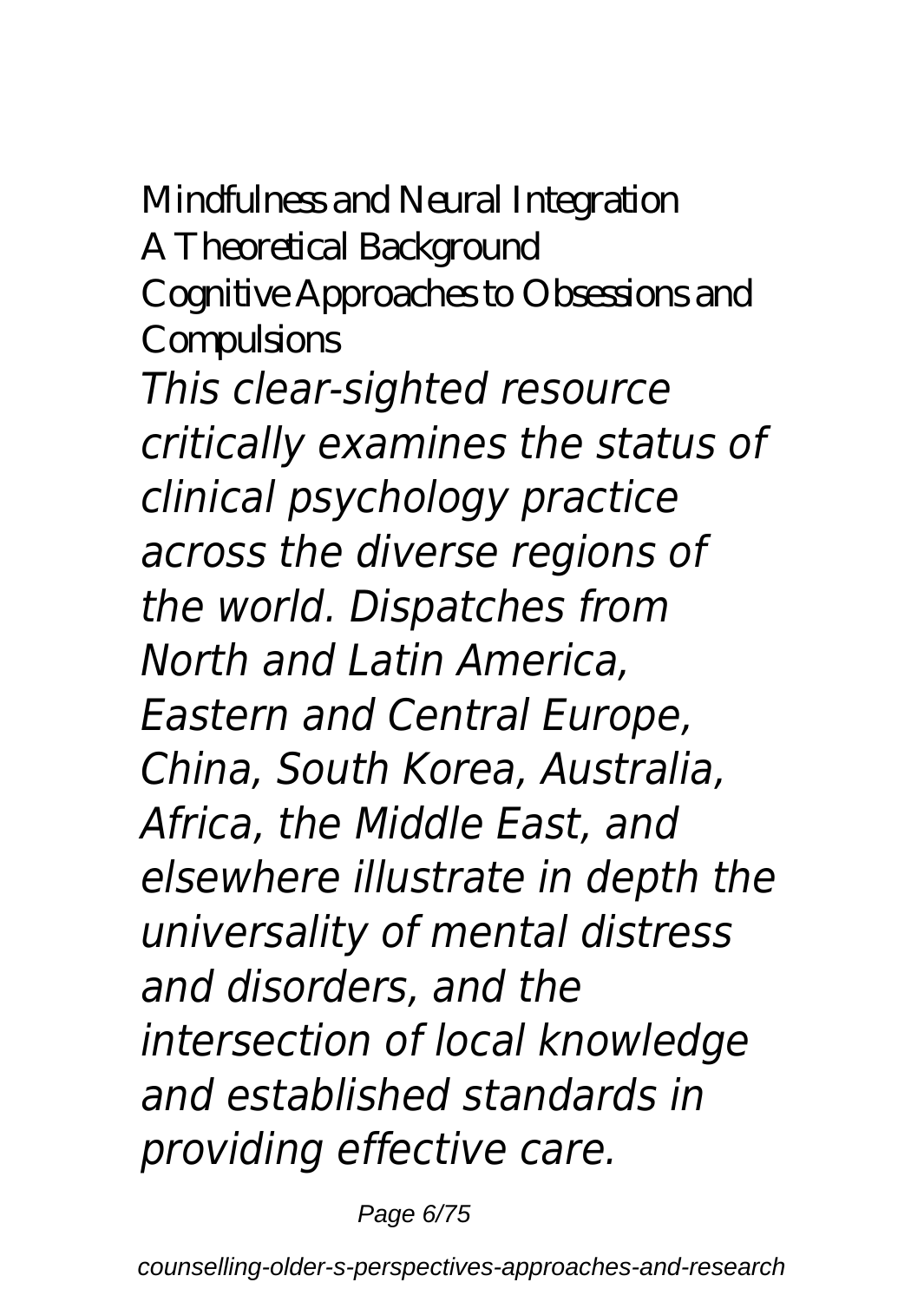Mindfulness and Neural Integration
A Theoretical Background
Cognitive Approaches to Obsessions and Compulsions

*This clear-sighted resource critically examines the status of clinical psychology practice across the diverse regions of the world. Dispatches from North and Latin America, Eastern and Central Europe, China, South Korea, Australia, Africa, the Middle East, and elsewhere illustrate in depth the universality of mental distress and disorders, and the intersection of local knowledge and established standards in providing effective care.*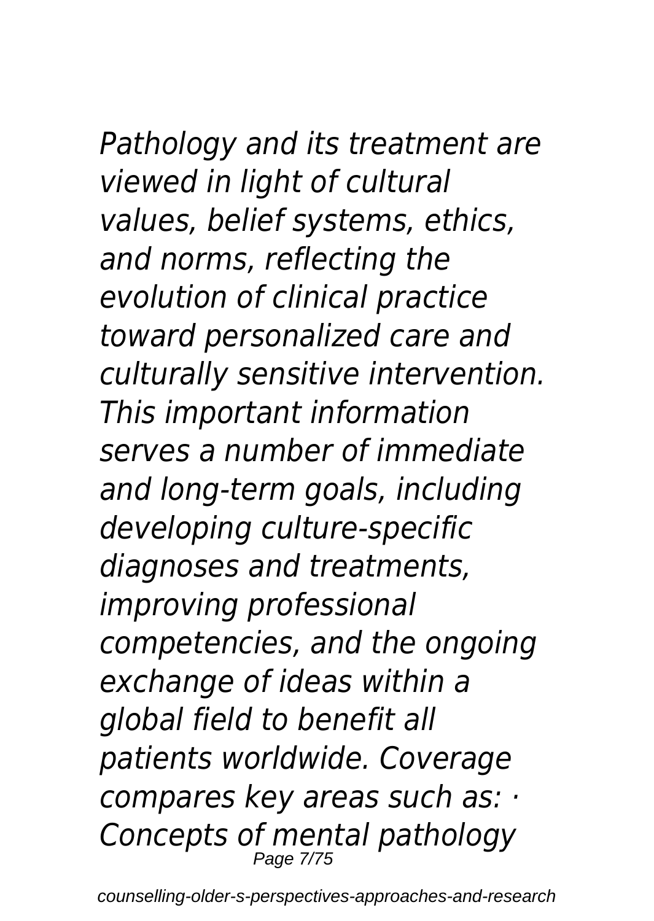*Pathology and its treatment are viewed in light of cultural values, belief systems, ethics, and norms, reflecting the evolution of clinical practice toward personalized care and culturally sensitive intervention. This important information serves a number of immediate and long-term goals, including developing culture-specific diagnoses and treatments, improving professional competencies, and the ongoing exchange of ideas within a global field to benefit all patients worldwide. Coverage compares key areas such as: · Concepts of mental pathology*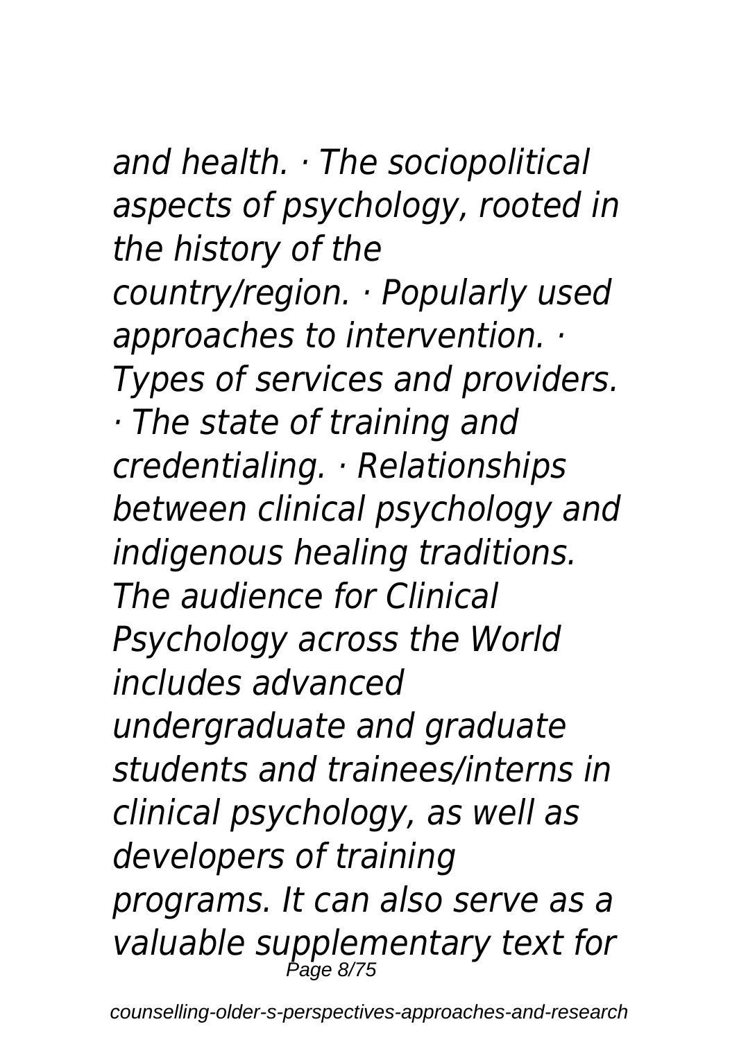*and health. · The sociopolitical aspects of psychology, rooted in the history of the country/region. · Popularly used approaches to intervention. · Types of services and providers. · The state of training and credentialing. · Relationships between clinical psychology and indigenous healing traditions. The audience for Clinical Psychology across the World includes advanced undergraduate and graduate students and trainees/interns in clinical psychology, as well as developers of training programs. It can also serve as a valuable supplementary text for*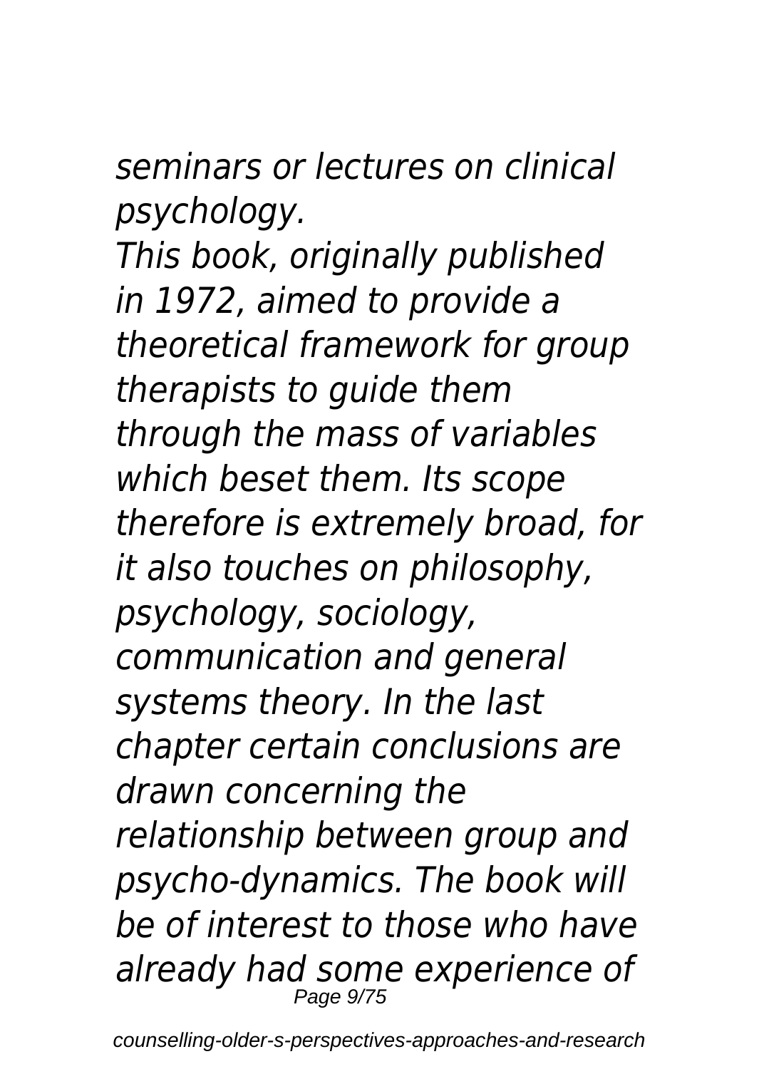*seminars or lectures on clinical psychology.*

*This book, originally published in 1972, aimed to provide a theoretical framework for group therapists to guide them through the mass of variables which beset them. Its scope therefore is extremely broad, for it also touches on philosophy, psychology, sociology, communication and general systems theory. In the last chapter certain conclusions are drawn concerning the relationship between group and psycho-dynamics. The book will be of interest to those who have already had some experience of*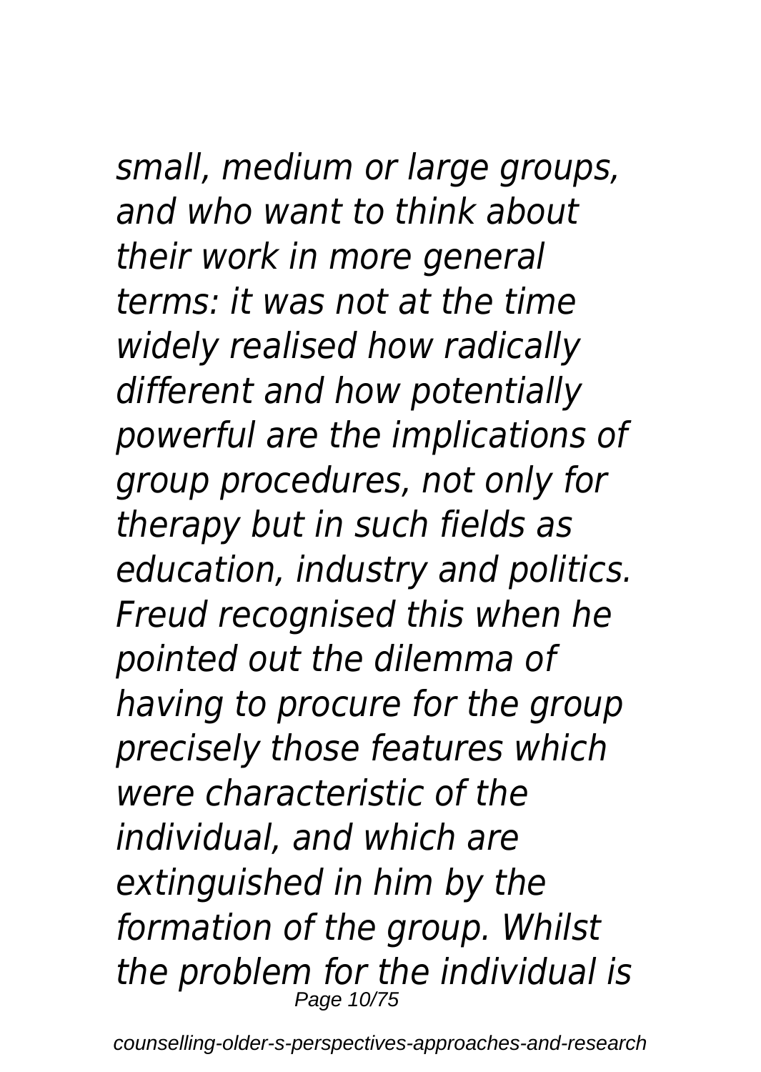*small, medium or large groups, and who want to think about their work in more general terms: it was not at the time widely realised how radically different and how potentially powerful are the implications of group procedures, not only for therapy but in such fields as education, industry and politics. Freud recognised this when he pointed out the dilemma of having to procure for the group precisely those features which were characteristic of the individual, and which are extinguished in him by the formation of the group. Whilst the problem for the individual is*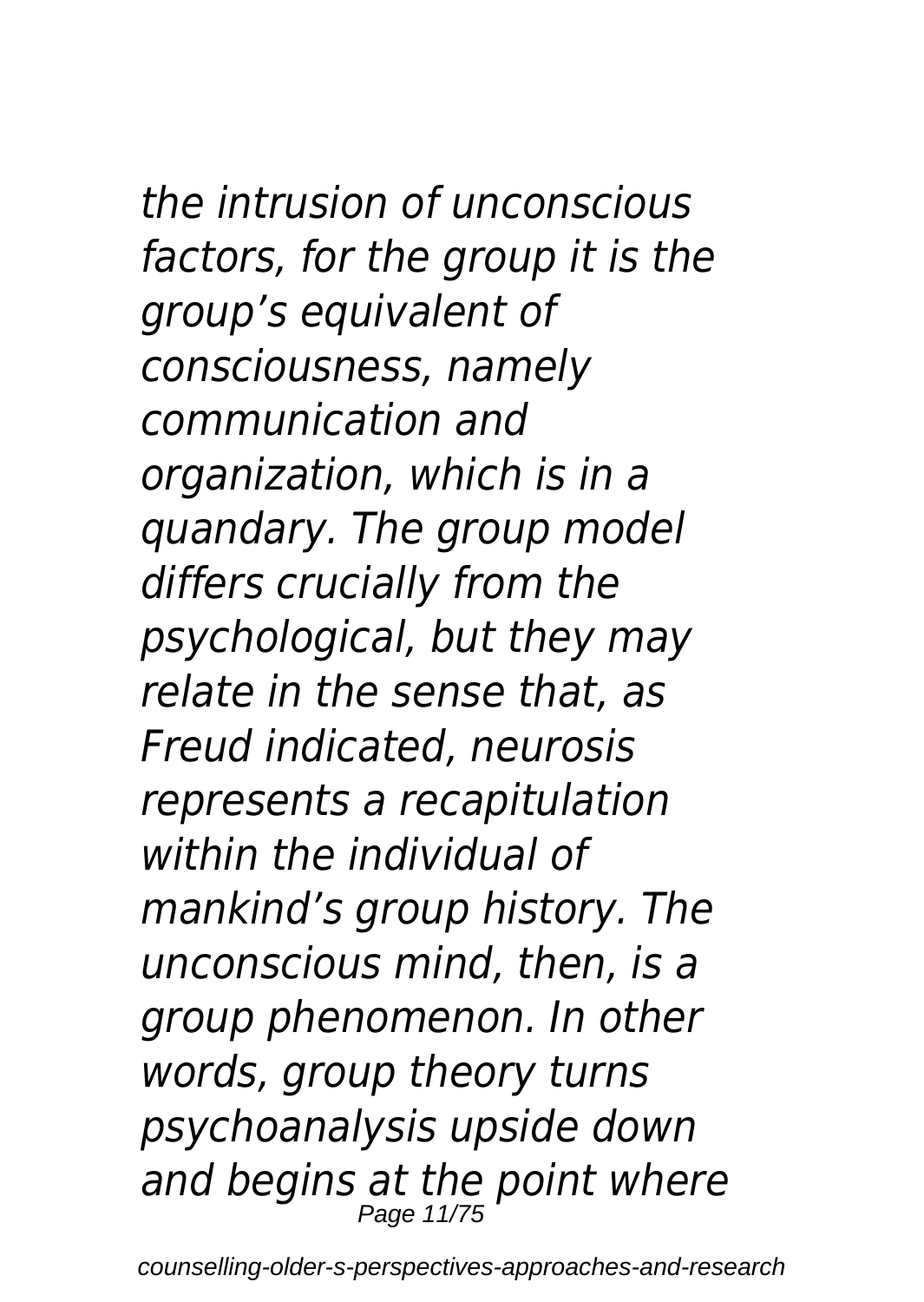*the intrusion of unconscious factors, for the group it is the group's equivalent of consciousness, namely communication and organization, which is in a quandary. The group model differs crucially from the psychological, but they may relate in the sense that, as Freud indicated, neurosis represents a recapitulation within the individual of mankind's group history. The unconscious mind, then, is a group phenomenon. In other words, group theory turns psychoanalysis upside down and begins at the point where*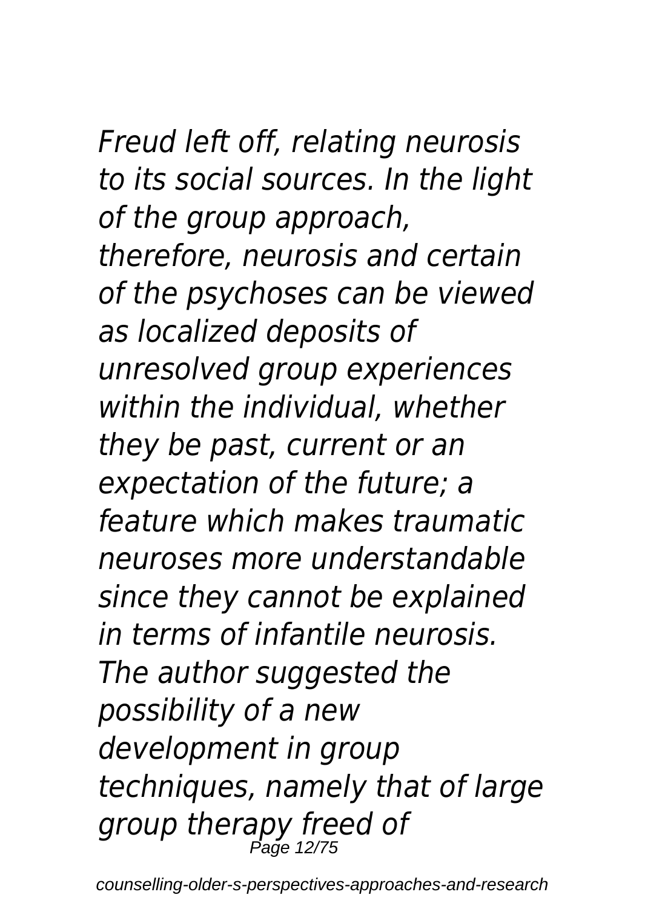*Freud left off, relating neurosis to its social sources. In the light of the group approach, therefore, neurosis and certain of the psychoses can be viewed as localized deposits of unresolved group experiences within the individual, whether they be past, current or an expectation of the future; a feature which makes traumatic neuroses more understandable since they cannot be explained in terms of infantile neurosis. The author suggested the possibility of a new development in group techniques, namely that of large group therapy freed of*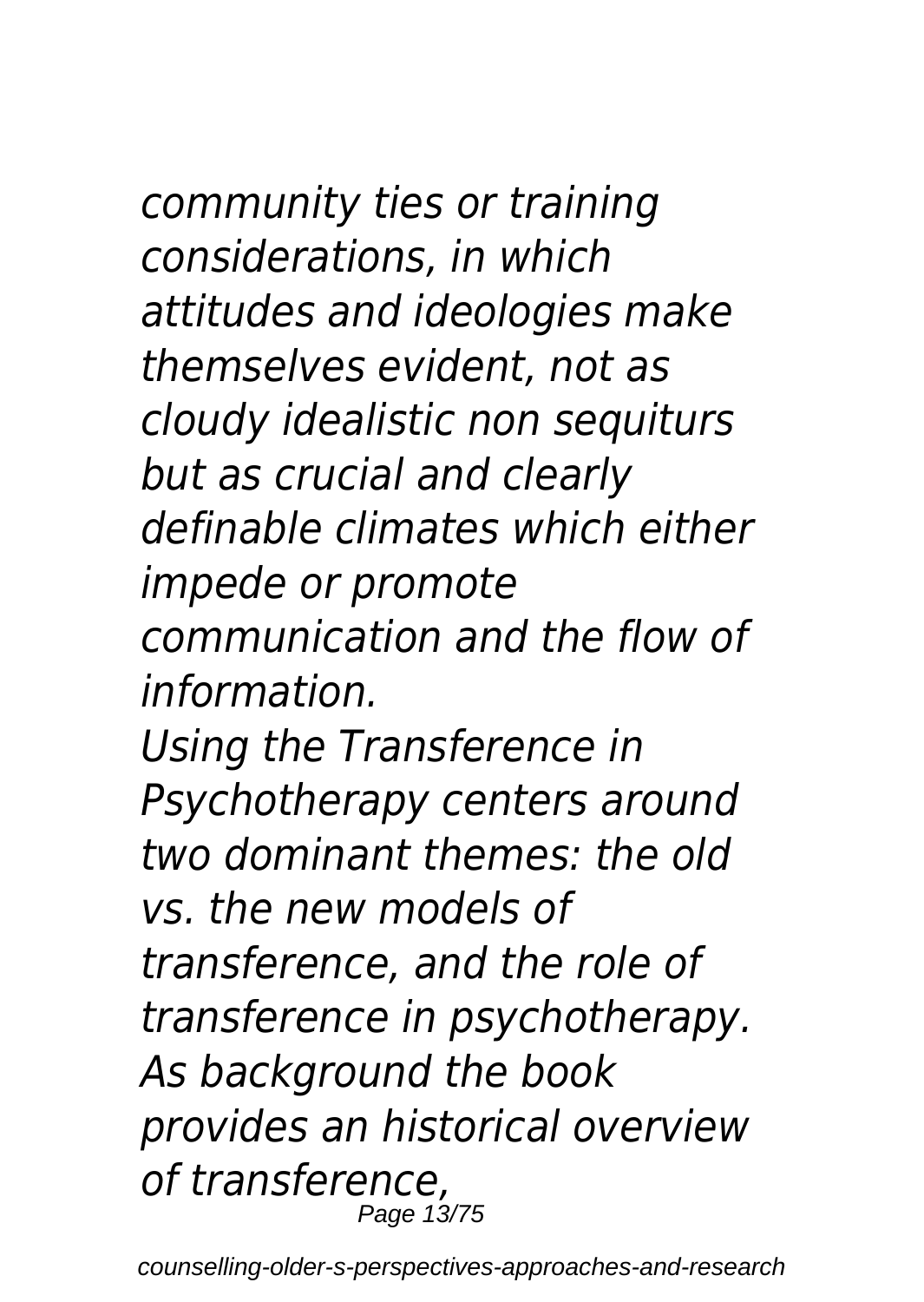*community ties or training considerations, in which attitudes and ideologies make themselves evident, not as cloudy idealistic non sequiturs but as crucial and clearly definable climates which either impede or promote communication and the flow of information.*

*Using the Transference in Psychotherapy centers around two dominant themes: the old vs. the new models of transference, and the role of transference in psychotherapy. As background the book provides an historical overview of transference,*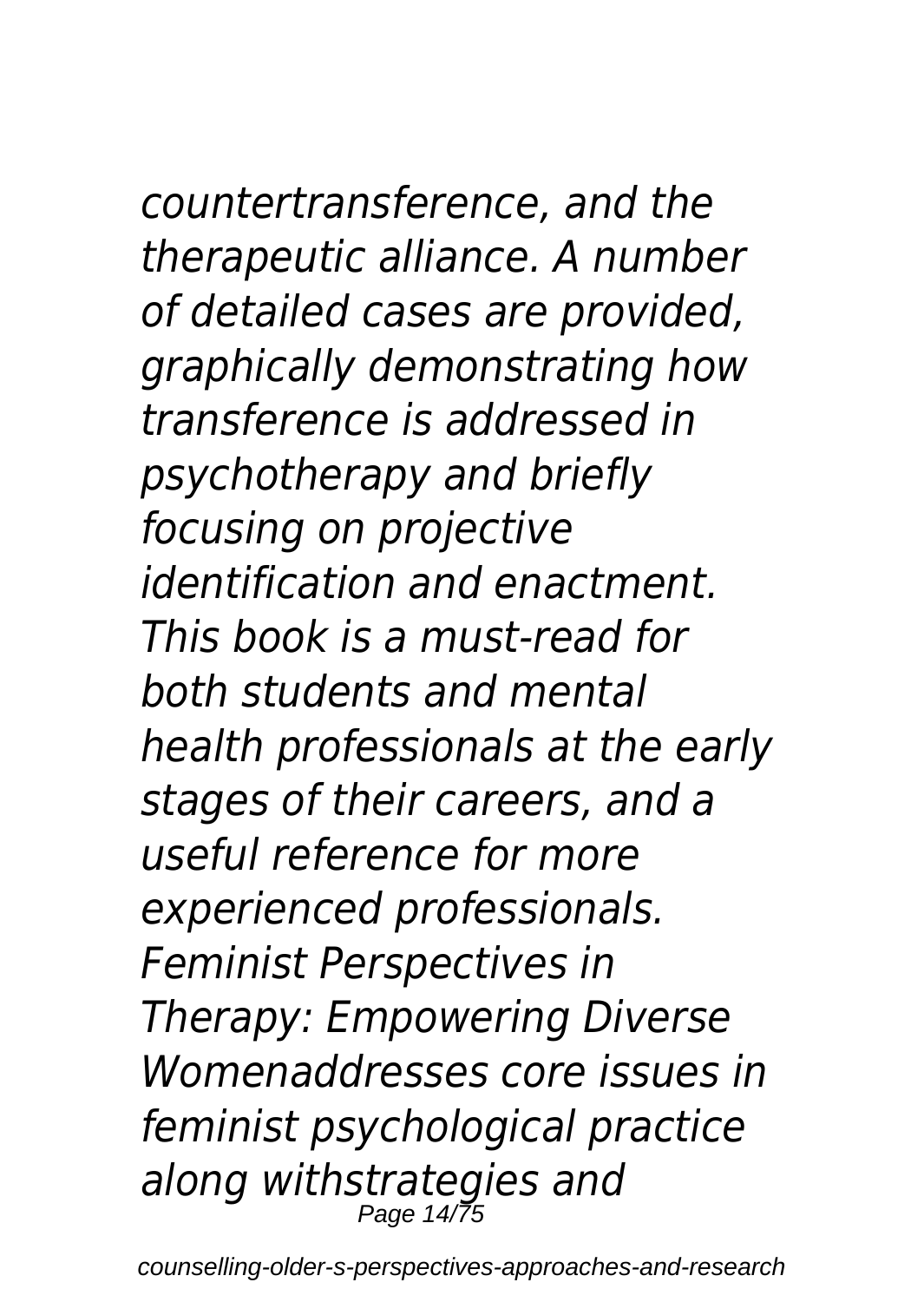*countertransference, and the therapeutic alliance. A number of detailed cases are provided, graphically demonstrating how transference is addressed in psychotherapy and briefly focusing on projective identification and enactment. This book is a must-read for both students and mental health professionals at the early stages of their careers, and a useful reference for more experienced professionals. Feminist Perspectives in Therapy: Empowering Diverse Womenaddresses core issues in feminist psychological practice along withstrategies and*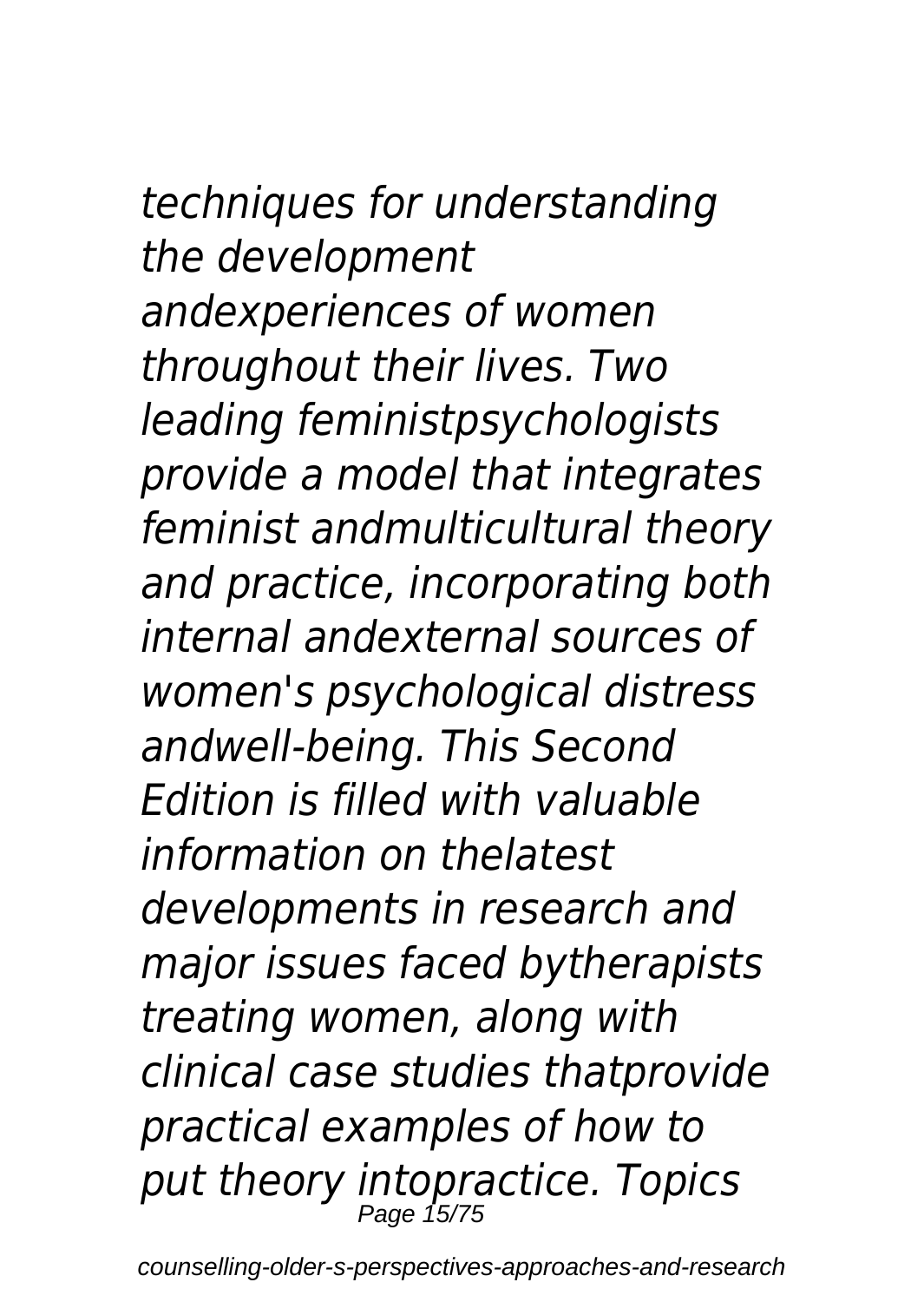*techniques for understanding the development andexperiences of women throughout their lives. Two leading feministpsychologists provide a model that integrates feminist andmulticultural theory and practice, incorporating both internal andexternal sources of women's psychological distress andwell-being. This Second Edition is filled with valuable information on thelatest developments in research and major issues faced bytherapists treating women, along with clinical case studies thatprovide practical examples of how to put theory intopractice. Topics*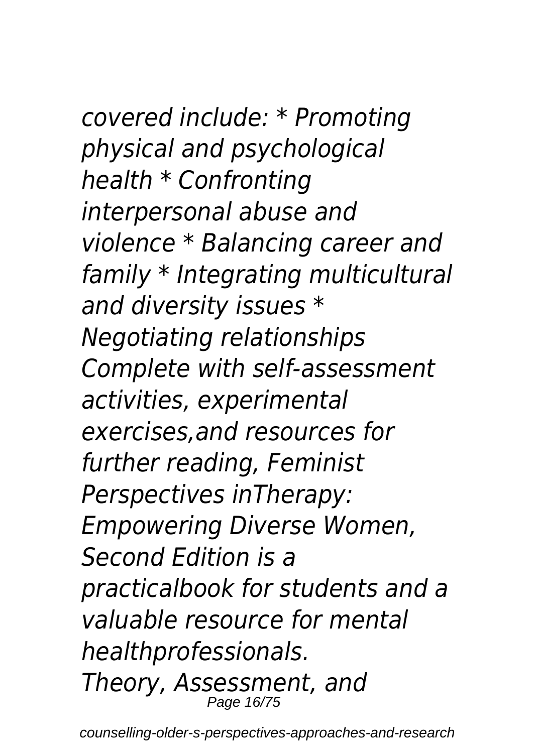*covered include: * Promoting physical and psychological health * Confronting interpersonal abuse and violence * Balancing career and family * Integrating multicultural and diversity issues * Negotiating relationships Complete with self-assessment activities, experimental exercises,and resources for further reading, Feminist Perspectives inTherapy: Empowering Diverse Women, Second Edition is a practicalbook for students and a valuable resource for mental healthprofessionals.*

*Theory, Assessment, and*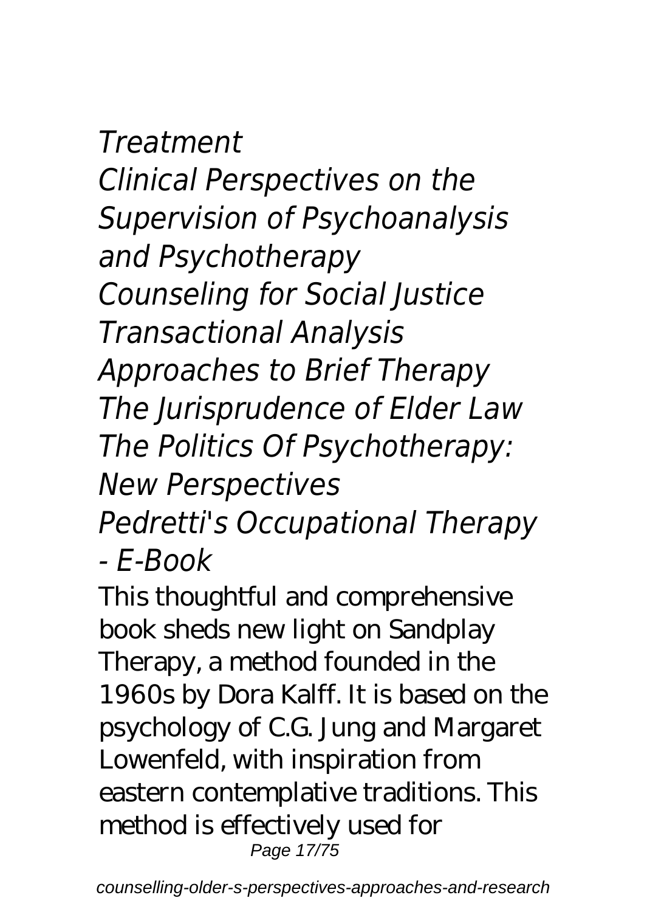*Treatment*
*Clinical Perspectives on the Supervision of Psychoanalysis and Psychotherapy*
*Counseling for Social Justice*
*Transactional Analysis*
*Approaches to Brief Therapy*
*The Jurisprudence of Elder Law*
*The Politics Of Psychotherapy: New Perspectives*
*Pedretti's Occupational Therapy - E-Book*

This thoughtful and comprehensive book sheds new light on Sandplay Therapy, a method founded in the 1960s by Dora Kalff. It is based on the psychology of C.G. Jung and Margaret Lowenfeld, with inspiration from eastern contemplative traditions. This method is effectively used for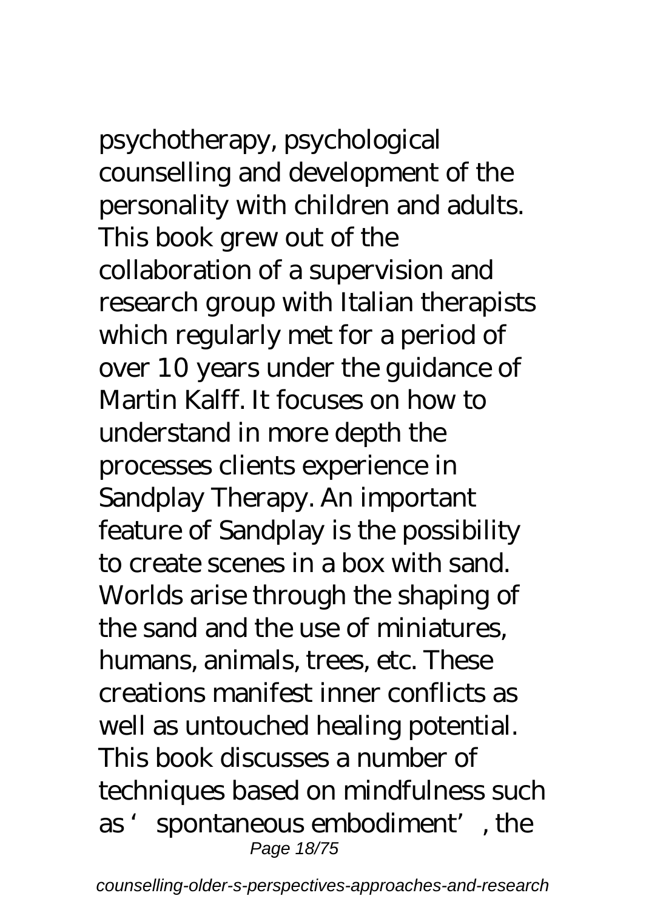psychotherapy, psychological counselling and development of the personality with children and adults. This book grew out of the collaboration of a supervision and research group with Italian therapists which regularly met for a period of over 10 years under the guidance of Martin Kalff. It focuses on how to understand in more depth the processes clients experience in Sandplay Therapy. An important feature of Sandplay is the possibility to create scenes in a box with sand. Worlds arise through the shaping of the sand and the use of miniatures, humans, animals, trees, etc. These creations manifest inner conflicts as well as untouched healing potential. This book discusses a number of techniques based on mindfulness such as 'spontaneous embodiment', the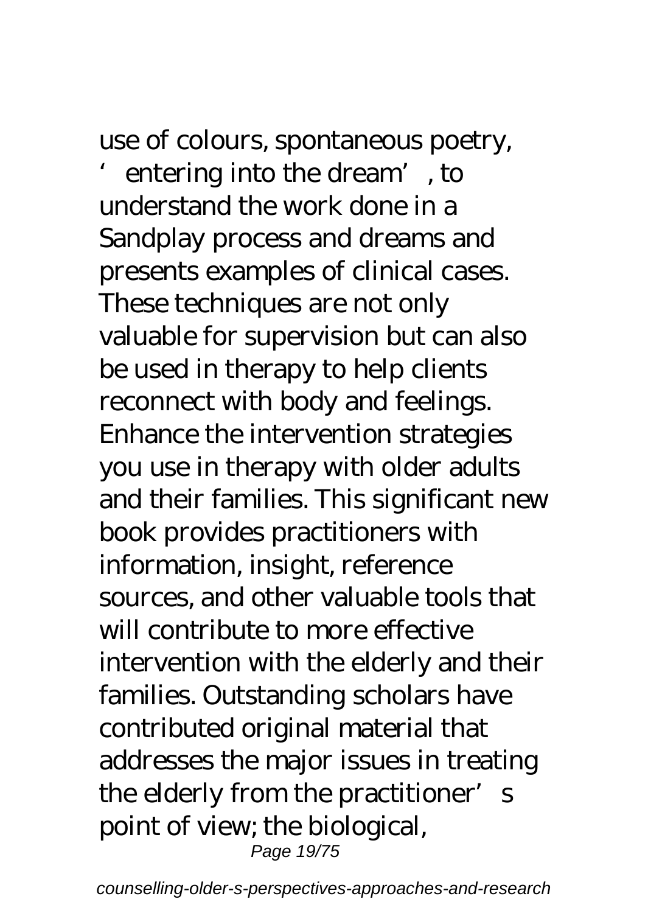use of colours, spontaneous poetry, 'entering into the dream', to understand the work done in a Sandplay process and dreams and presents examples of clinical cases. These techniques are not only valuable for supervision but can also be used in therapy to help clients reconnect with body and feelings. Enhance the intervention strategies you use in therapy with older adults and their families. This significant new book provides practitioners with information, insight, reference sources, and other valuable tools that will contribute to more effective intervention with the elderly and their families. Outstanding scholars have contributed original material that addresses the major issues in treating the elderly from the practitioner's point of view; the biological,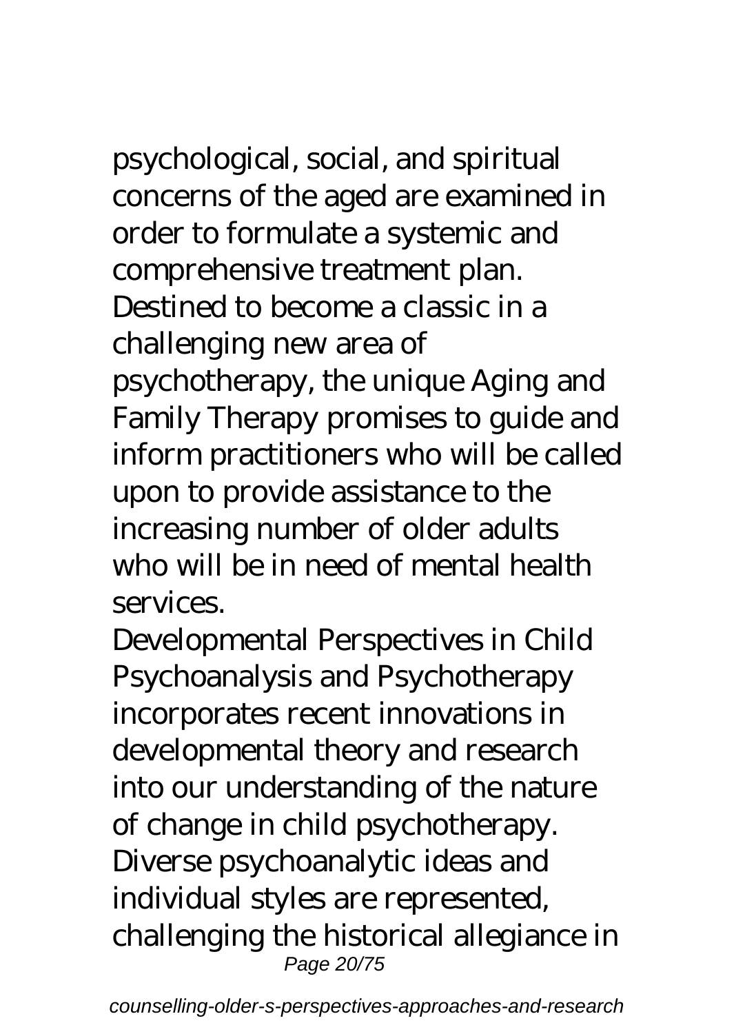psychological, social, and spiritual concerns of the aged are examined in order to formulate a systemic and comprehensive treatment plan. Destined to become a classic in a challenging new area of psychotherapy, the unique Aging and Family Therapy promises to guide and inform practitioners who will be called upon to provide assistance to the increasing number of older adults who will be in need of mental health services.

Developmental Perspectives in Child Psychoanalysis and Psychotherapy incorporates recent innovations in developmental theory and research into our understanding of the nature of change in child psychotherapy. Diverse psychoanalytic ideas and individual styles are represented, challenging the historical allegiance in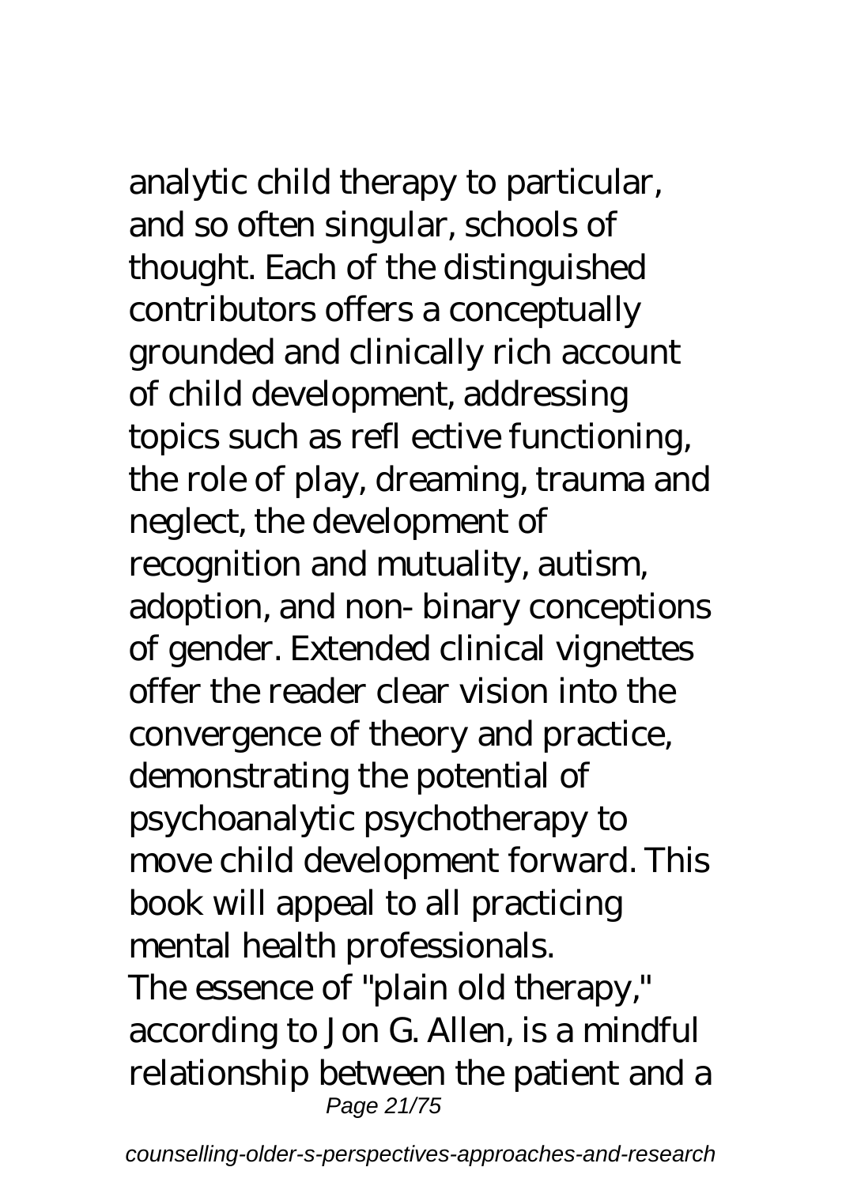analytic child therapy to particular, and so often singular, schools of thought. Each of the distinguished contributors offers a conceptually grounded and clinically rich account of child development, addressing topics such as refl ective functioning, the role of play, dreaming, trauma and neglect, the development of recognition and mutuality, autism, adoption, and non- binary conceptions of gender. Extended clinical vignettes offer the reader clear vision into the convergence of theory and practice, demonstrating the potential of psychoanalytic psychotherapy to move child development forward. This book will appeal to all practicing mental health professionals.

The essence of "plain old therapy," according to Jon G. Allen, is a mindful relationship between the patient and a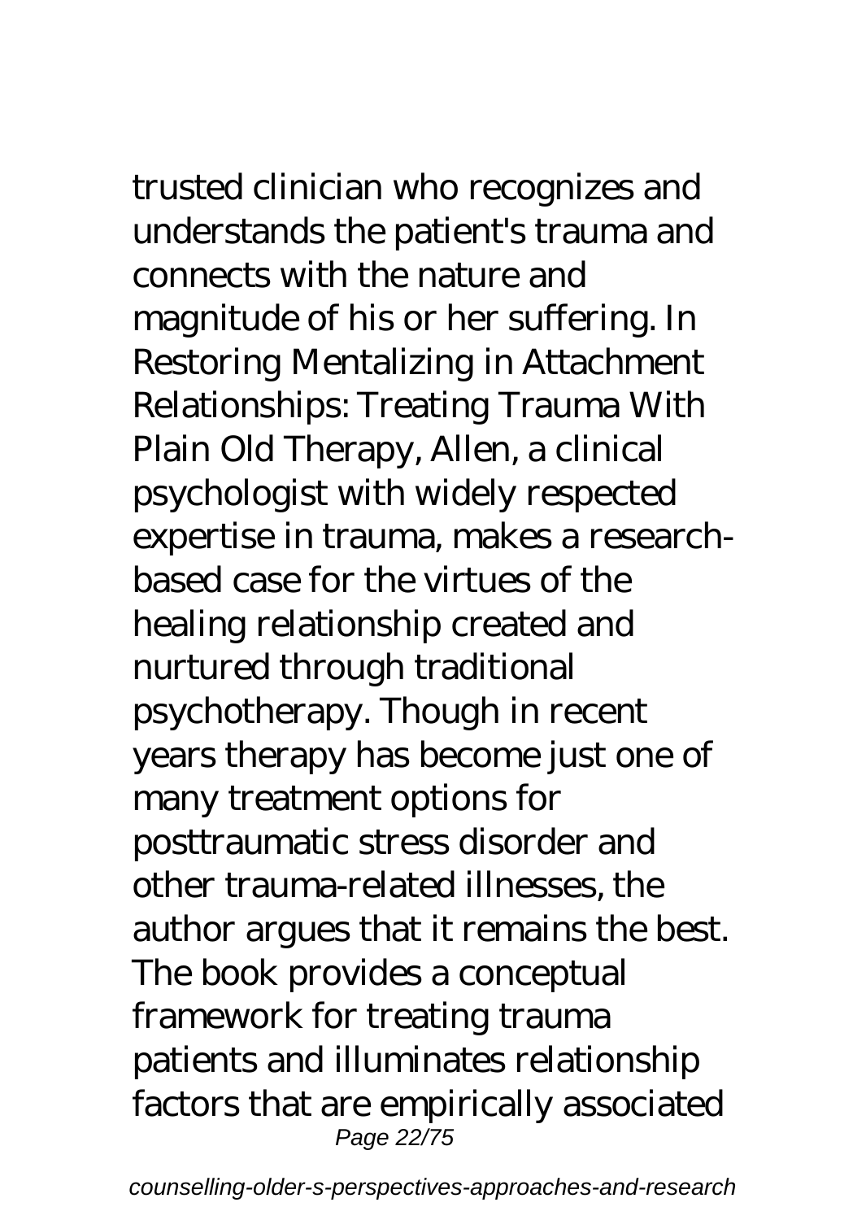trusted clinician who recognizes and understands the patient's trauma and connects with the nature and magnitude of his or her suffering. In Restoring Mentalizing in Attachment Relationships: Treating Trauma With Plain Old Therapy, Allen, a clinical psychologist with widely respected expertise in trauma, makes a research-based case for the virtues of the healing relationship created and nurtured through traditional psychotherapy. Though in recent years therapy has become just one of many treatment options for posttraumatic stress disorder and other trauma-related illnesses, the author argues that it remains the best. The book provides a conceptual framework for treating trauma patients and illuminates relationship factors that are empirically associated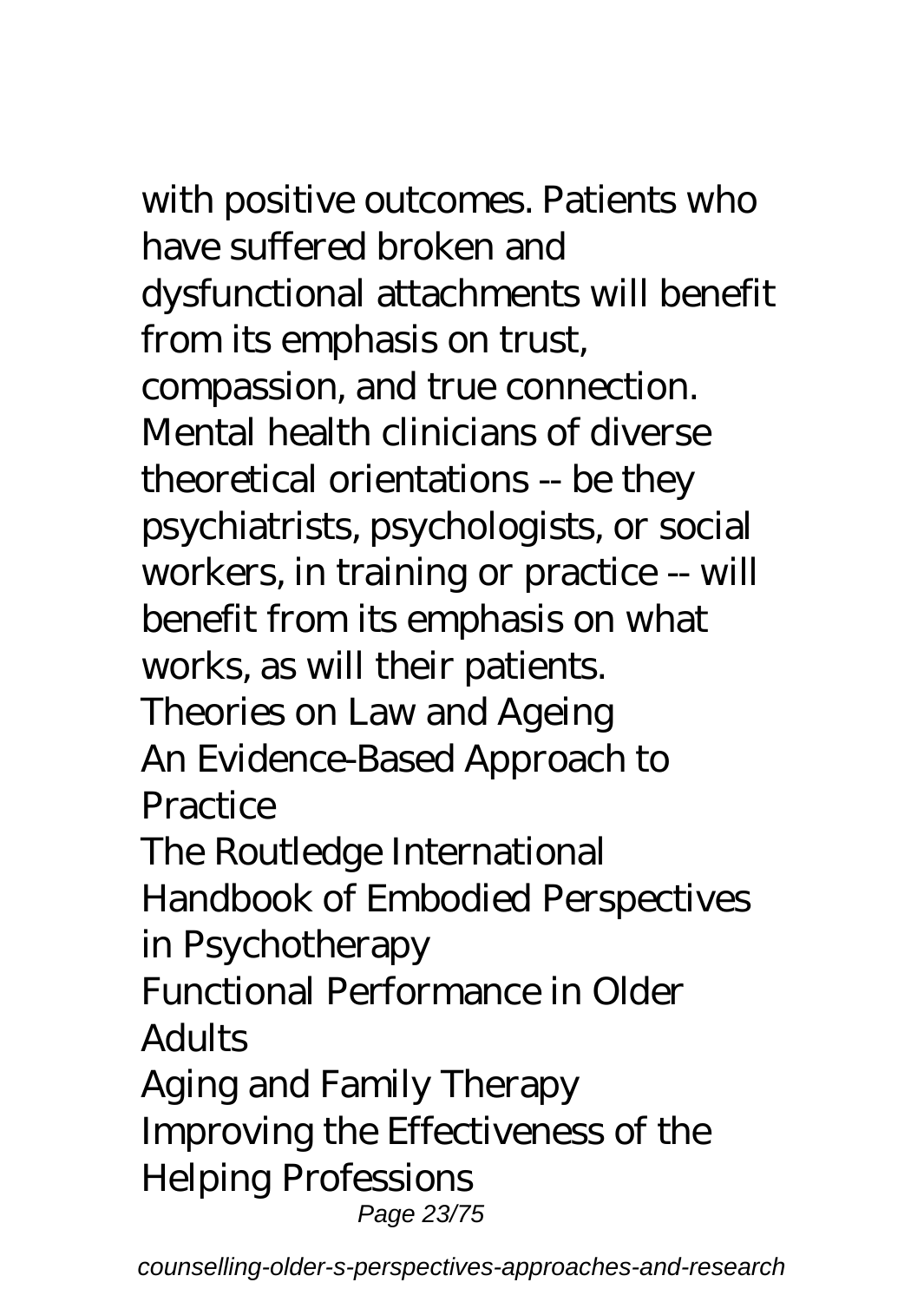with positive outcomes. Patients who have suffered broken and dysfunctional attachments will benefit from its emphasis on trust, compassion, and true connection. Mental health clinicians of diverse theoretical orientations -- be they psychiatrists, psychologists, or social workers, in training or practice -- will benefit from its emphasis on what works, as will their patients.

Theories on Law and Ageing

An Evidence-Based Approach to Practice

The Routledge International Handbook of Embodied Perspectives in Psychotherapy

Functional Performance in Older Adults

Aging and Family Therapy

Improving the Effectiveness of the Helping Professions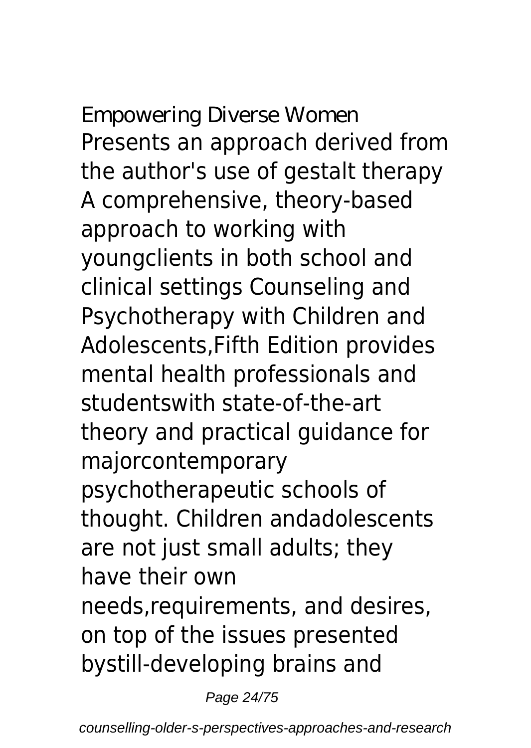Empowering Diverse Women

Presents an approach derived from the author's use of gestalt therapy

A comprehensive, theory-based approach to working with youngclients in both school and clinical settings Counseling and Psychotherapy with Children and Adolescents,Fifth Edition provides mental health professionals and studentswith state-of-the-art theory and practical guidance for majorcontemporary psychotherapeutic schools of thought. Children andadolescents are not just small adults; they have their own needs,requirements, and desires, on top of the issues presented bystill-developing brains and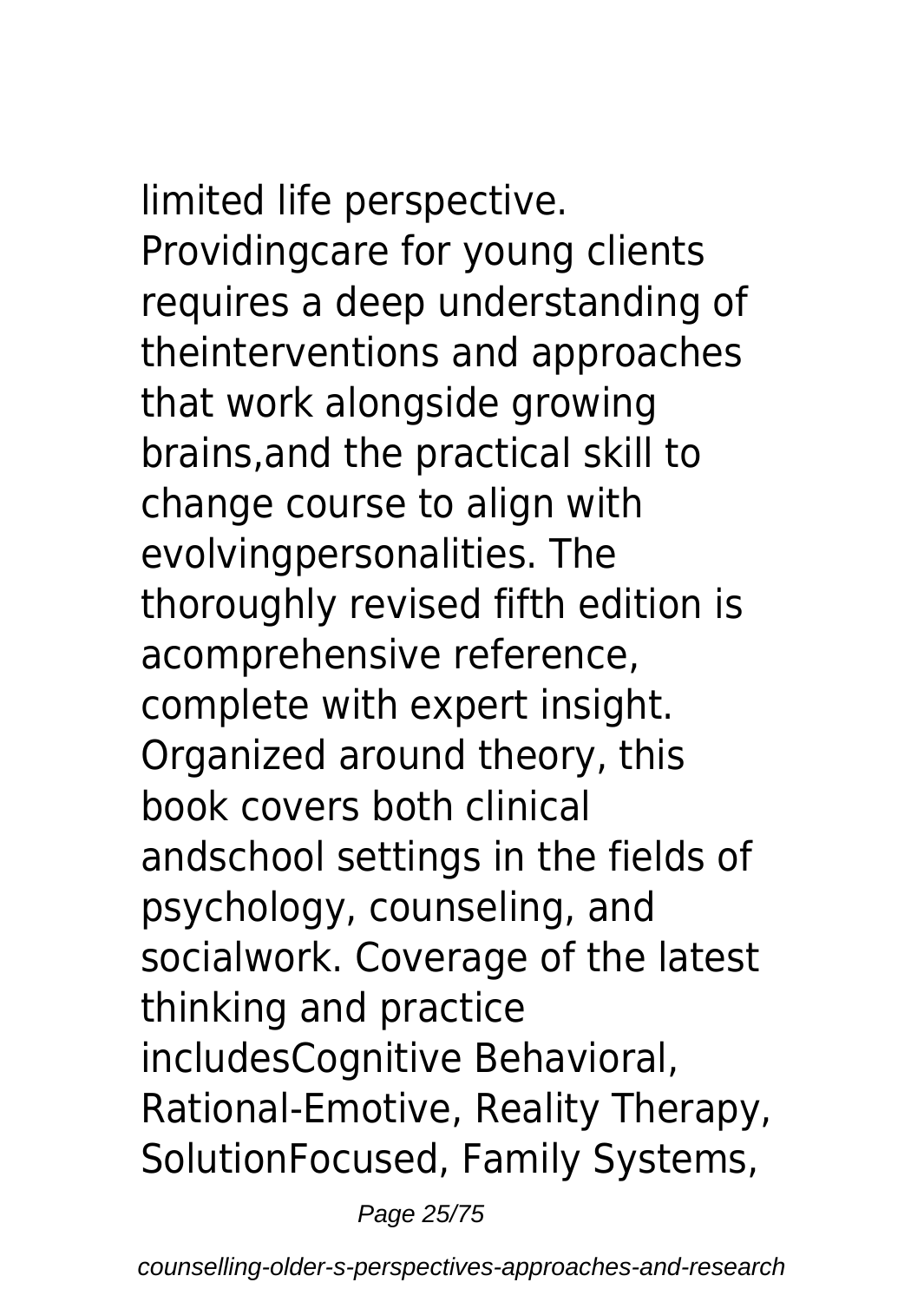limited life perspective. Providingcare for young clients requires a deep understanding of theinterventions and approaches that work alongside growing brains,and the practical skill to change course to align with evolvingpersonalities. The thoroughly revised fifth edition is acomprehensive reference, complete with expert insight. Organized around theory, this book covers both clinical andschool settings in the fields of psychology, counseling, and socialwork. Coverage of the latest thinking and practice includesCognitive Behavioral, Rational-Emotive, Reality Therapy, SolutionFocused, Family Systems,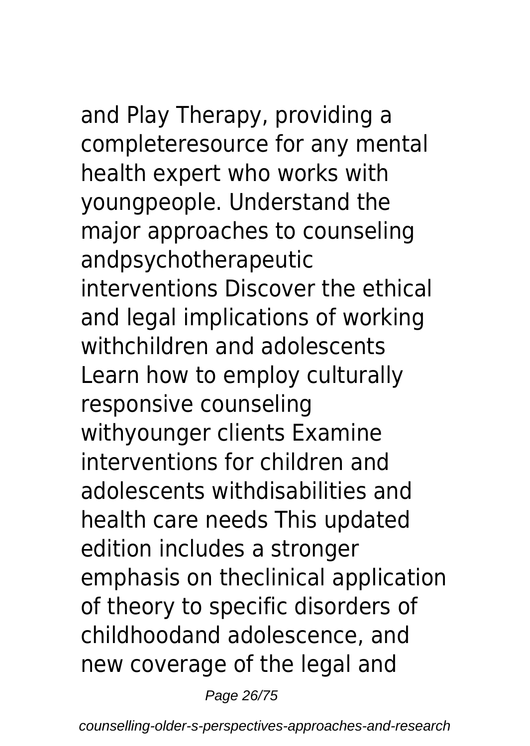and Play Therapy, providing a completeresource for any mental health expert who works with youngpeople. Understand the major approaches to counseling andpsychotherapeutic interventions Discover the ethical and legal implications of working withchildren and adolescents Learn how to employ culturally responsive counseling withyounger clients Examine interventions for children and adolescents withdisabilities and health care needs This updated edition includes a stronger emphasis on theclinical application of theory to specific disorders of childhoodand adolescence, and new coverage of the legal and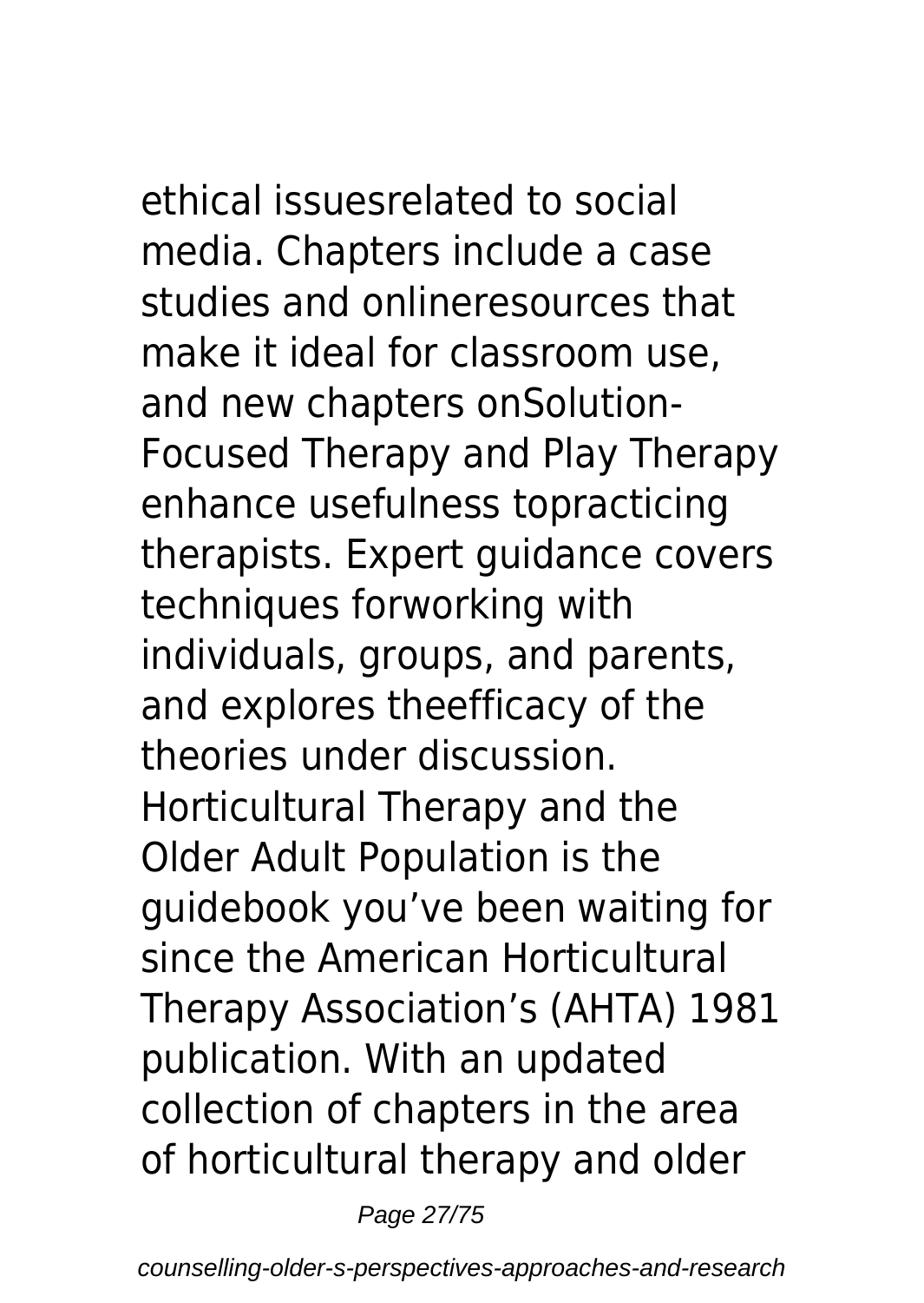ethical issuesrelated to social media. Chapters include a case studies and onlineresources that make it ideal for classroom use, and new chapters onSolution-Focused Therapy and Play Therapy enhance usefulness topracticing therapists. Expert guidance covers techniques forworking with individuals, groups, and parents, and explores theefficacy of the theories under discussion.

Horticultural Therapy and the Older Adult Population is the guidebook you've been waiting for since the American Horticultural Therapy Association's (AHTA) 1981 publication. With an updated collection of chapters in the area of horticultural therapy and older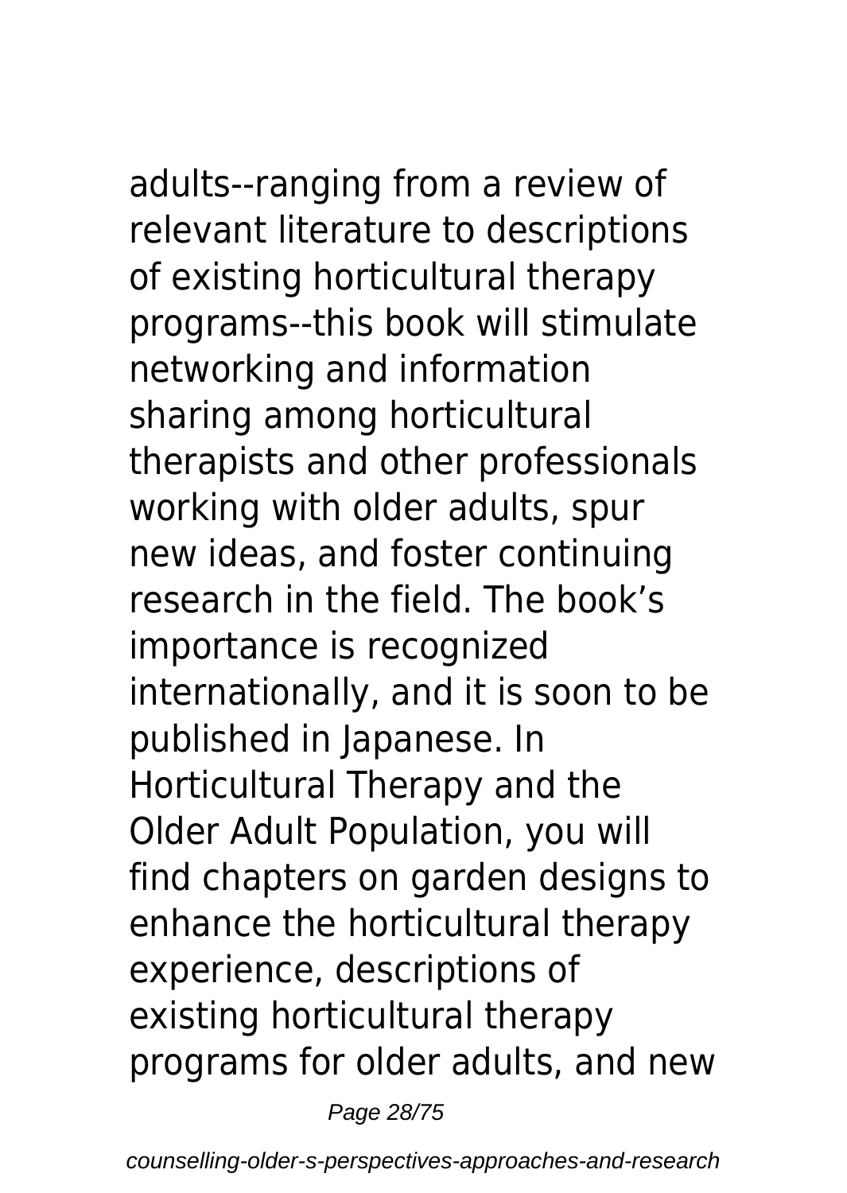adults--ranging from a review of relevant literature to descriptions of existing horticultural therapy programs--this book will stimulate networking and information sharing among horticultural therapists and other professionals working with older adults, spur new ideas, and foster continuing research in the field. The book's importance is recognized internationally, and it is soon to be published in Japanese. In Horticultural Therapy and the Older Adult Population, you will find chapters on garden designs to enhance the horticultural therapy experience, descriptions of existing horticultural therapy programs for older adults, and new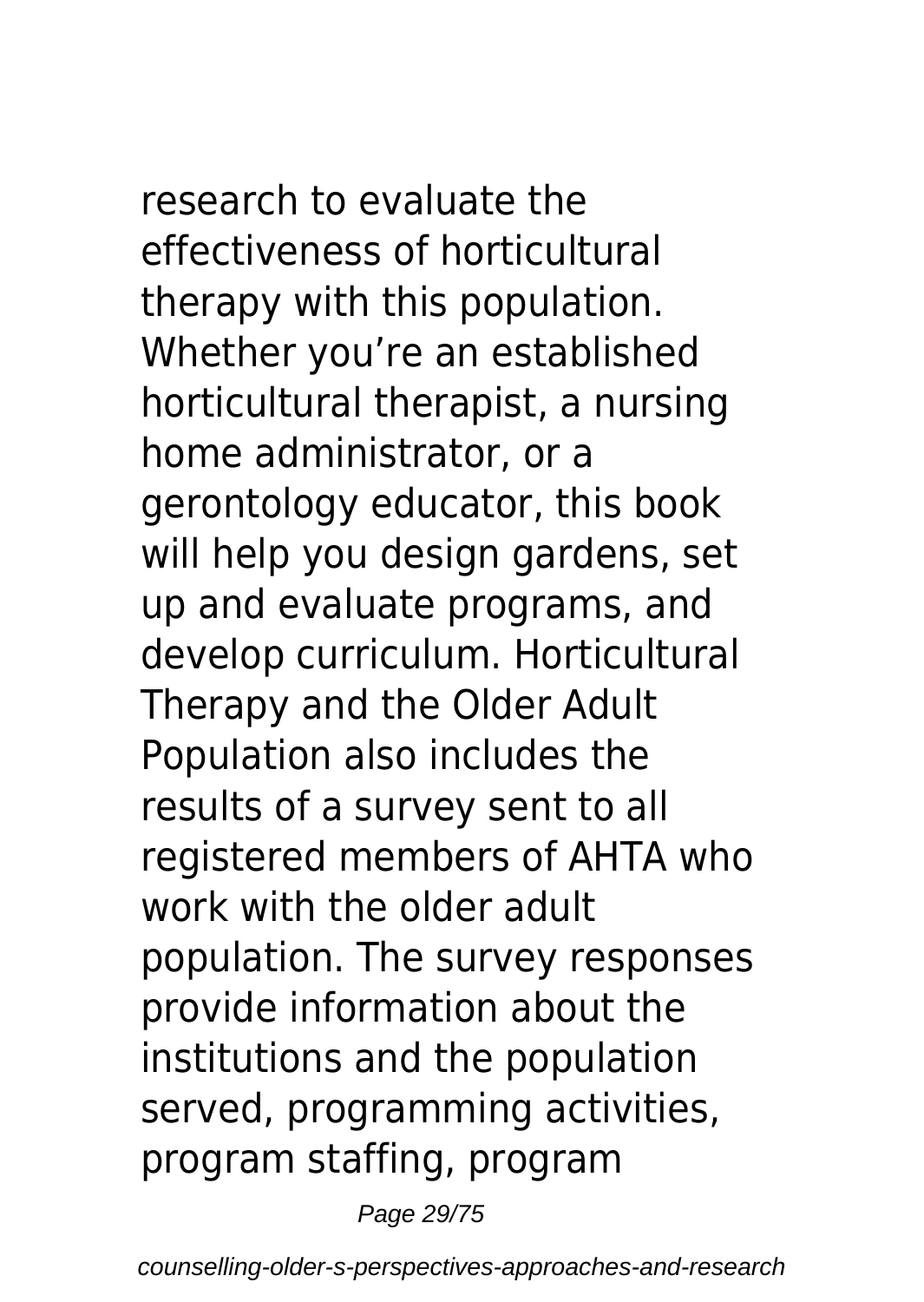research to evaluate the effectiveness of horticultural therapy with this population. Whether you're an established horticultural therapist, a nursing home administrator, or a gerontology educator, this book will help you design gardens, set up and evaluate programs, and develop curriculum. Horticultural Therapy and the Older Adult Population also includes the results of a survey sent to all registered members of AHTA who work with the older adult population. The survey responses provide information about the institutions and the population served, programming activities, program staffing, program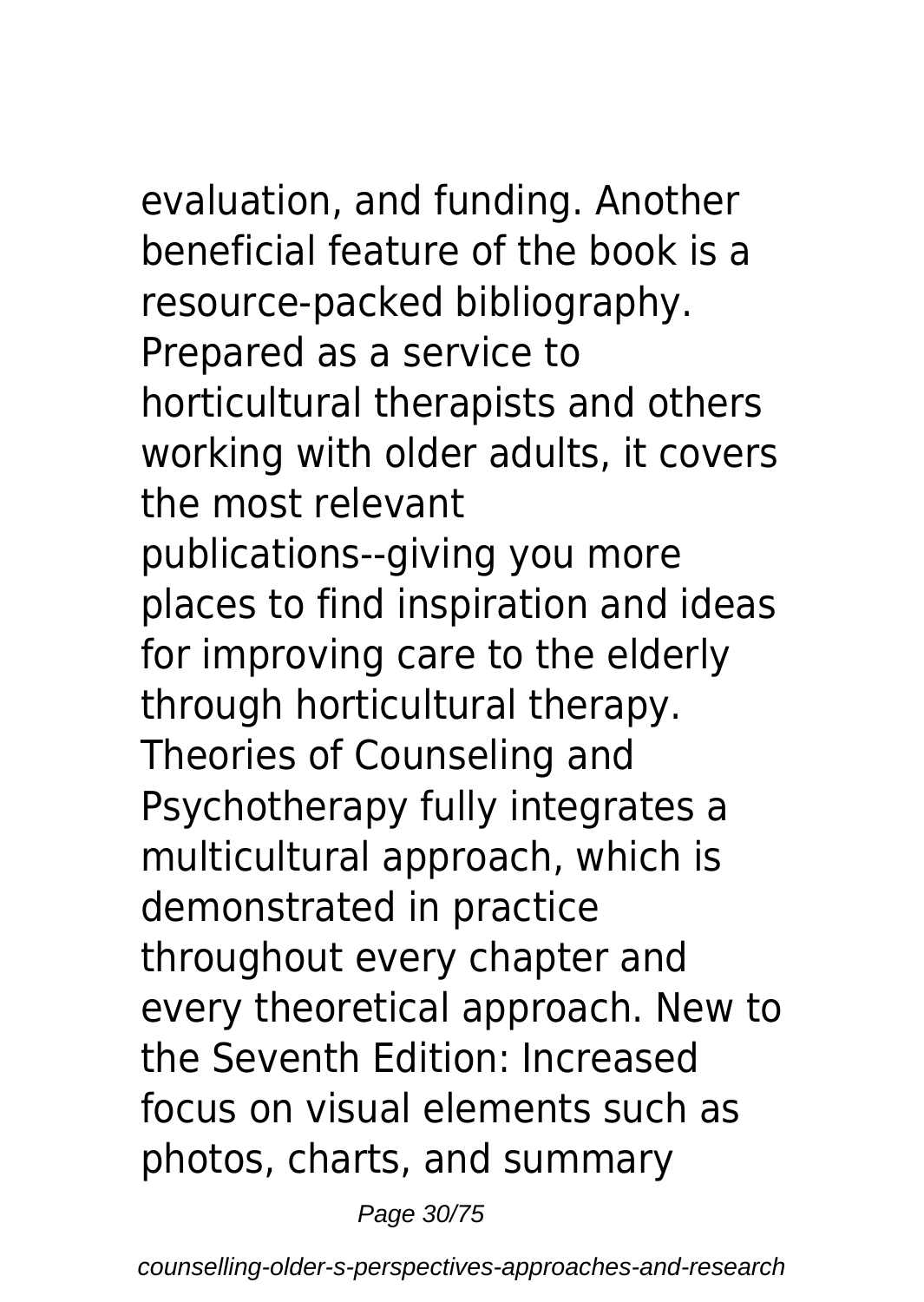evaluation, and funding. Another beneficial feature of the book is a resource-packed bibliography. Prepared as a service to horticultural therapists and others working with older adults, it covers the most relevant publications--giving you more places to find inspiration and ideas for improving care to the elderly through horticultural therapy.

Theories of Counseling and Psychotherapy fully integrates a multicultural approach, which is demonstrated in practice throughout every chapter and every theoretical approach. New to the Seventh Edition: Increased focus on visual elements such as photos, charts, and summary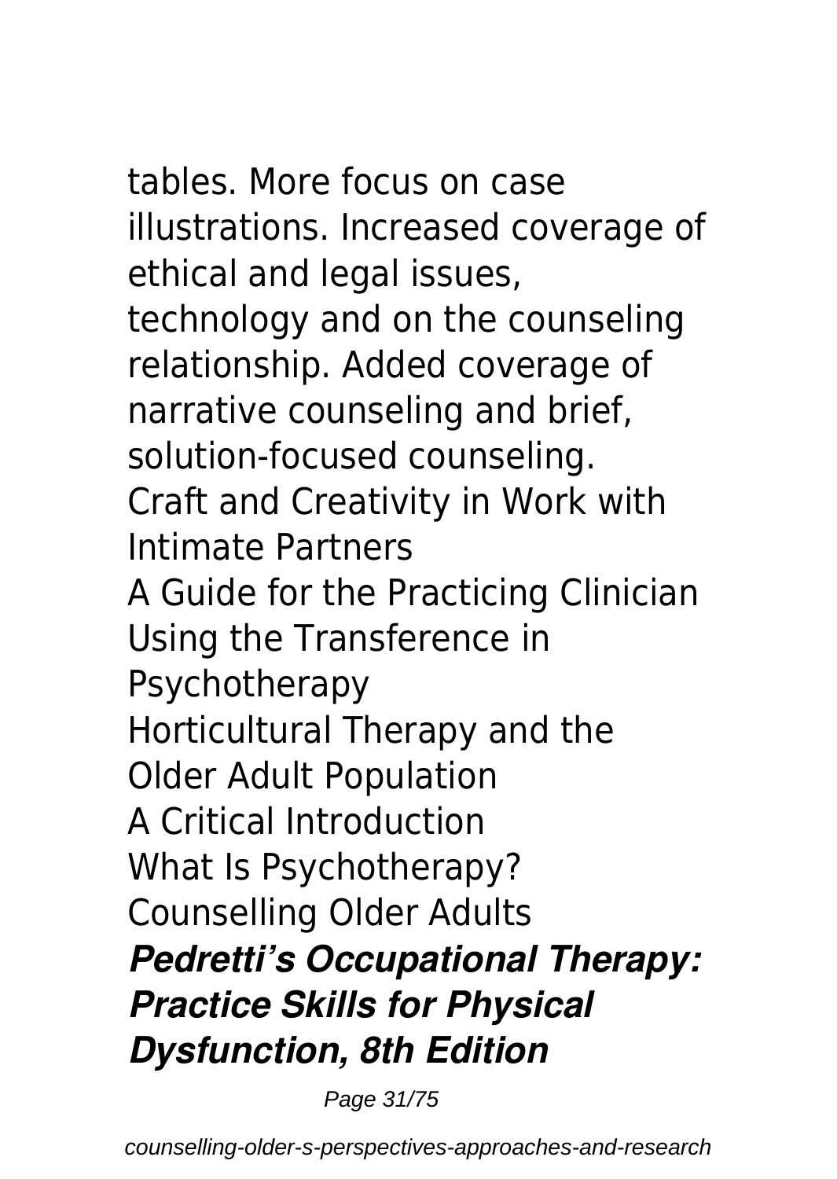tables. More focus on case illustrations. Increased coverage of ethical and legal issues, technology and on the counseling relationship. Added coverage of narrative counseling and brief, solution-focused counseling.

Craft and Creativity in Work with Intimate Partners

A Guide for the Practicing Clinician

Using the Transference in Psychotherapy

Horticultural Therapy and the Older Adult Population

A Critical Introduction

What Is Psychotherapy?

Counselling Older Adults

***Pedretti's Occupational Therapy: Practice Skills for Physical Dysfunction, 8th Edition***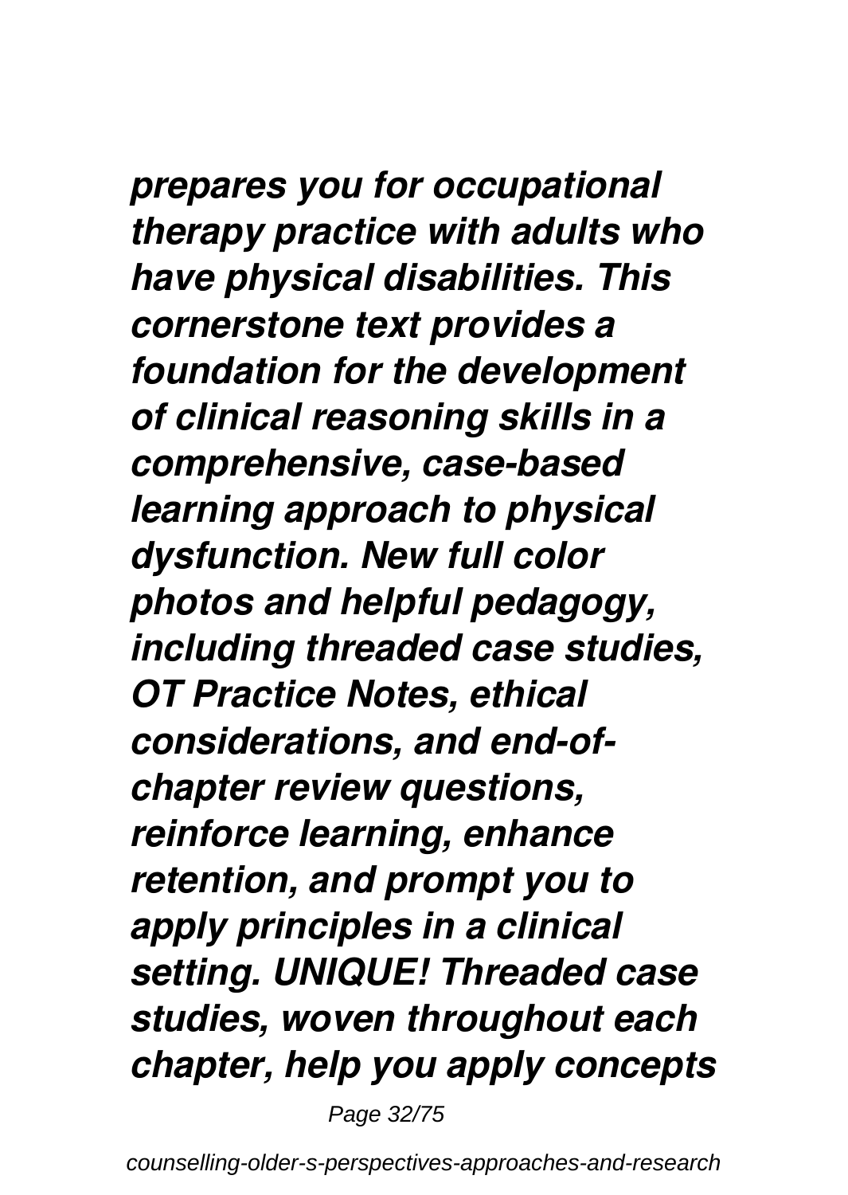*prepares you for occupational therapy practice with adults who have physical disabilities. This cornerstone text provides a foundation for the development of clinical reasoning skills in a comprehensive, case-based learning approach to physical dysfunction. New full color photos and helpful pedagogy, including threaded case studies, OT Practice Notes, ethical considerations, and end-of-chapter review questions, reinforce learning, enhance retention, and prompt you to apply principles in a clinical setting. UNIQUE! Threaded case studies, woven throughout each chapter, help you apply concepts*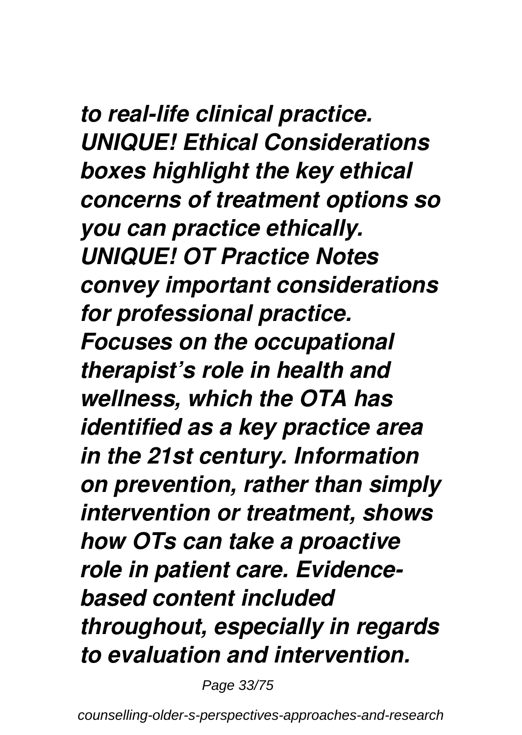*to real-life clinical practice. UNIQUE! Ethical Considerations boxes highlight the key ethical concerns of treatment options so you can practice ethically. UNIQUE! OT Practice Notes convey important considerations for professional practice. Focuses on the occupational therapist's role in health and wellness, which the OTA has identified as a key practice area in the 21st century. Information on prevention, rather than simply intervention or treatment, shows how OTs can take a proactive role in patient care. Evidence-based content included throughout, especially in regards to evaluation and intervention.*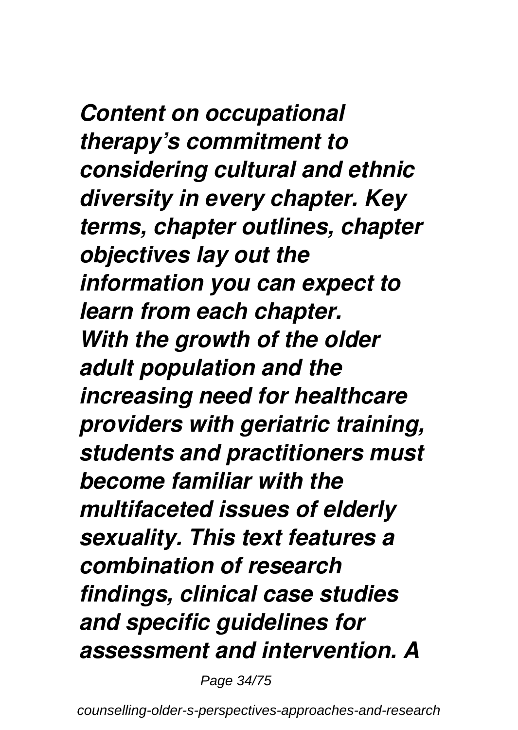*Content on occupational therapy's commitment to considering cultural and ethnic diversity in every chapter. Key terms, chapter outlines, chapter objectives lay out the information you can expect to learn from each chapter.*
*With the growth of the older adult population and the increasing need for healthcare providers with geriatric training, students and practitioners must become familiar with the multifaceted issues of elderly sexuality. This text features a combination of research findings, clinical case studies and specific guidelines for assessment and intervention. A*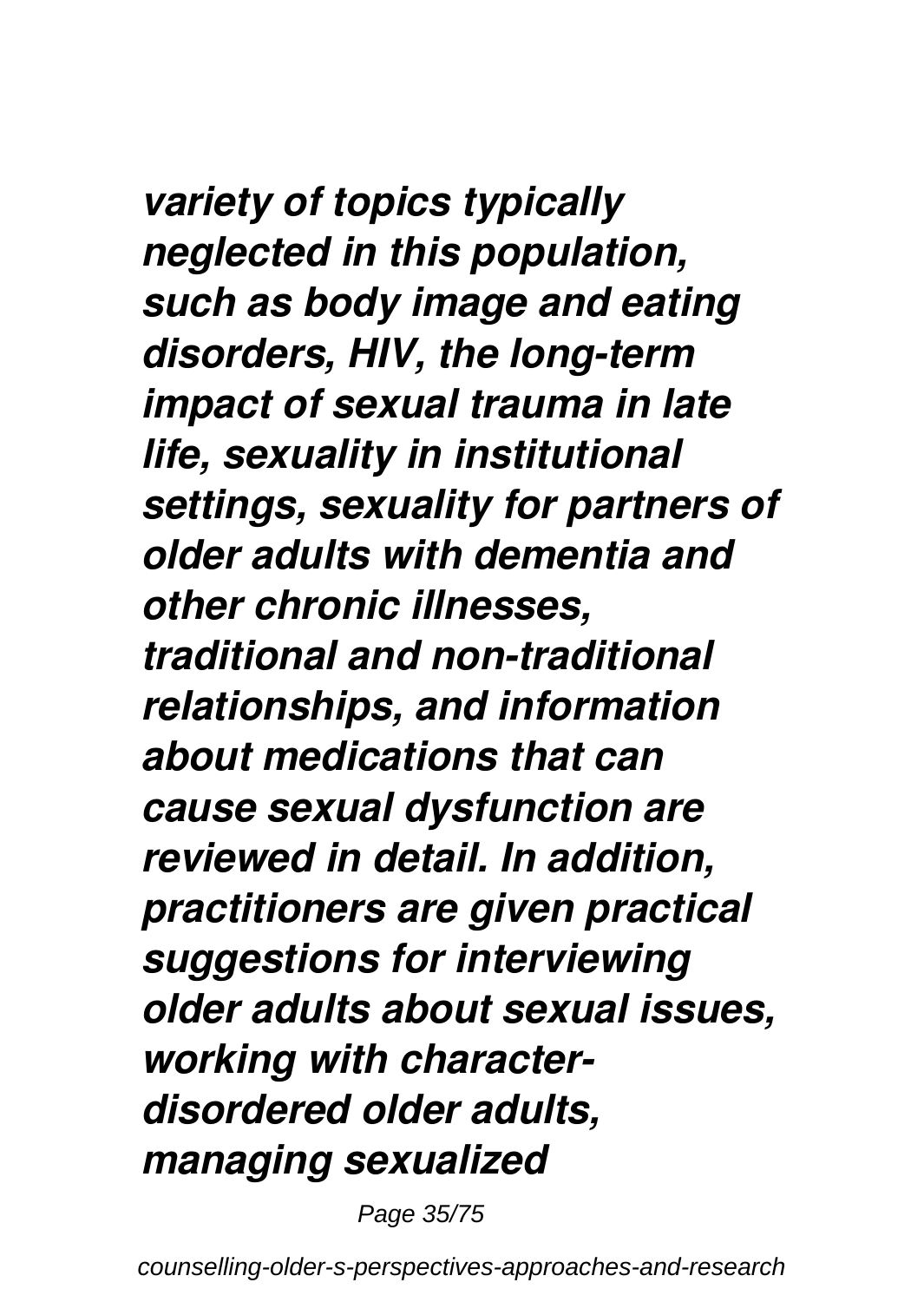*variety of topics typically neglected in this population, such as body image and eating disorders, HIV, the long-term impact of sexual trauma in late life, sexuality in institutional settings, sexuality for partners of older adults with dementia and other chronic illnesses, traditional and non-traditional relationships, and information about medications that can cause sexual dysfunction are reviewed in detail. In addition, practitioners are given practical suggestions for interviewing older adults about sexual issues, working with character-disordered older adults, managing sexualized*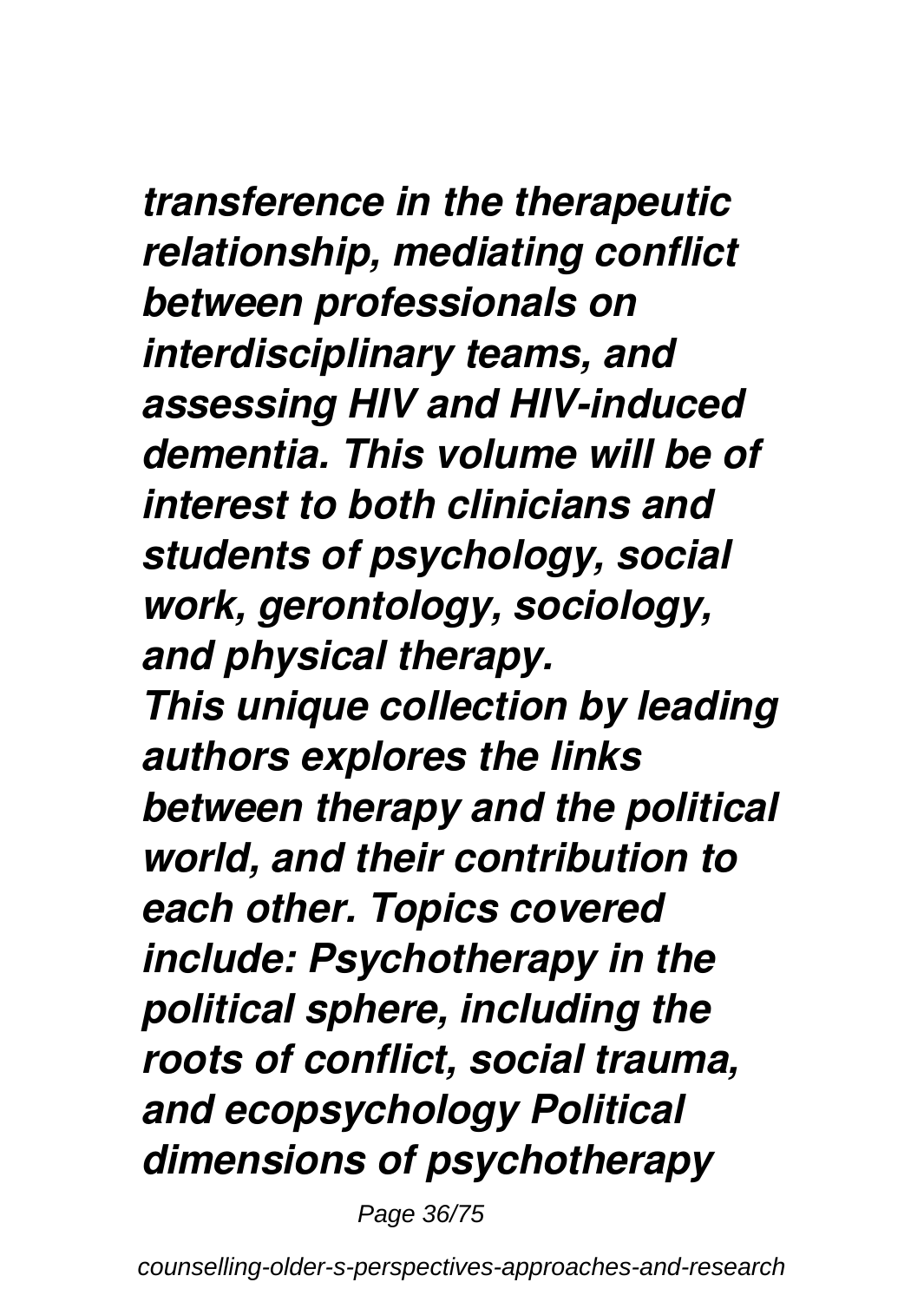*transference in the therapeutic relationship, mediating conflict between professionals on interdisciplinary teams, and assessing HIV and HIV-induced dementia. This volume will be of interest to both clinicians and students of psychology, social work, gerontology, sociology, and physical therapy.*

*This unique collection by leading authors explores the links between therapy and the political world, and their contribution to each other. Topics covered include: Psychotherapy in the political sphere, including the roots of conflict, social trauma, and ecopsychology Political dimensions of psychotherapy*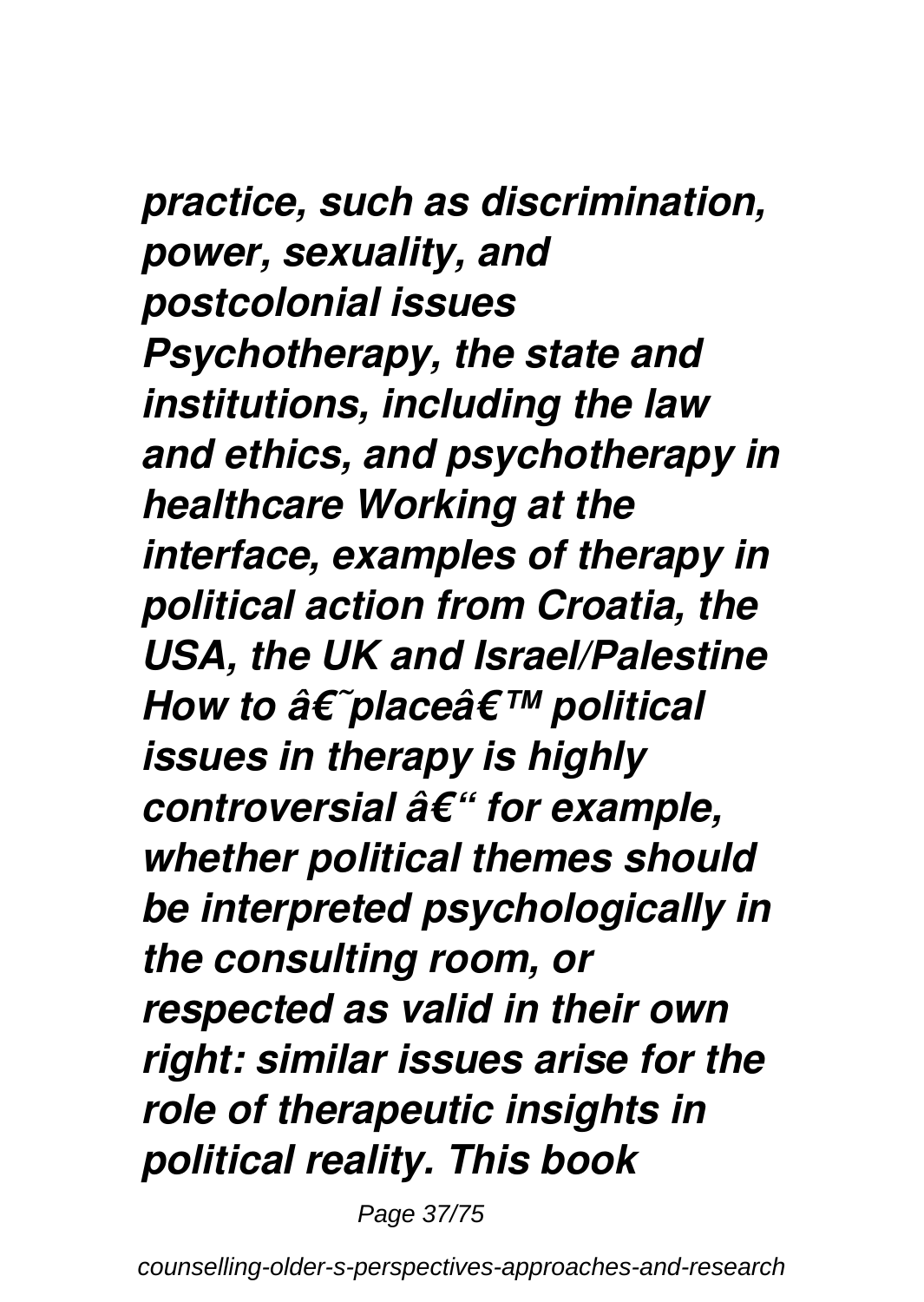*practice, such as discrimination, power, sexuality, and postcolonial issues Psychotherapy, the state and institutions, including the law and ethics, and psychotherapy in healthcare Working at the interface, examples of therapy in political action from Croatia, the USA, the UK and Israel/Palestine How to â€˜placeâ€™ political issues in therapy is highly controversial â€“ for example, whether political themes should be interpreted psychologically in the consulting room, or respected as valid in their own right: similar issues arise for the role of therapeutic insights in political reality. This book*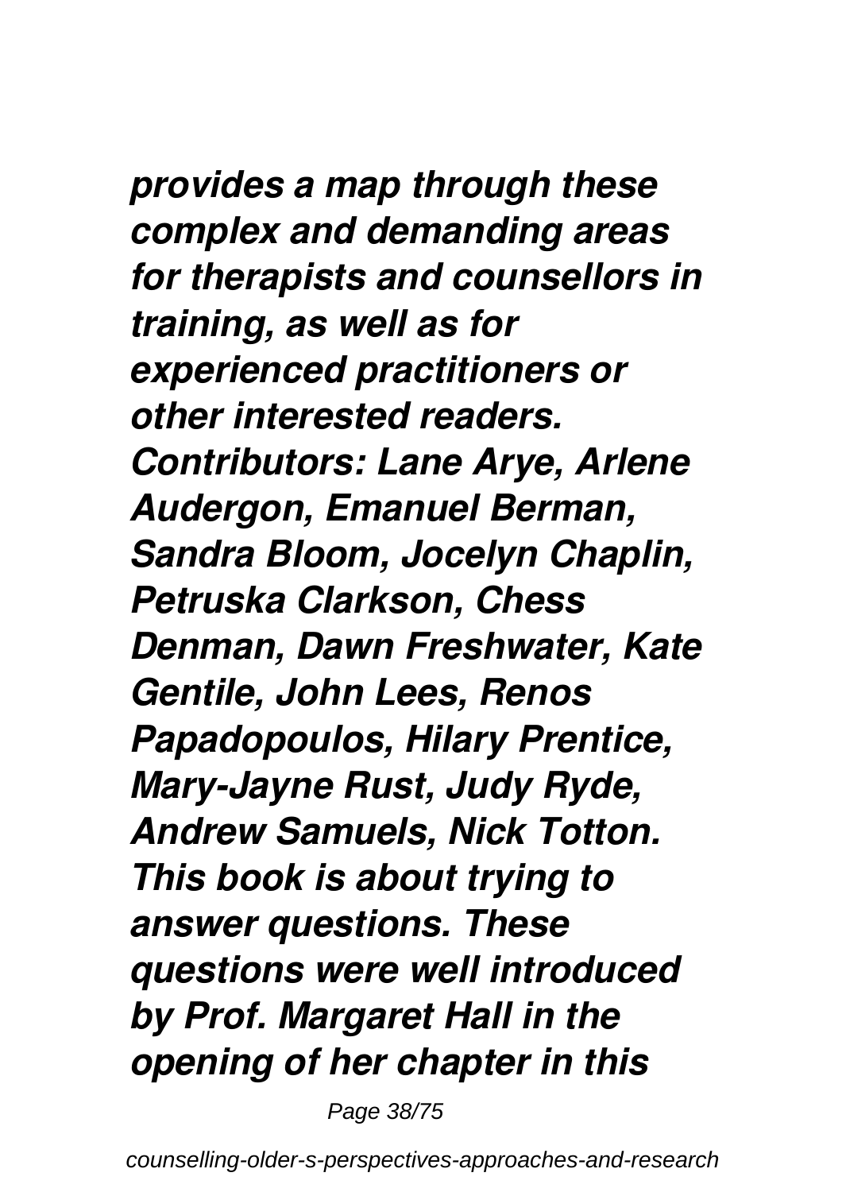*provides a map through these complex and demanding areas for therapists and counsellors in training, as well as for experienced practitioners or other interested readers. Contributors: Lane Arye, Arlene Audergon, Emanuel Berman, Sandra Bloom, Jocelyn Chaplin, Petruska Clarkson, Chess Denman, Dawn Freshwater, Kate Gentile, John Lees, Renos Papadopoulos, Hilary Prentice, Mary-Jayne Rust, Judy Ryde, Andrew Samuels, Nick Totton. This book is about trying to answer questions. These questions were well introduced by Prof. Margaret Hall in the opening of her chapter in this*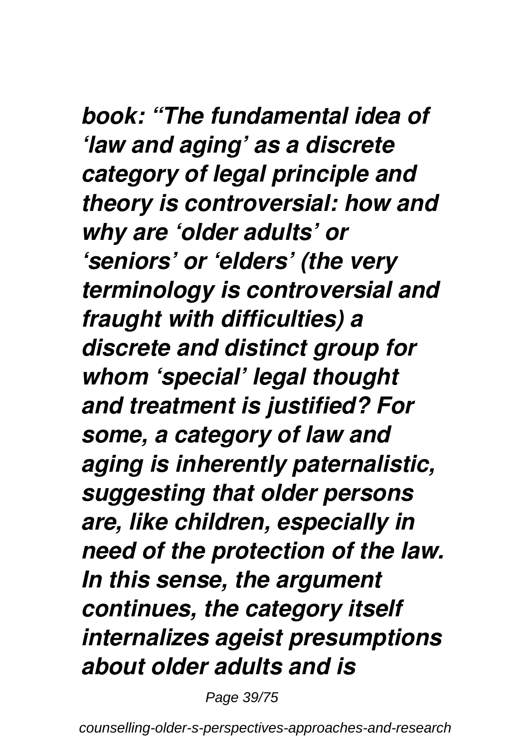*book: "The fundamental idea of 'law and aging' as a discrete category of legal principle and theory is controversial: how and why are 'older adults' or 'seniors' or 'elders' (the very terminology is controversial and fraught with difficulties) a discrete and distinct group for whom 'special' legal thought and treatment is justified? For some, a category of law and aging is inherently paternalistic, suggesting that older persons are, like children, especially in need of the protection of the law. In this sense, the argument continues, the category itself internalizes ageist presumptions about older adults and is*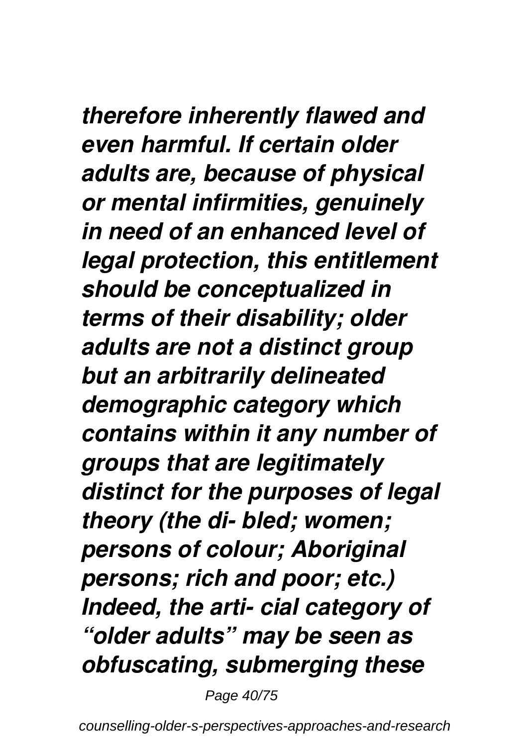*therefore inherently flawed and even harmful. If certain older adults are, because of physical or mental infirmities, genuinely in need of an enhanced level of legal protection, this entitlement should be conceptualized in terms of their disability; older adults are not a distinct group but an arbitrarily delineated demographic category which contains within it any number of groups that are legitimately distinct for the purposes of legal theory (the di- bled; women; persons of colour; Aboriginal persons; rich and poor; etc.) Indeed, the arti- cial category of "older adults" may be seen as obfuscating, submerging these*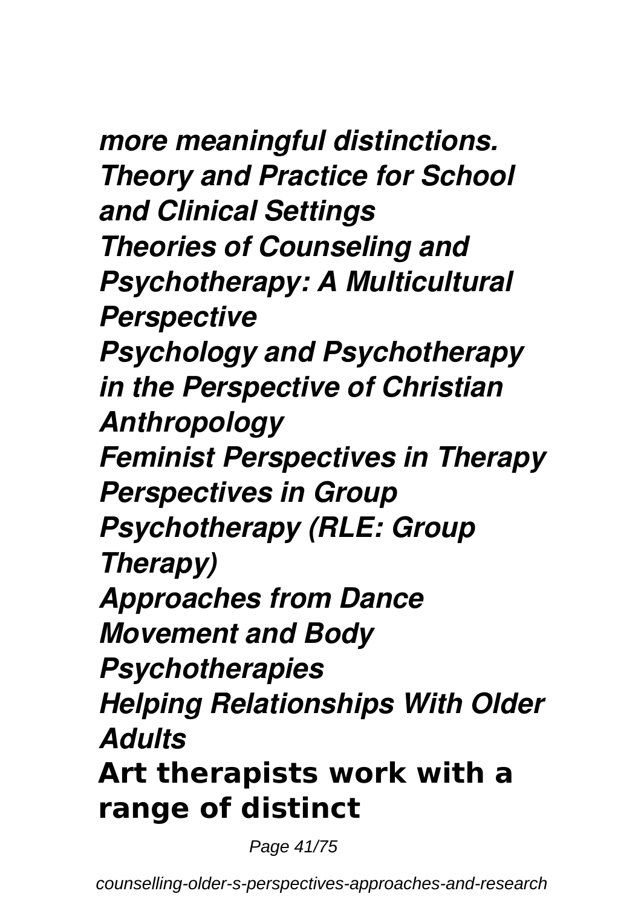*more meaningful distinctions.*
***Theory and Practice for School and Clinical Settings***
***Theories of Counseling and Psychotherapy: A Multicultural Perspective***
***Psychology and Psychotherapy in the Perspective of Christian Anthropology***
***Feminist Perspectives in Therapy***
***Perspectives in Group Psychotherapy (RLE: Group Therapy)***
***Approaches from Dance Movement and Body Psychotherapies***
***Helping Relationships With Older Adults***

**Art therapists work with a range of distinct**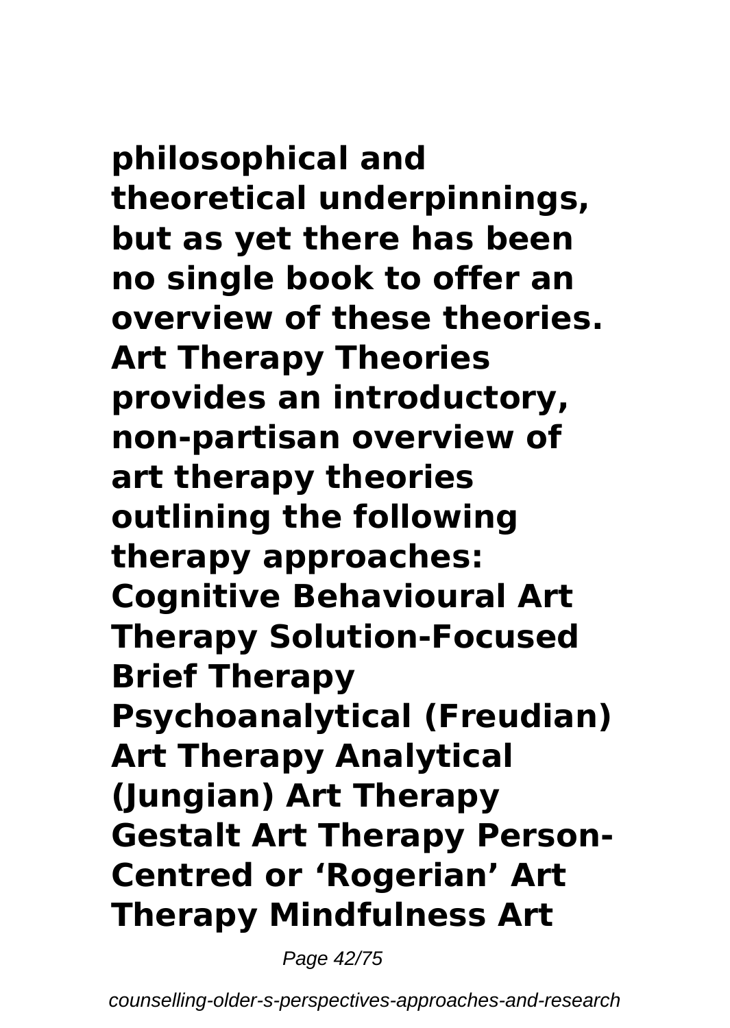**philosophical and theoretical underpinnings, but as yet there has been no single book to offer an overview of these theories. Art Therapy Theories provides an introductory, non-partisan overview of art therapy theories outlining the following therapy approaches: Cognitive Behavioural Art Therapy Solution-Focused Brief Therapy Psychoanalytical (Freudian) Art Therapy Analytical (Jungian) Art Therapy Gestalt Art Therapy Person-Centred or 'Rogerian' Art Therapy Mindfulness Art**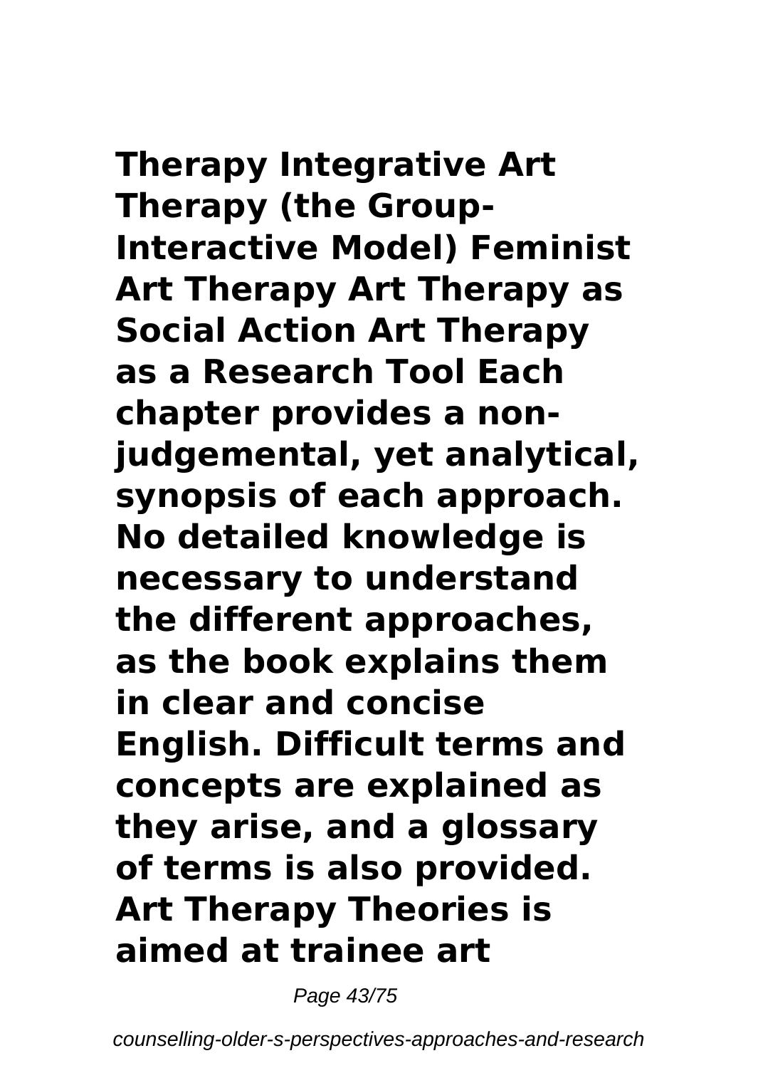**Therapy Integrative Art Therapy (the Group-Interactive Model) Feminist Art Therapy Art Therapy as Social Action Art Therapy as a Research Tool Each chapter provides a non-judgemental, yet analytical, synopsis of each approach. No detailed knowledge is necessary to understand the different approaches, as the book explains them in clear and concise English. Difficult terms and concepts are explained as they arise, and a glossary of terms is also provided. Art Therapy Theories is aimed at trainee art**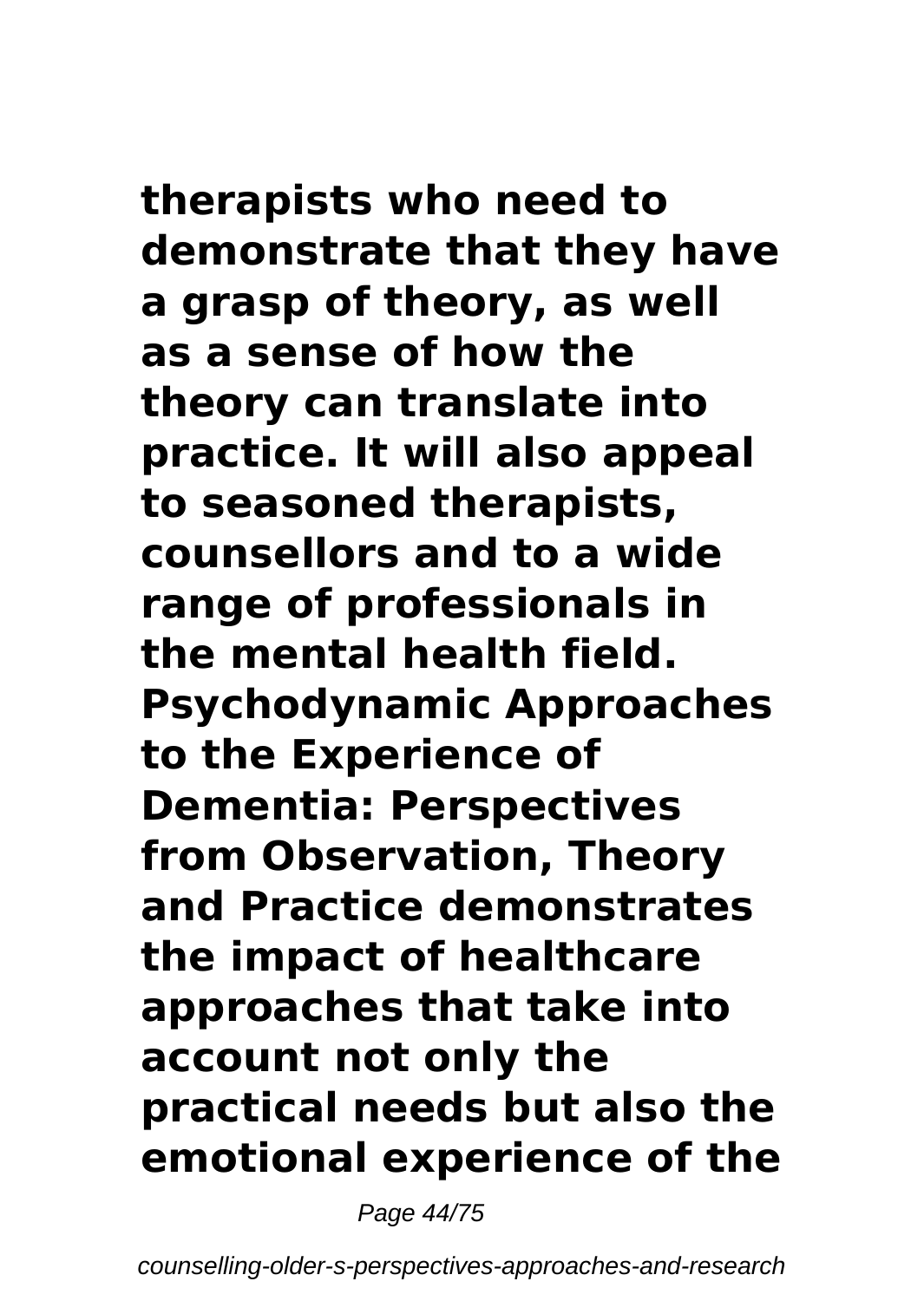**therapists who need to demonstrate that they have a grasp of theory, as well as a sense of how the theory can translate into practice. It will also appeal to seasoned therapists, counsellors and to a wide range of professionals in the mental health field. Psychodynamic Approaches to the Experience of Dementia: Perspectives from Observation, Theory and Practice demonstrates the impact of healthcare approaches that take into account not only the practical needs but also the emotional experience of the**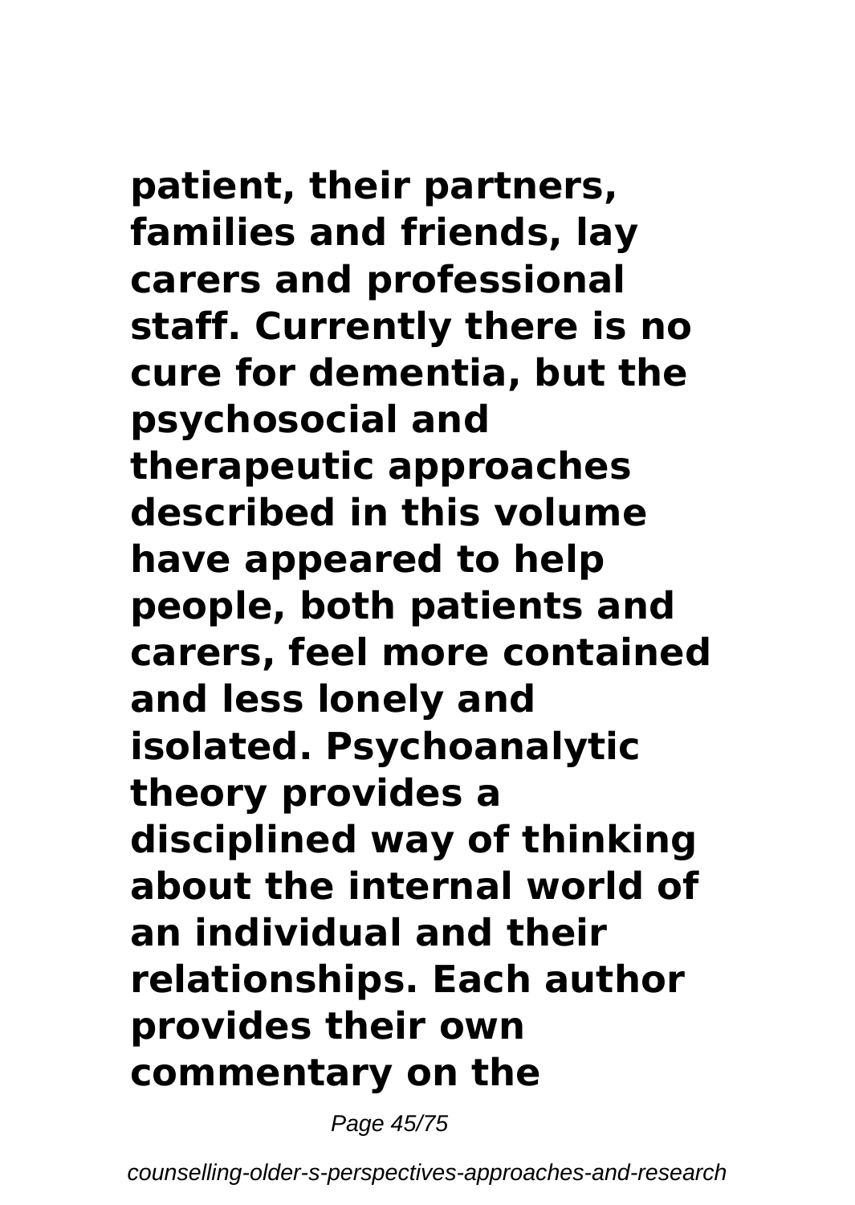**patient, their partners, families and friends, lay carers and professional staff. Currently there is no cure for dementia, but the psychosocial and therapeutic approaches described in this volume have appeared to help people, both patients and carers, feel more contained and less lonely and isolated. Psychoanalytic theory provides a disciplined way of thinking about the internal world of an individual and their relationships. Each author provides their own commentary on the**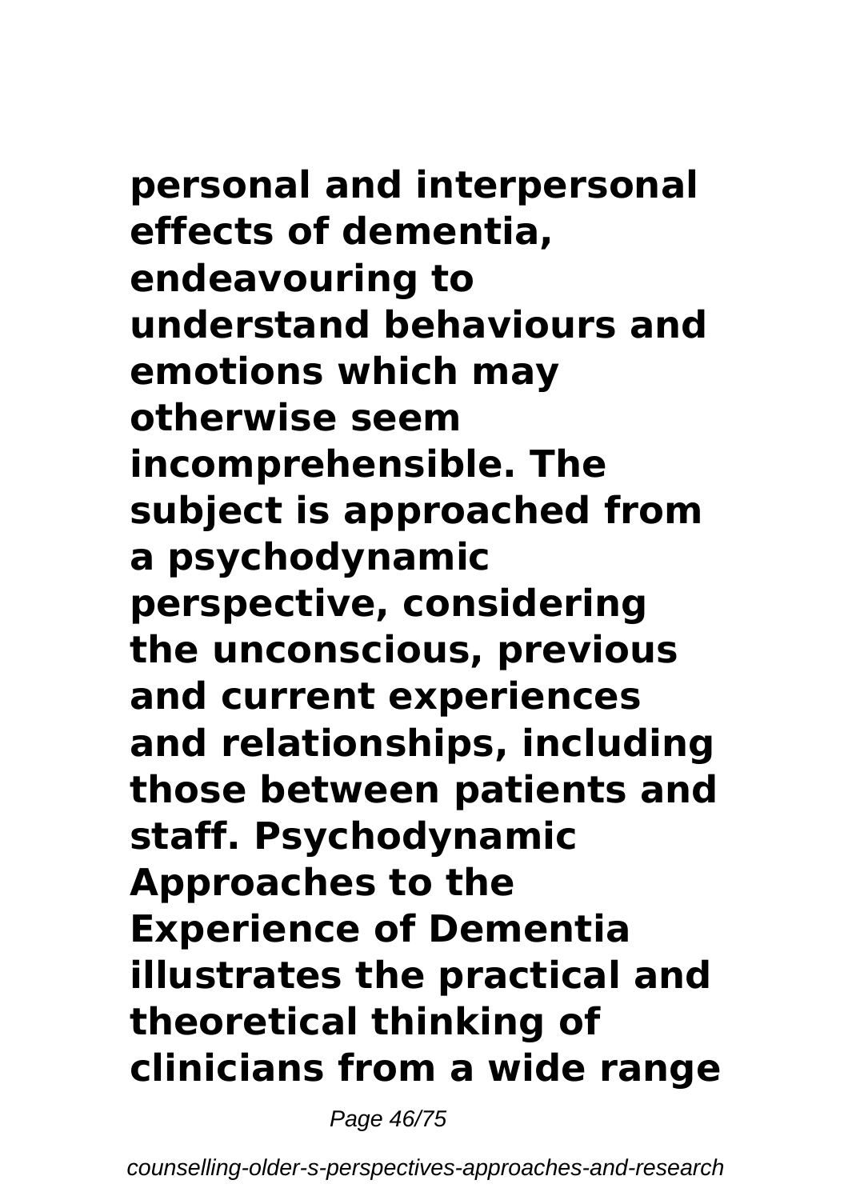**personal and interpersonal effects of dementia, endeavouring to understand behaviours and emotions which may otherwise seem incomprehensible. The subject is approached from a psychodynamic perspective, considering the unconscious, previous and current experiences and relationships, including those between patients and staff. Psychodynamic Approaches to the Experience of Dementia illustrates the practical and theoretical thinking of clinicians from a wide range**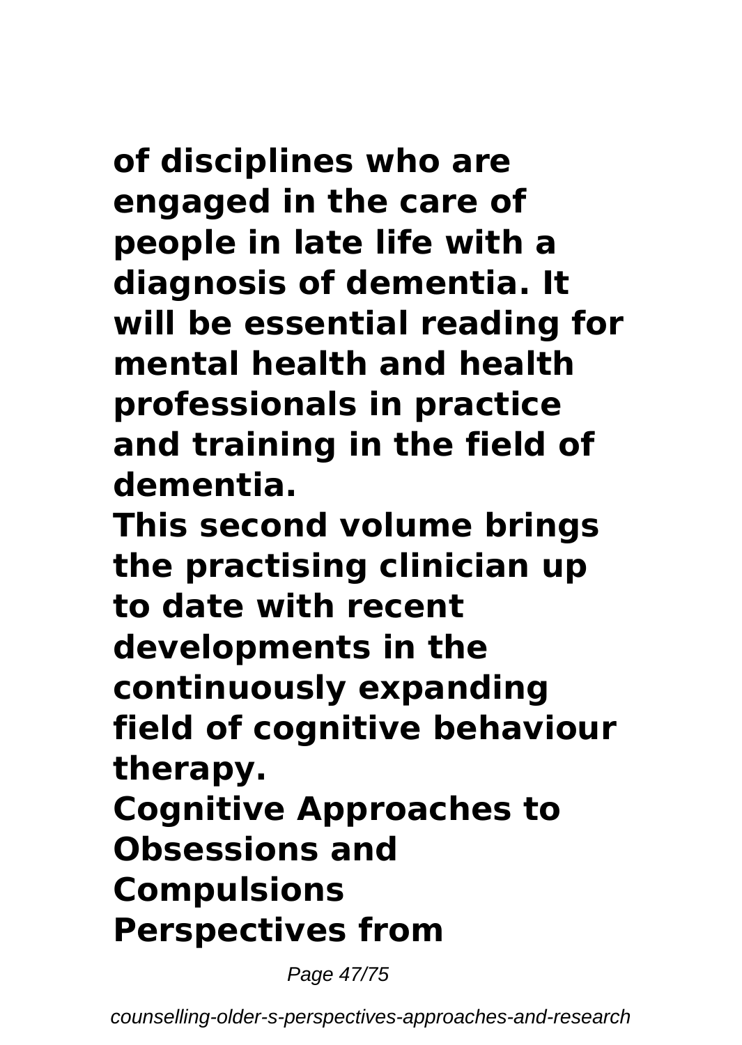**of disciplines who are engaged in the care of people in late life with a diagnosis of dementia. It will be essential reading for mental health and health professionals in practice and training in the field of dementia.**

**This second volume brings the practising clinician up to date with recent developments in the continuously expanding field of cognitive behaviour therapy.**

**Cognitive Approaches to Obsessions and Compulsions**

**Perspectives from**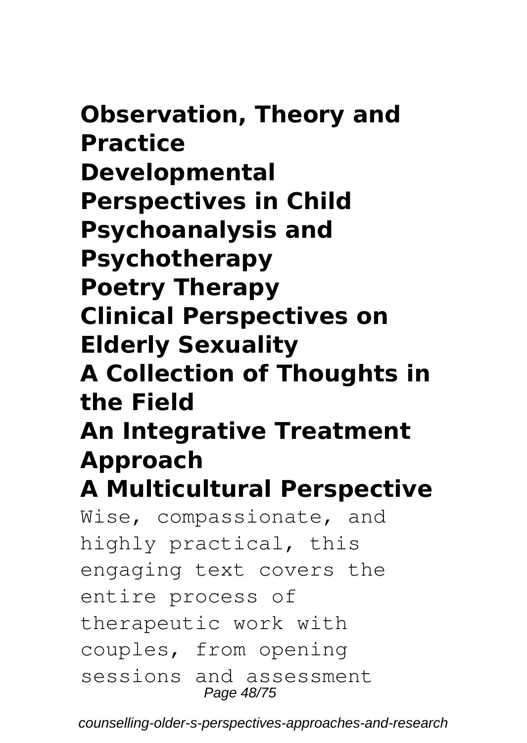**Observation, Theory and Practice**
**Developmental Perspectives in Child Psychoanalysis and Psychotherapy**
**Poetry Therapy**
**Clinical Perspectives on Elderly Sexuality**
**A Collection of Thoughts in the Field**
**An Integrative Treatment Approach**
**A Multicultural Perspective**

Wise, compassionate, and highly practical, this engaging text covers the entire process of therapeutic work with couples, from opening sessions and assessment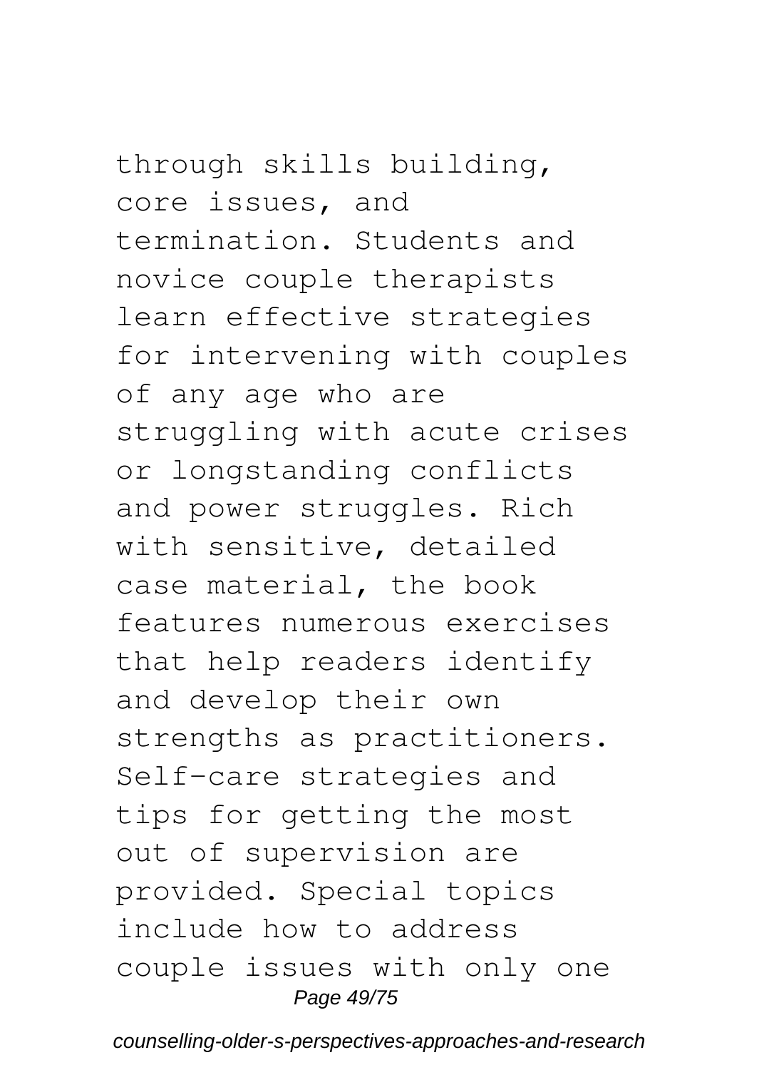through skills building, core issues, and termination. Students and novice couple therapists learn effective strategies for intervening with couples of any age who are struggling with acute crises or longstanding conflicts and power struggles. Rich with sensitive, detailed case material, the book features numerous exercises that help readers identify and develop their own strengths as practitioners. Self-care strategies and tips for getting the most out of supervision are provided. Special topics include how to address couple issues with only one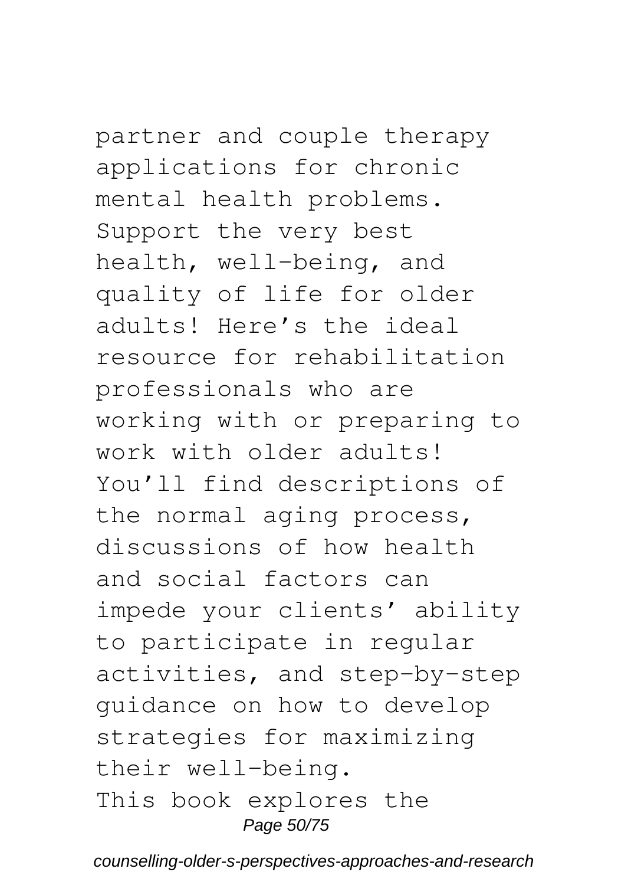partner and couple therapy applications for chronic mental health problems.

Support the very best health, well-being, and quality of life for older adults! Here's the ideal resource for rehabilitation professionals who are working with or preparing to work with older adults! You'll find descriptions of the normal aging process, discussions of how health and social factors can impede your clients' ability to participate in regular activities, and step-by-step guidance on how to develop strategies for maximizing their well-being.

This book explores the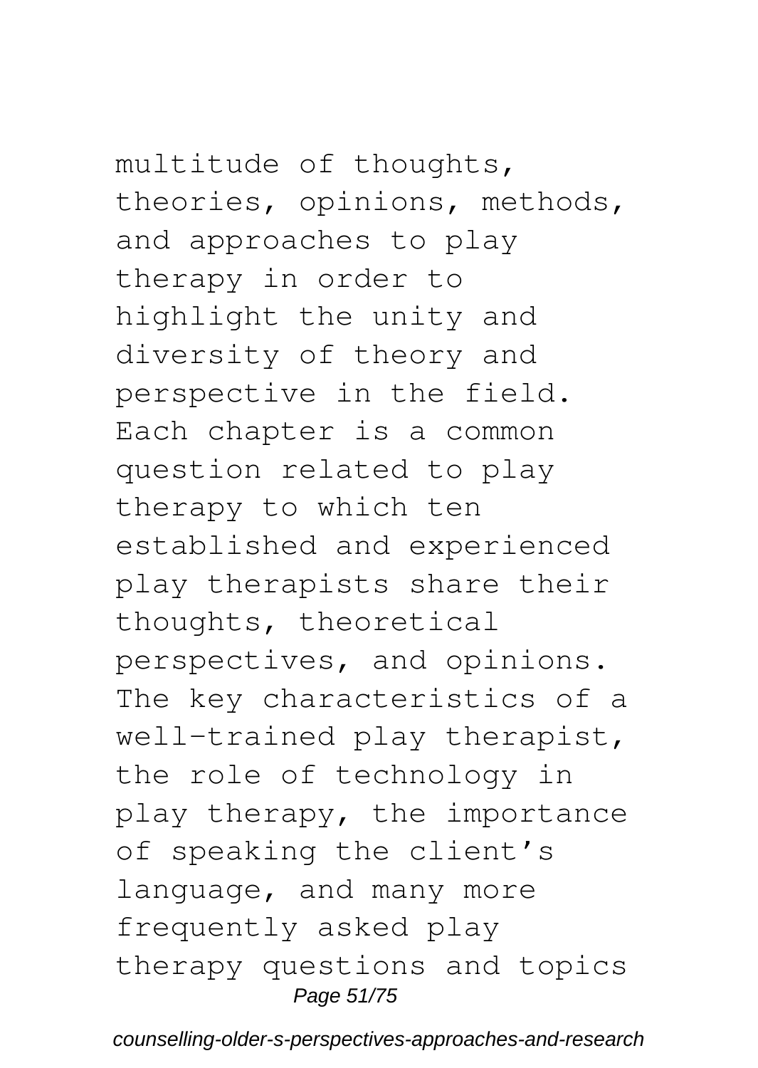multitude of thoughts, theories, opinions, methods, and approaches to play therapy in order to highlight the unity and diversity of theory and perspective in the field. Each chapter is a common question related to play therapy to which ten established and experienced play therapists share their thoughts, theoretical perspectives, and opinions. The key characteristics of a well-trained play therapist, the role of technology in play therapy, the importance of speaking the client's language, and many more frequently asked play therapy questions and topics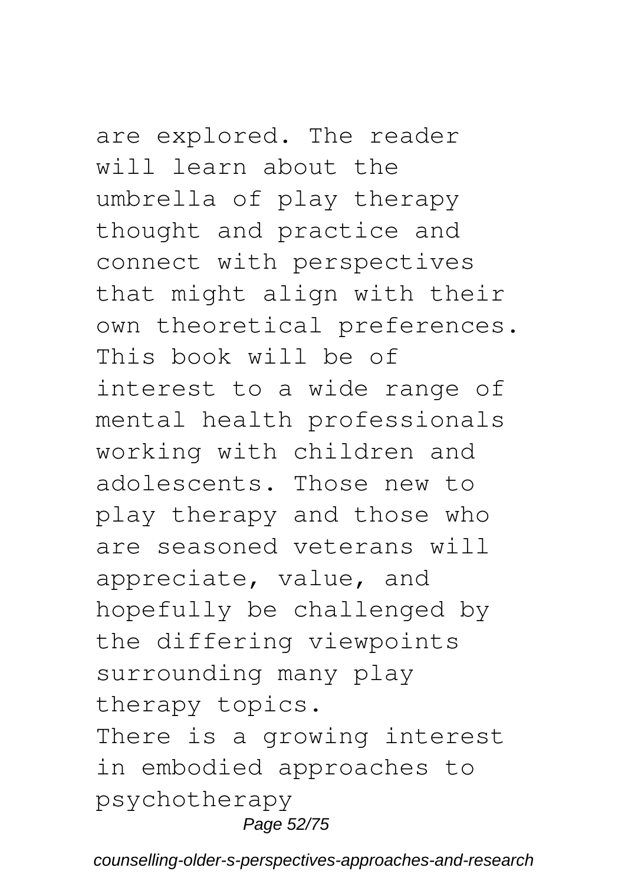are explored. The reader will learn about the umbrella of play therapy thought and practice and connect with perspectives that might align with their own theoretical preferences. This book will be of interest to a wide range of mental health professionals working with children and adolescents. Those new to play therapy and those who are seasoned veterans will appreciate, value, and hopefully be challenged by the differing viewpoints surrounding many play therapy topics.

There is a growing interest in embodied approaches to psychotherapy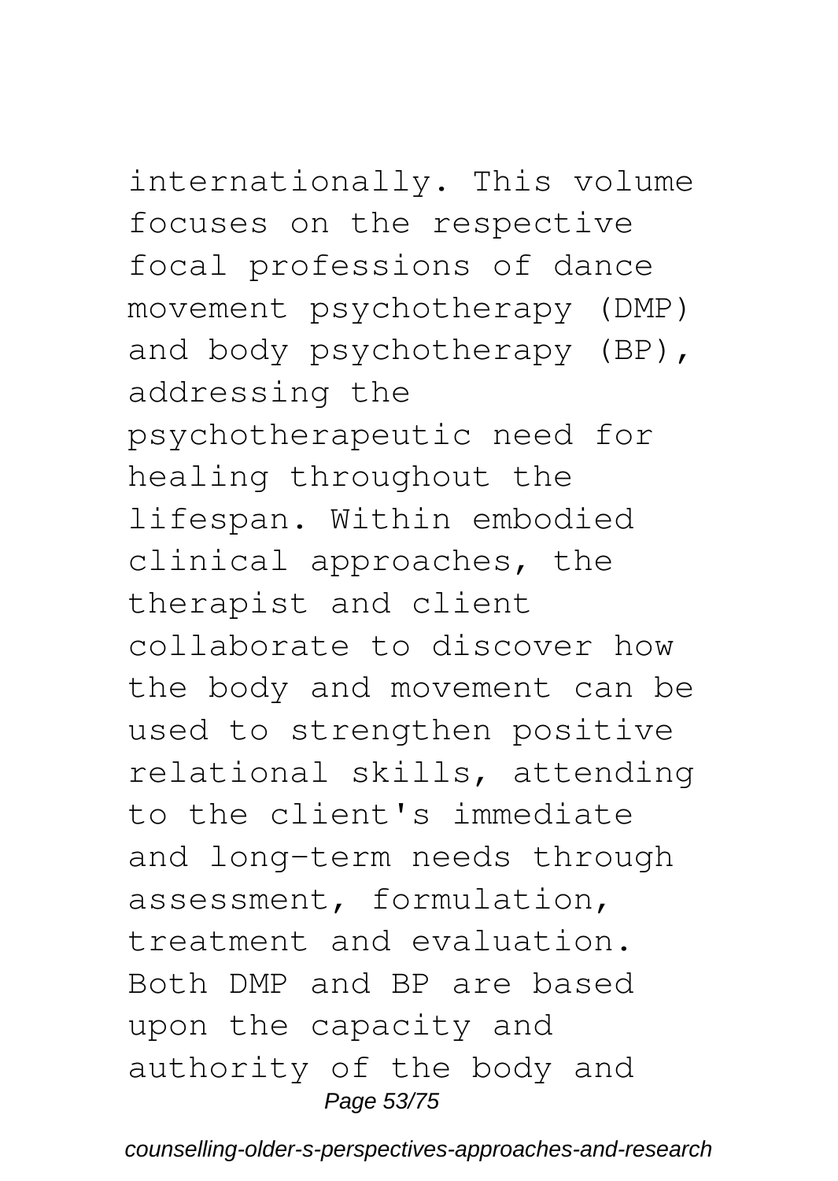internationally. This volume focuses on the respective focal professions of dance movement psychotherapy (DMP) and body psychotherapy (BP), addressing the psychotherapeutic need for healing throughout the lifespan. Within embodied clinical approaches, the therapist and client collaborate to discover how the body and movement can be used to strengthen positive relational skills, attending to the client's immediate and long-term needs through assessment, formulation, treatment and evaluation. Both DMP and BP are based upon the capacity and authority of the body and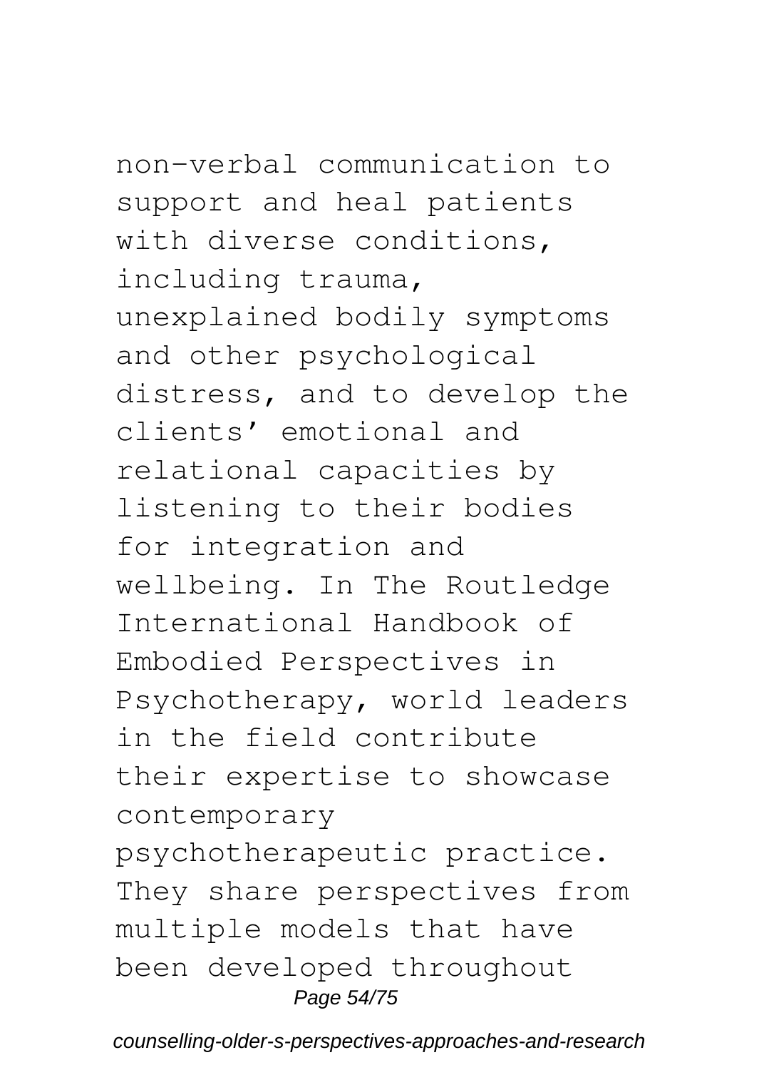non-verbal communication to support and heal patients with diverse conditions, including trauma, unexplained bodily symptoms and other psychological distress, and to develop the clients' emotional and relational capacities by listening to their bodies for integration and wellbeing. In The Routledge International Handbook of Embodied Perspectives in Psychotherapy, world leaders in the field contribute their expertise to showcase contemporary psychotherapeutic practice. They share perspectives from multiple models that have been developed throughout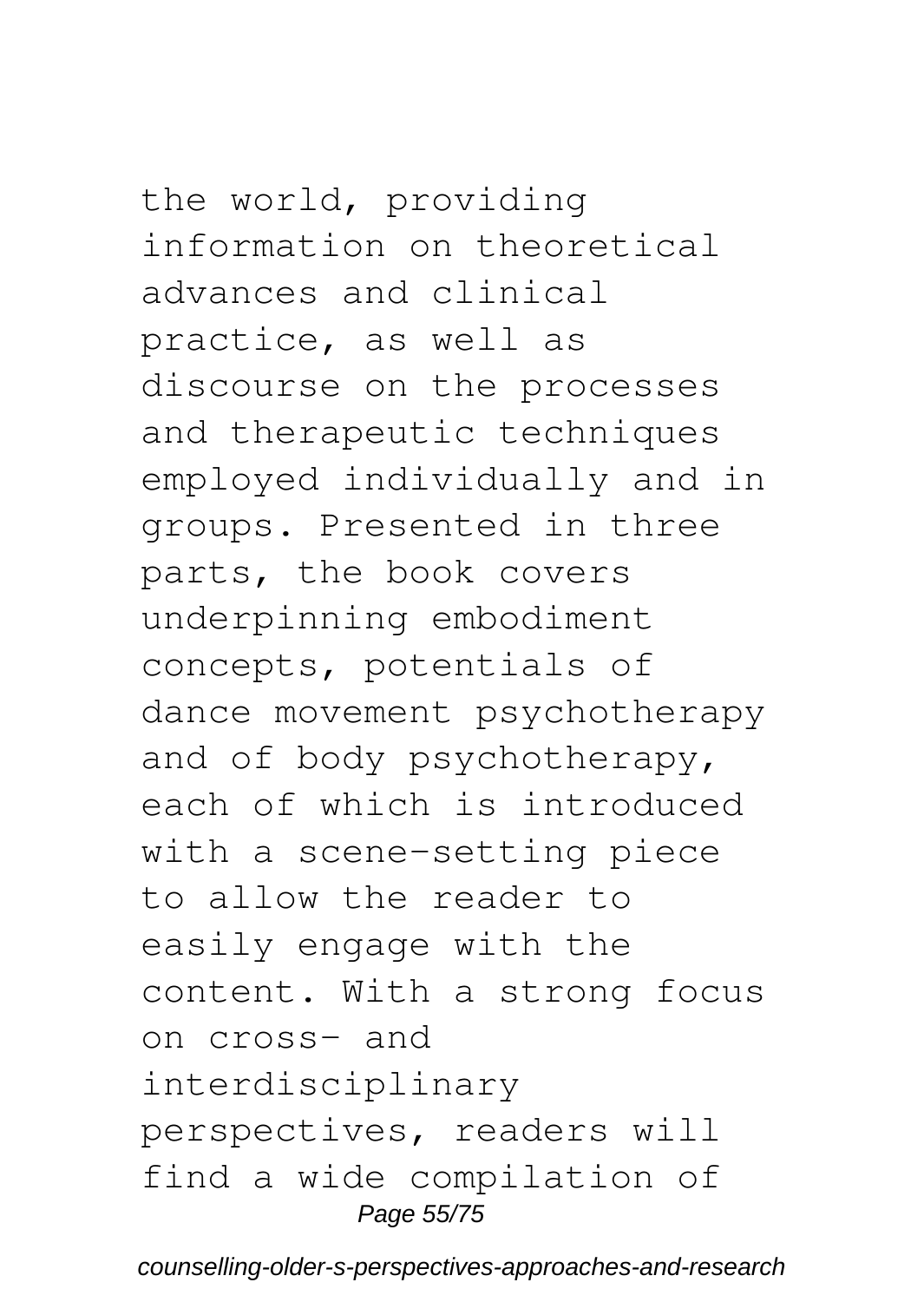the world, providing information on theoretical advances and clinical practice, as well as discourse on the processes and therapeutic techniques employed individually and in groups. Presented in three parts, the book covers underpinning embodiment concepts, potentials of dance movement psychotherapy and of body psychotherapy, each of which is introduced with a scene-setting piece to allow the reader to easily engage with the content. With a strong focus on cross- and interdisciplinary perspectives, readers will find a wide compilation of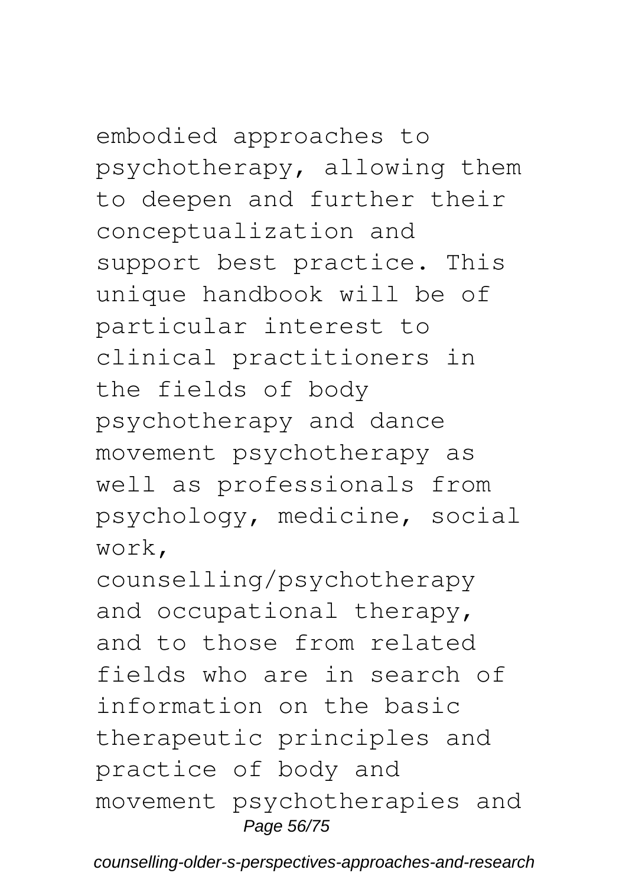embodied approaches to psychotherapy, allowing them to deepen and further their conceptualization and support best practice. This unique handbook will be of particular interest to clinical practitioners in the fields of body psychotherapy and dance movement psychotherapy as well as professionals from psychology, medicine, social work, counselling/psychotherapy and occupational therapy, and to those from related fields who are in search of information on the basic therapeutic principles and practice of body and movement psychotherapies and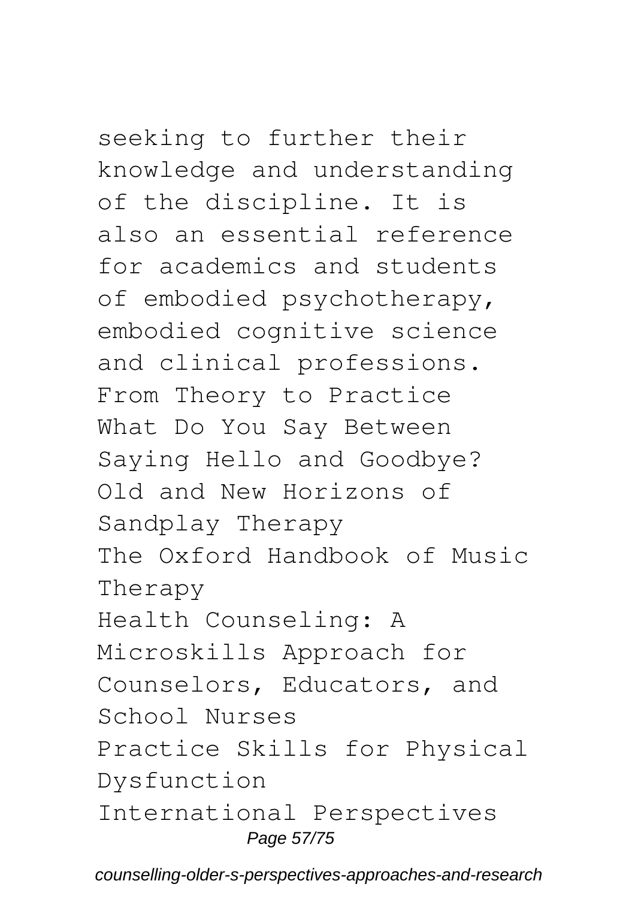seeking to further their knowledge and understanding of the discipline. It is also an essential reference for academics and students of embodied psychotherapy, embodied cognitive science and clinical professions.

From Theory to Practice

What Do You Say Between Saying Hello and Goodbye?

Old and New Horizons of Sandplay Therapy

The Oxford Handbook of Music Therapy

Health Counseling: A Microskills Approach for Counselors, Educators, and School Nurses

Practice Skills for Physical Dysfunction

International Perspectives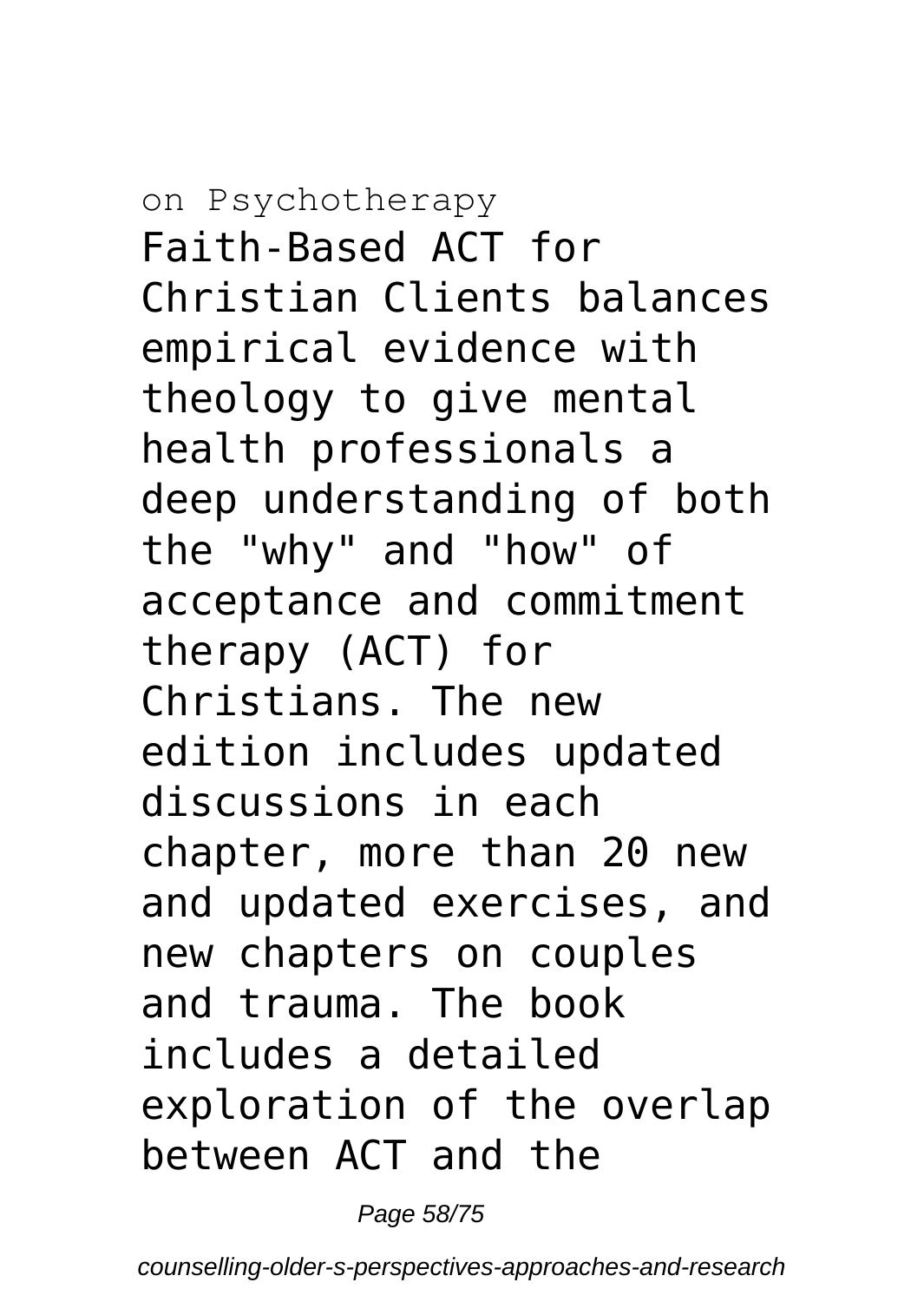on Psychotherapy

Faith-Based ACT for Christian Clients balances empirical evidence with theology to give mental health professionals a deep understanding of both the "why" and "how" of acceptance and commitment therapy (ACT) for Christians. The new edition includes updated discussions in each chapter, more than 20 new and updated exercises, and new chapters on couples and trauma. The book includes a detailed exploration of the overlap between ACT and the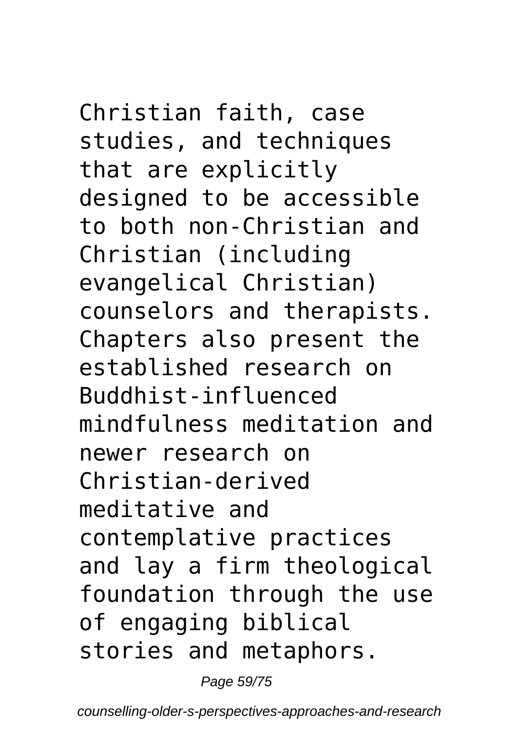Christian faith, case studies, and techniques that are explicitly designed to be accessible to both non-Christian and Christian (including evangelical Christian) counselors and therapists. Chapters also present the established research on Buddhist-influenced mindfulness meditation and newer research on Christian-derived meditative and contemplative practices and lay a firm theological foundation through the use of engaging biblical stories and metaphors.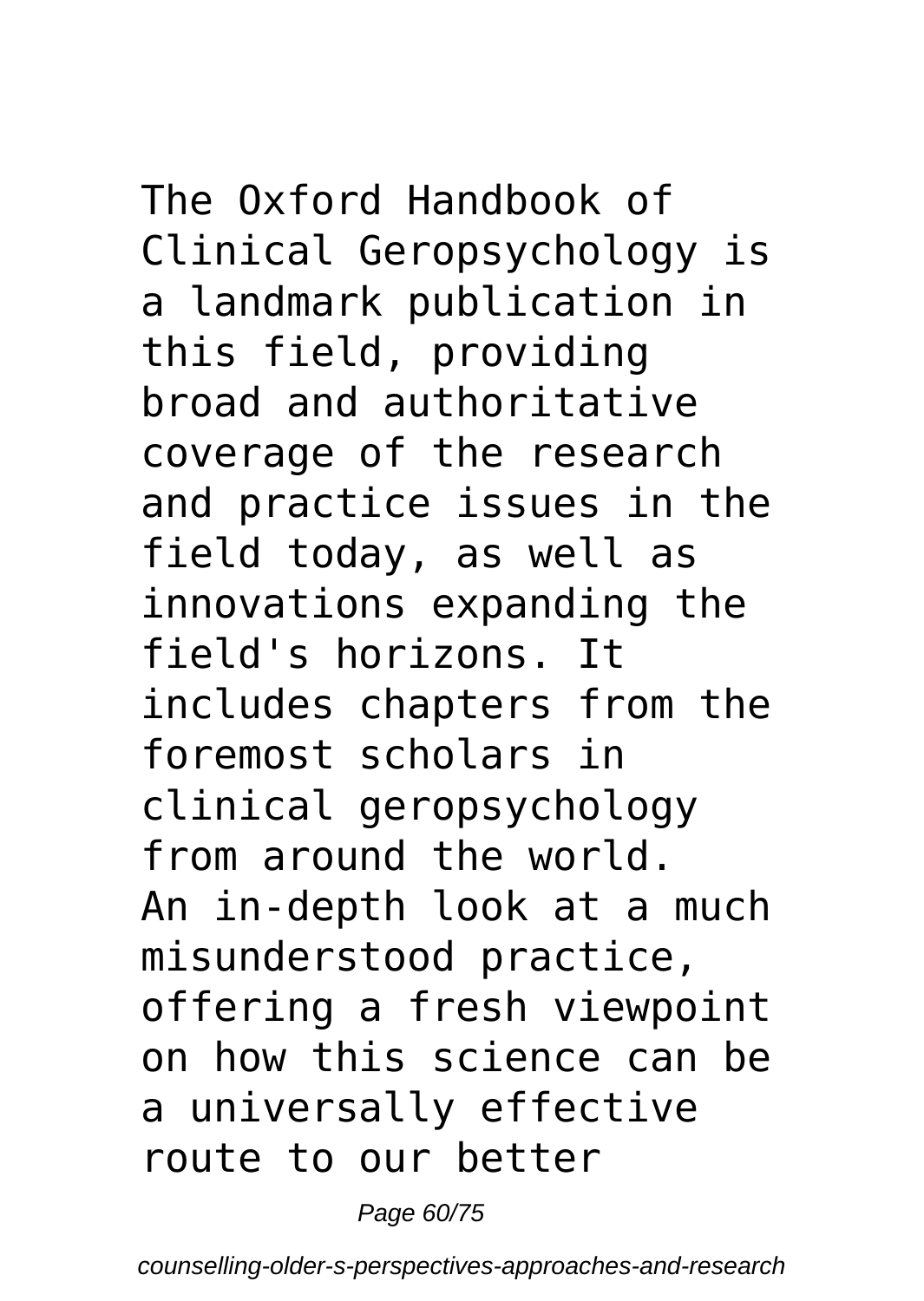The Oxford Handbook of Clinical Geropsychology is a landmark publication in this field, providing broad and authoritative coverage of the research and practice issues in the field today, as well as innovations expanding the field's horizons. It includes chapters from the foremost scholars in clinical geropsychology from around the world.
An in-depth look at a much misunderstood practice, offering a fresh viewpoint on how this science can be a universally effective route to our better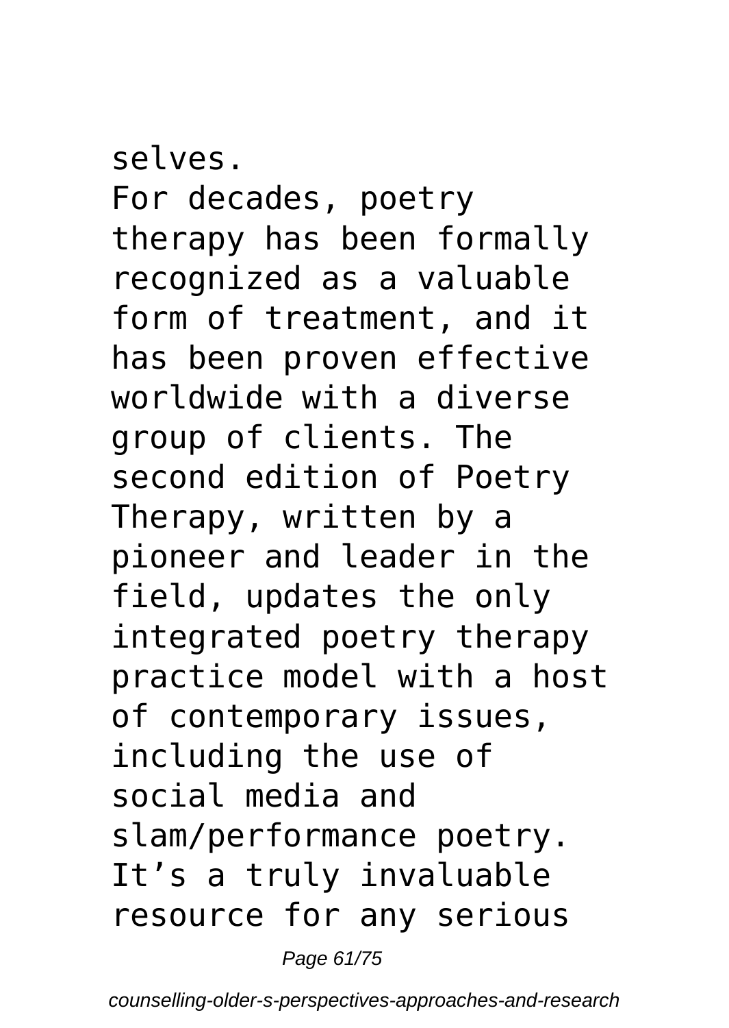selves.

For decades, poetry therapy has been formally recognized as a valuable form of treatment, and it has been proven effective worldwide with a diverse group of clients. The second edition of Poetry Therapy, written by a pioneer and leader in the field, updates the only integrated poetry therapy practice model with a host of contemporary issues, including the use of social media and slam/performance poetry. It's a truly invaluable resource for any serious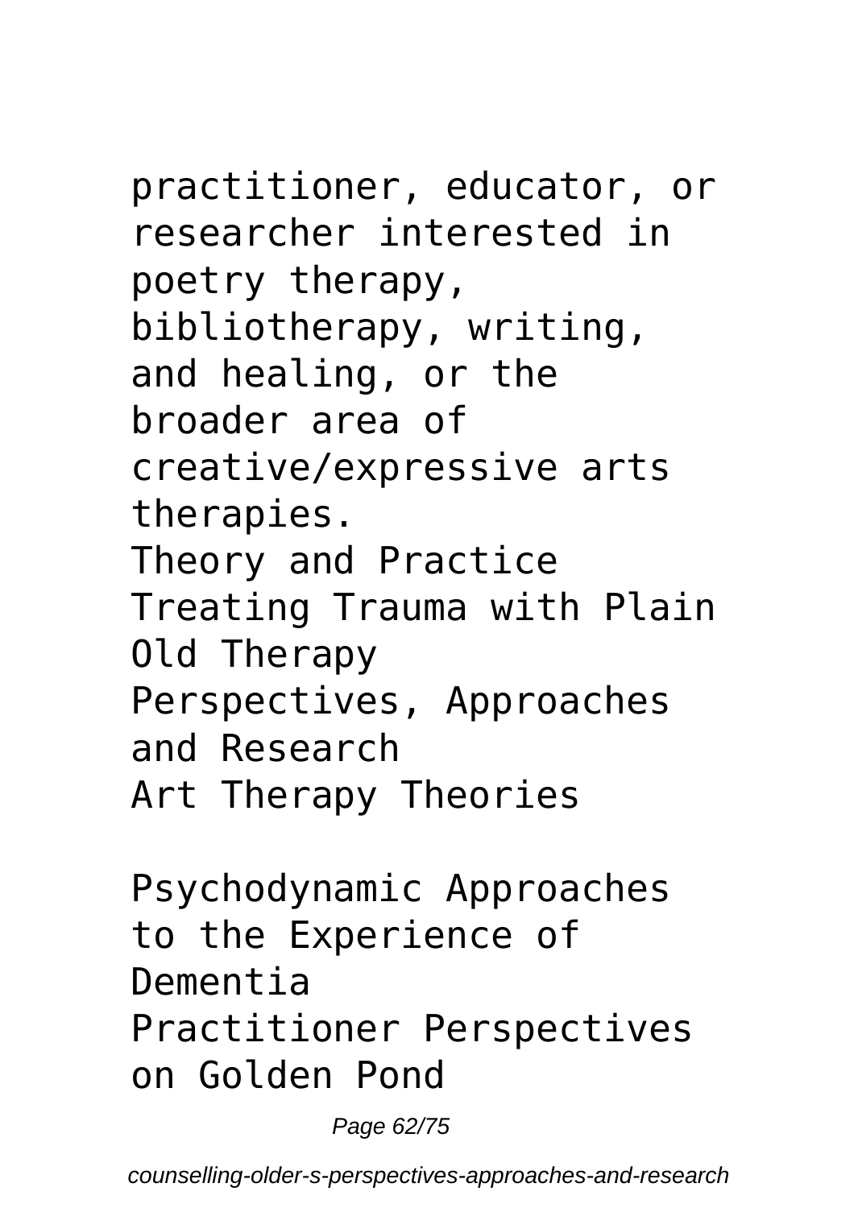practitioner, educator, or researcher interested in poetry therapy, bibliotherapy, writing, and healing, or the broader area of creative/expressive arts therapies.

Theory and Practice

Treating Trauma with Plain Old Therapy

Perspectives, Approaches and Research

Art Therapy Theories

Psychodynamic Approaches to the Experience of Dementia

Practitioner Perspectives on Golden Pond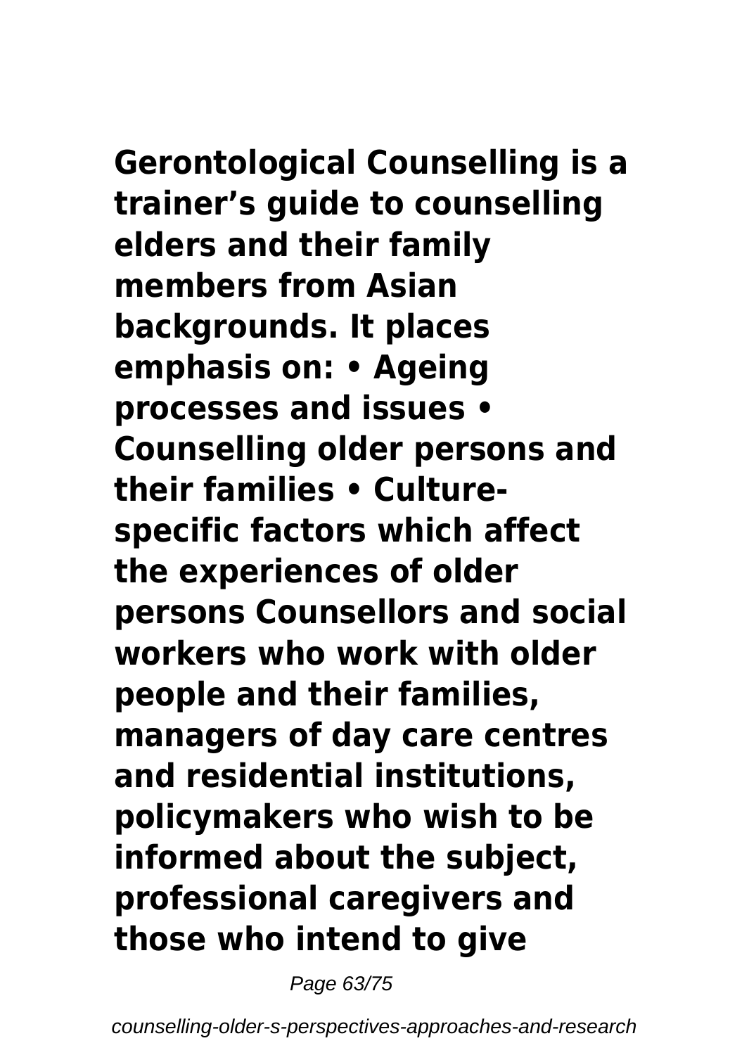**Gerontological Counselling is a trainer's guide to counselling elders and their family members from Asian backgrounds. It places emphasis on: • Ageing processes and issues • Counselling older persons and their families • Culture-specific factors which affect the experiences of older persons Counsellors and social workers who work with older people and their families, managers of day care centres and residential institutions, policymakers who wish to be informed about the subject, professional caregivers and those who intend to give**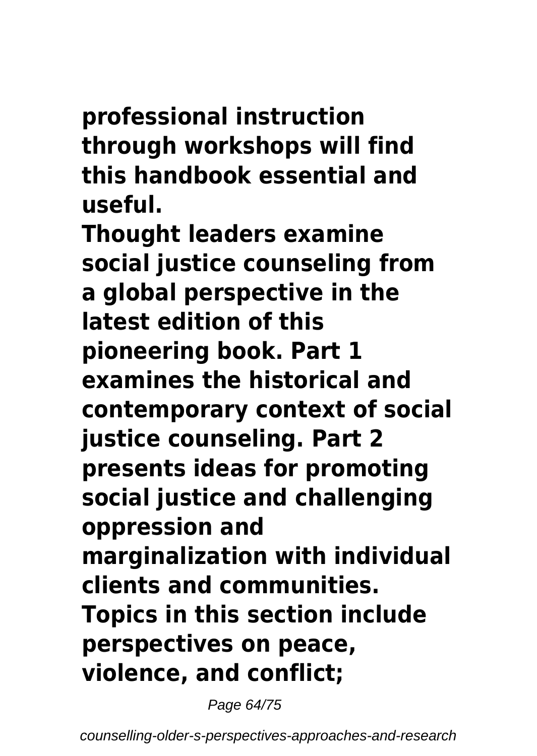**professional instruction through workshops will find this handbook essential and useful.**

**Thought leaders examine social justice counseling from a global perspective in the latest edition of this pioneering book. Part 1 examines the historical and contemporary context of social justice counseling. Part 2 presents ideas for promoting social justice and challenging oppression and marginalization with individual clients and communities. Topics in this section include perspectives on peace, violence, and conflict;**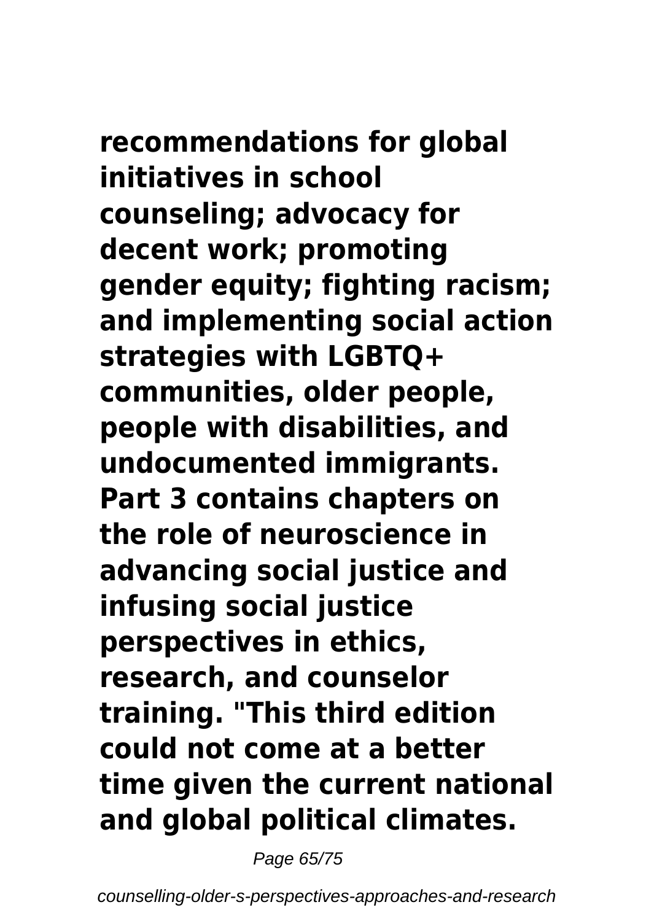**recommendations for global initiatives in school counseling; advocacy for decent work; promoting gender equity; fighting racism; and implementing social action strategies with LGBTQ+ communities, older people, people with disabilities, and undocumented immigrants. Part 3 contains chapters on the role of neuroscience in advancing social justice and infusing social justice perspectives in ethics, research, and counselor training. "This third edition could not come at a better time given the current national and global political climates.**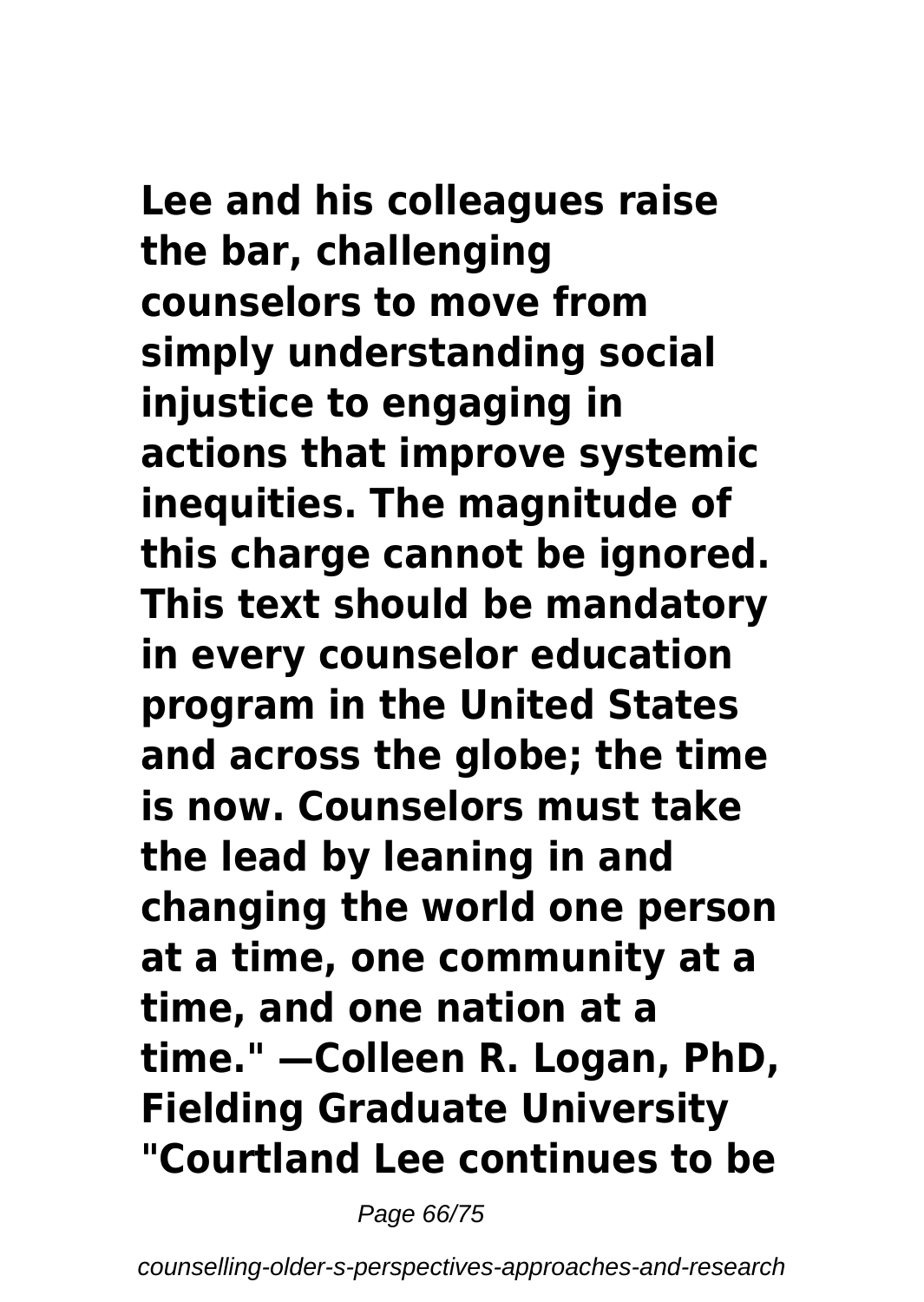**Lee and his colleagues raise the bar, challenging counselors to move from simply understanding social injustice to engaging in actions that improve systemic inequities. The magnitude of this charge cannot be ignored. This text should be mandatory in every counselor education program in the United States and across the globe; the time is now. Counselors must take the lead by leaning in and changing the world one person at a time, one community at a time, and one nation at a time." —Colleen R. Logan, PhD, Fielding Graduate University "Courtland Lee continues to be**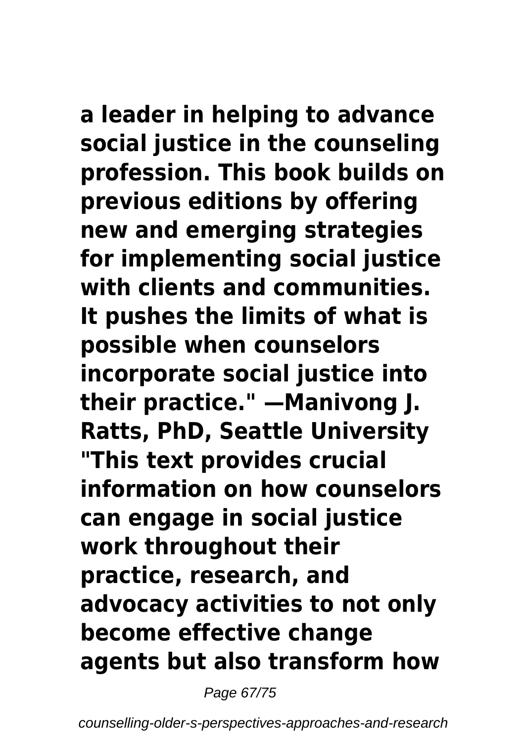**a leader in helping to advance social justice in the counseling profession. This book builds on previous editions by offering new and emerging strategies for implementing social justice with clients and communities. It pushes the limits of what is possible when counselors incorporate social justice into their practice." —Manivong J. Ratts, PhD, Seattle University "This text provides crucial information on how counselors can engage in social justice work throughout their practice, research, and advocacy activities to not only become effective change agents but also transform how**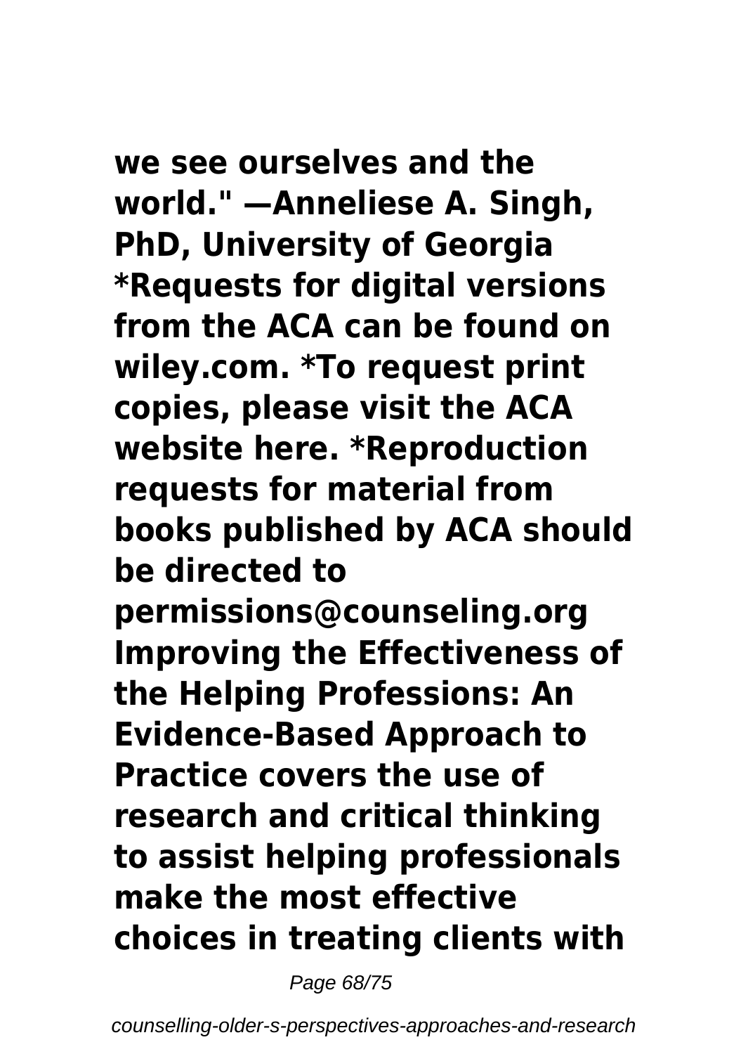**we see ourselves and the world." —Anneliese A. Singh, PhD, University of Georgia *Requests for digital versions from the ACA can be found on wiley.com. *To request print copies, please visit the ACA website here. *Reproduction requests for material from books published by ACA should be directed to permissions@counseling.org Improving the Effectiveness of the Helping Professions: An Evidence-Based Approach to Practice covers the use of research and critical thinking to assist helping professionals make the most effective choices in treating clients with**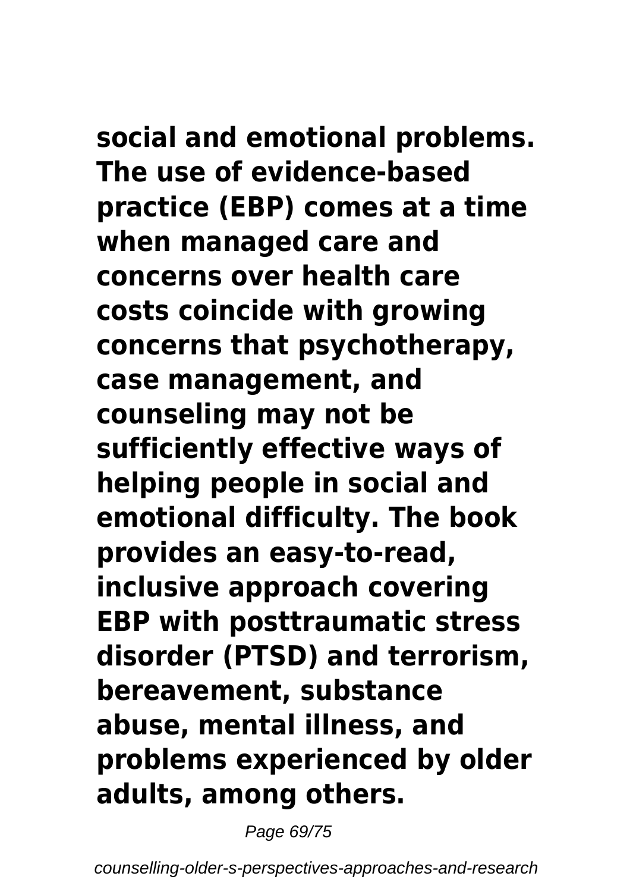**social and emotional problems. The use of evidence-based practice (EBP) comes at a time when managed care and concerns over health care costs coincide with growing concerns that psychotherapy, case management, and counseling may not be sufficiently effective ways of helping people in social and emotional difficulty. The book provides an easy-to-read, inclusive approach covering EBP with posttraumatic stress disorder (PTSD) and terrorism, bereavement, substance abuse, mental illness, and problems experienced by older adults, among others.**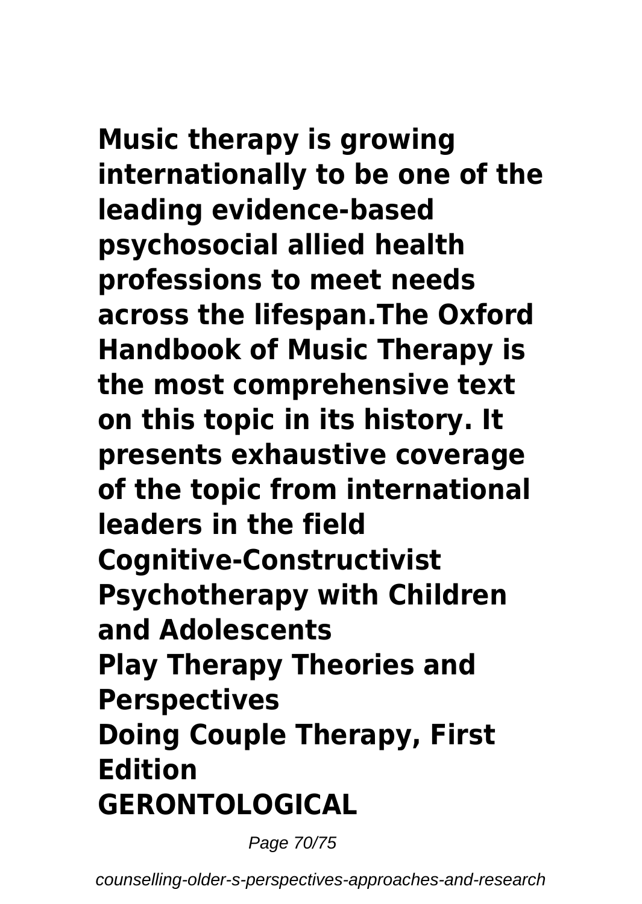**Music therapy is growing internationally to be one of the leading evidence-based psychosocial allied health professions to meet needs across the lifespan.The Oxford Handbook of Music Therapy is the most comprehensive text on this topic in its history. It presents exhaustive coverage of the topic from international leaders in the field**

**Cognitive-Constructivist Psychotherapy with Children and Adolescents**

**Play Therapy Theories and Perspectives**

**Doing Couple Therapy, First Edition**

**GERONTOLOGICAL**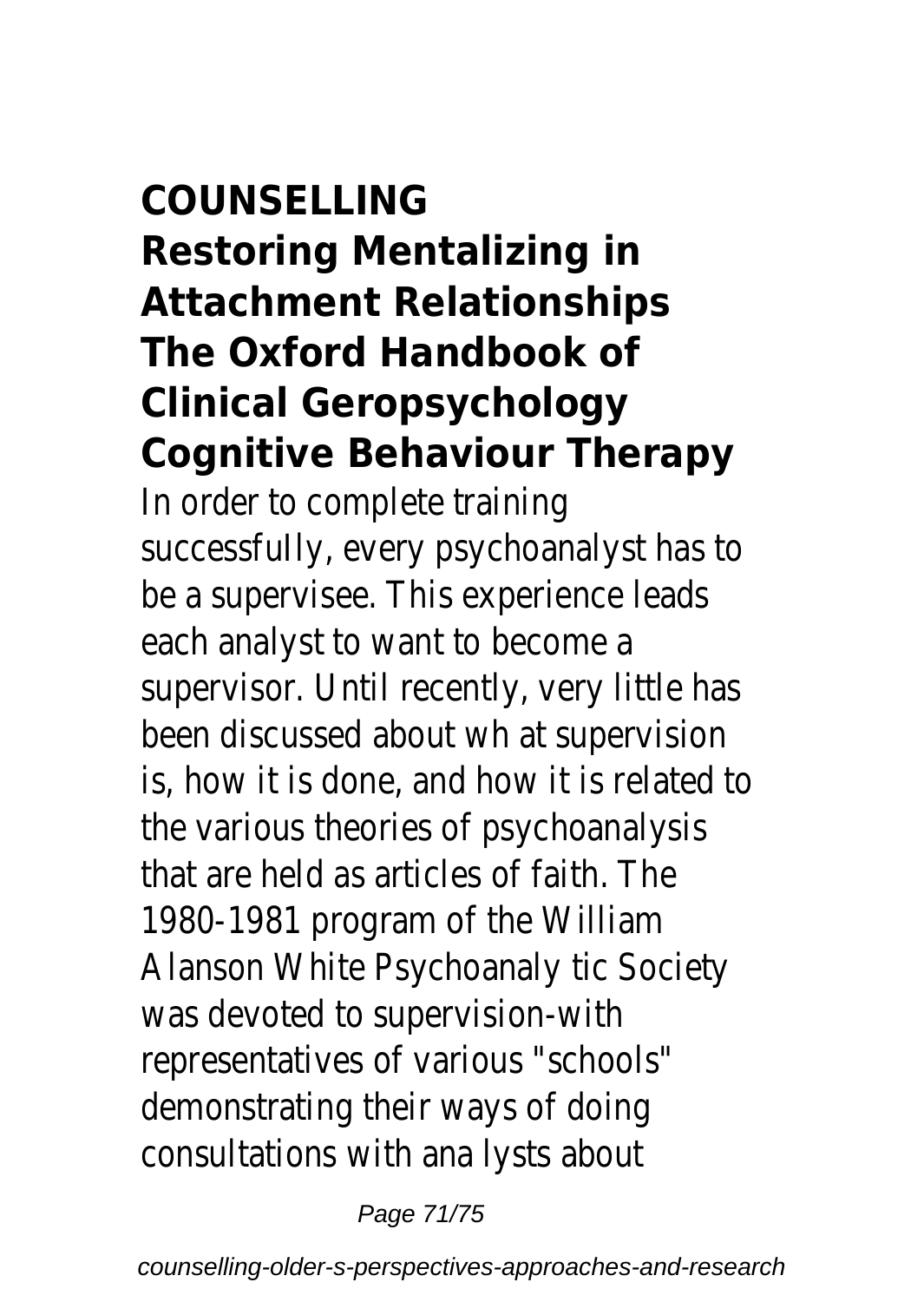# COUNSELLING

# Restoring Mentalizing in Attachment Relationships

# The Oxford Handbook of Clinical Geropsychology

# Cognitive Behaviour Therapy

In order to complete training successfully, every psychoanalyst has to be a supervisee. This experience leads each analyst to want to become a supervisor. Until recently, very little has been discussed about wh at supervision is, how it is done, and how it is related to the various theories of psychoanalysis that are held as articles of faith. The 1980-1981 program of the William Alanson White Psychoanaly tic Society was devoted to supervision-with representatives of various "schools" demonstrating their ways of doing consultations with ana lysts about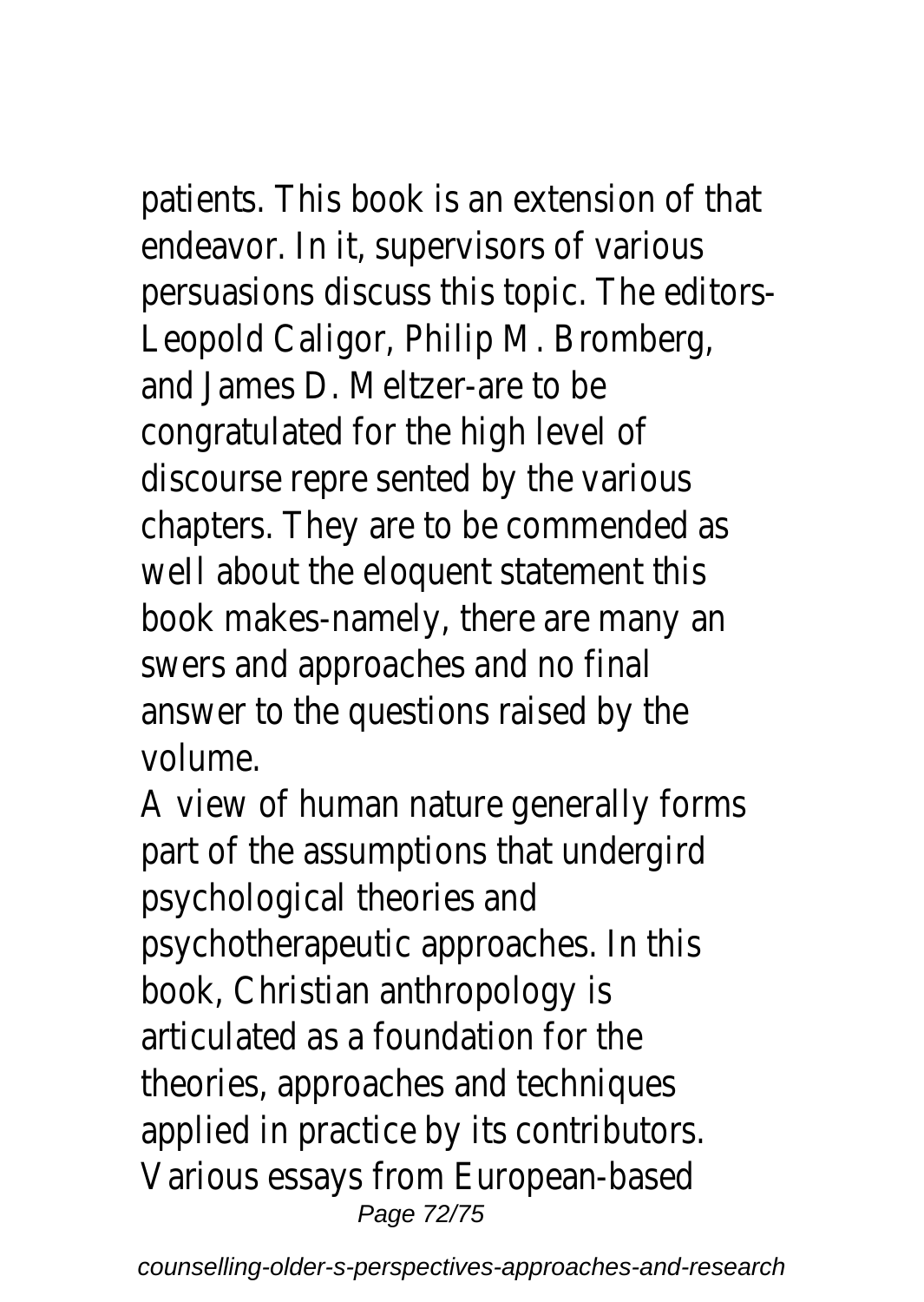patients. This book is an extension of that endeavor. In it, supervisors of various persuasions discuss this topic. The editors-Leopold Caligor, Philip M. Bromberg, and James D. Meltzer-are to be congratulated for the high level of discourse repre sented by the various chapters. They are to be commended as well about the eloquent statement this book makes-namely, there are many an swers and approaches and no final answer to the questions raised by the volume.

A view of human nature generally forms part of the assumptions that undergird psychological theories and psychotherapeutic approaches. In this book, Christian anthropology is articulated as a foundation for the theories, approaches and techniques applied in practice by its contributors. Various essays from European-based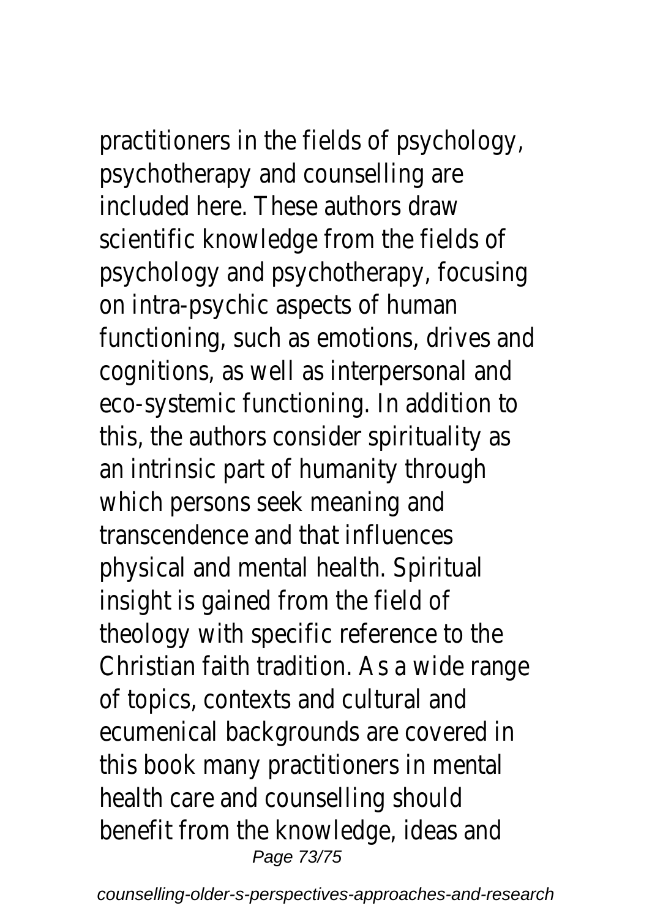practitioners in the fields of psychology, psychotherapy and counselling are included here. These authors draw scientific knowledge from the fields of psychology and psychotherapy, focusing on intra-psychic aspects of human functioning, such as emotions, drives and cognitions, as well as interpersonal and eco-systemic functioning. In addition to this, the authors consider spirituality as an intrinsic part of humanity through which persons seek meaning and transcendence and that influences physical and mental health. Spiritual insight is gained from the field of theology with specific reference to the Christian faith tradition. As a wide range of topics, contexts and cultural and ecumenical backgrounds are covered in this book many practitioners in mental health care and counselling should benefit from the knowledge, ideas and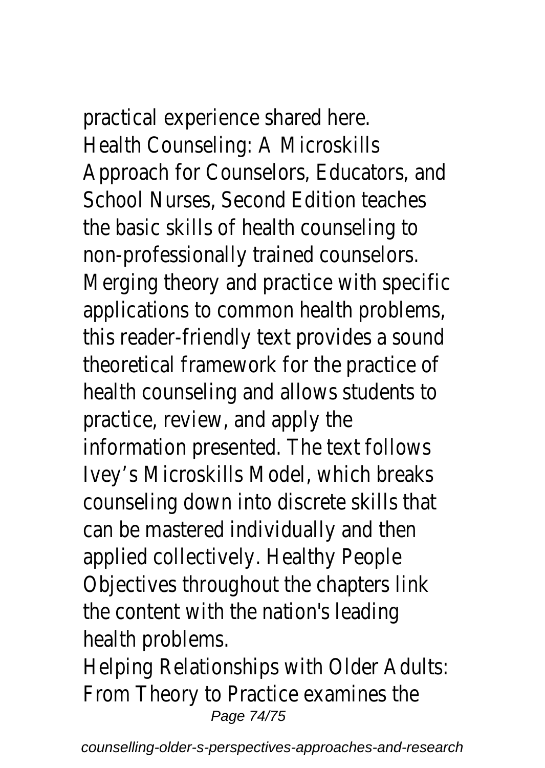practical experience shared here.

Health Counseling: A Microskills Approach for Counselors, Educators, and School Nurses, Second Edition teaches the basic skills of health counseling to non-professionally trained counselors. Merging theory and practice with specific applications to common health problems, this reader-friendly text provides a sound theoretical framework for the practice of health counseling and allows students to practice, review, and apply the information presented. The text follows Ivey's Microskills Model, which breaks counseling down into discrete skills that can be mastered individually and then applied collectively. Healthy People Objectives throughout the chapters link the content with the nation's leading health problems.

Helping Relationships with Older Adults: From Theory to Practice examines the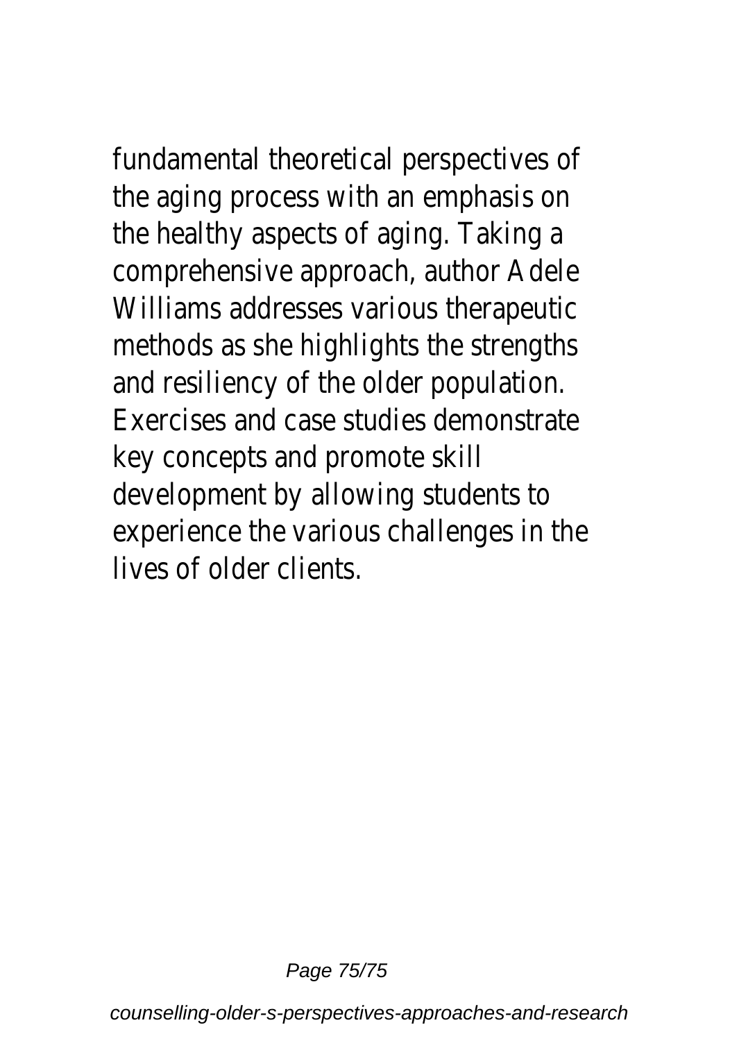fundamental theoretical perspectives of the aging process with an emphasis on the healthy aspects of aging. Taking a comprehensive approach, author Adele Williams addresses various therapeutic methods as she highlights the strengths and resiliency of the older population. Exercises and case studies demonstrate key concepts and promote skill development by allowing students to experience the various challenges in the lives of older clients.